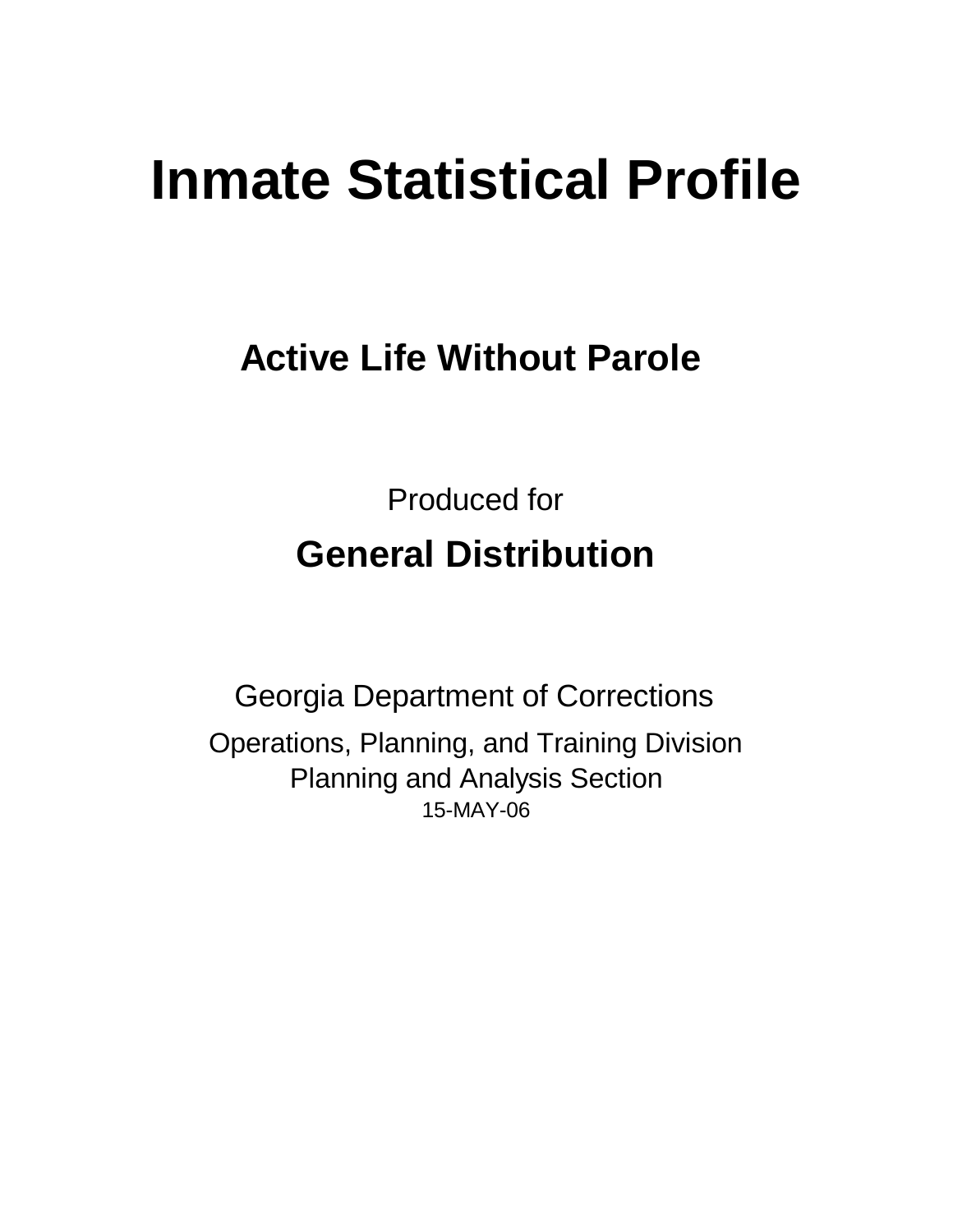# Inmate Statistical Profile

## Active Life Without Parole

Produced for

## General Distribution

Georgia Department of Corrections

Operations, Planning, and Training Division
Planning and Analysis Section
15-MAY-06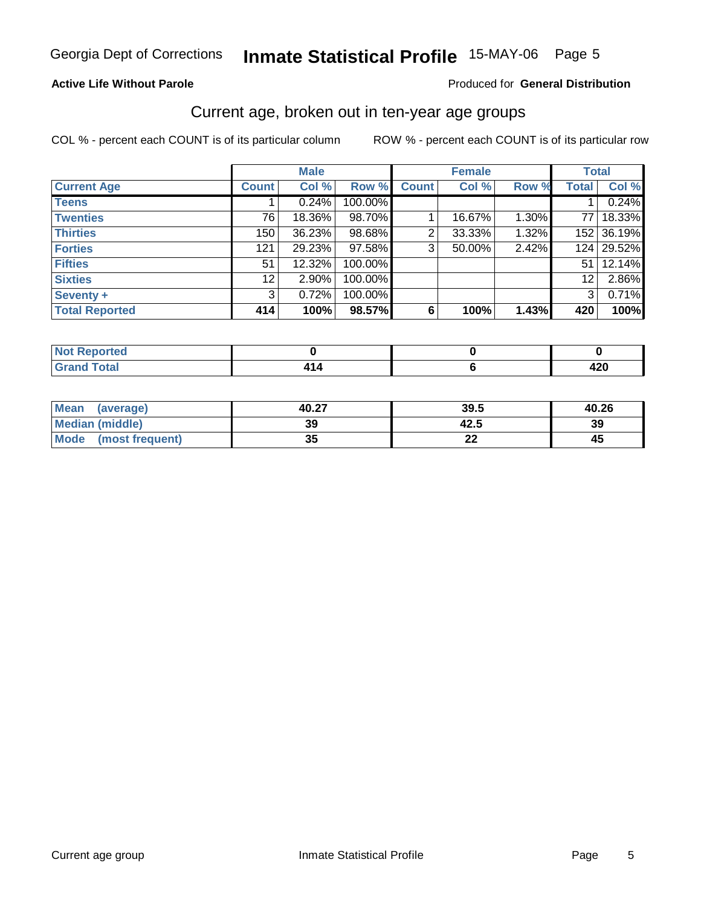# Georgia Dept of Corrections **Inmate Statistical Profile** 15-MAY-06 Page 5

**Active Life Without Parole**

Produced for **General Distribution**

## Current age, broken out in ten-year age groups

COL % - percent each COUNT is of its particular column

ROW % - percent each COUNT is of its particular row

| | Male | | | Female | | | Total | |
|---|---|---|---|---|---|---|---|---|
| **Current Age** | **Count** | **Col %** | **Row %** | **Count** | **Col %** | **Row %** | **Total** | **Col %** |
| **Teens** | 1 | 0.24% | 100.00% | | | | 1 | 0.24% |
| **Twenties** | 76 | 18.36% | 98.70% | 1 | 16.67% | 1.30% | 77 | 18.33% |
| **Thirties** | 150 | 36.23% | 98.68% | 2 | 33.33% | 1.32% | 152 | 36.19% |
| **Forties** | 121 | 29.23% | 97.58% | 3 | 50.00% | 2.42% | 124 | 29.52% |
| **Fifties** | 51 | 12.32% | 100.00% | | | | 51 | 12.14% |
| **Sixties** | 12 | 2.90% | 100.00% | | | | 12 | 2.86% |
| **Seventy +** | 3 | 0.72% | 100.00% | | | | 3 | 0.71% |
| **Total Reported** | **414** | **100%** | **98.57%** | **6** | **100%** | **1.43%** | **420** | **100%** |

| | Male | Female | Total |
|---|---|---|---|
| **Not Reported** | **0** | **0** | **0** |
| **Grand Total** | **414** | **6** | **420** |

| | Male | Female | Total |
|---|---|---|---|
| **Mean (average)** | **40.27** | **39.5** | **40.26** |
| **Median (middle)** | **39** | **42.5** | **39** |
| **Mode (most frequent)** | **35** | **22** | **45** |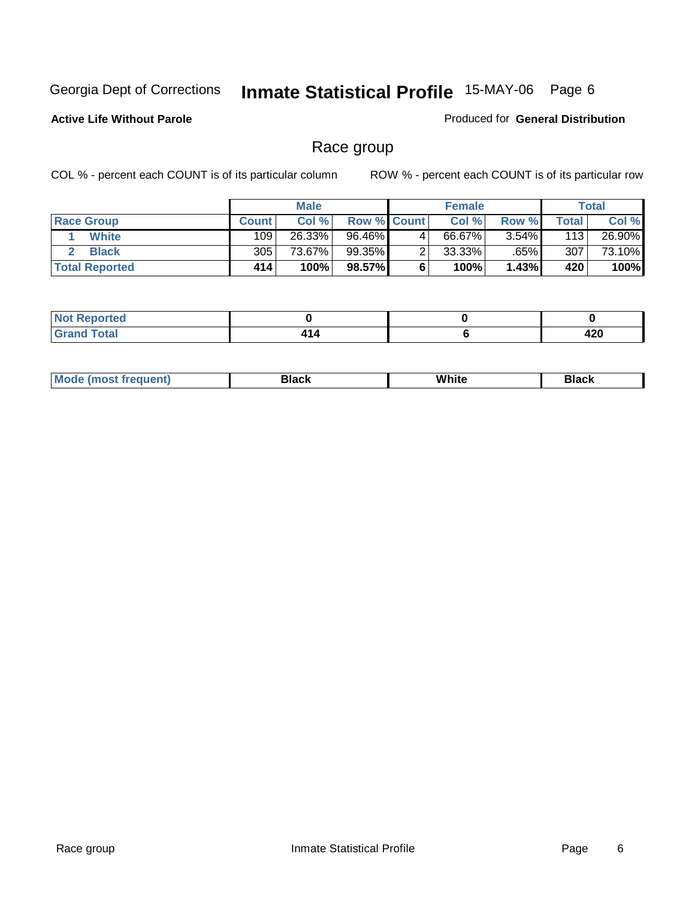Georgia Dept of Corrections **Inmate Statistical Profile** 15-MAY-06

**Active Life Without Parole**

Produced for **General Distribution**

## Race group

COL % - percent each COUNT is of its particular column

ROW % - percent each COUNT is of its particular row

| | Male | | | Female | | | Total | |
|---|---|---|---|---|---|---|---|---|
| **Race Group** | **Count** | **Col %** | **Row %** | **Count** | **Col %** | **Row %** | **Total** | **Col %** |
| 1 **White** | 109 | 26.33% | 96.46% | 4 | 66.67% | 3.54% | 113 | 26.90% |
| 2 **Black** | 305 | 73.67% | 99.35% | 2 | 33.33% | .65% | 307 | 73.10% |
| **Total Reported** | **414** | **100%** | **98.57%** | **6** | **100%** | **1.43%** | **420** | **100%** |

| | Male | Female | Total |
|---|---|---|---|
| **Not Reported** | **0** | **0** | **0** |
| **Grand Total** | **414** | **6** | **420** |

| | Male | Female | Total |
|---|---|---|---|
| **Mode (most frequent)** | **Black** | **White** | **Black** |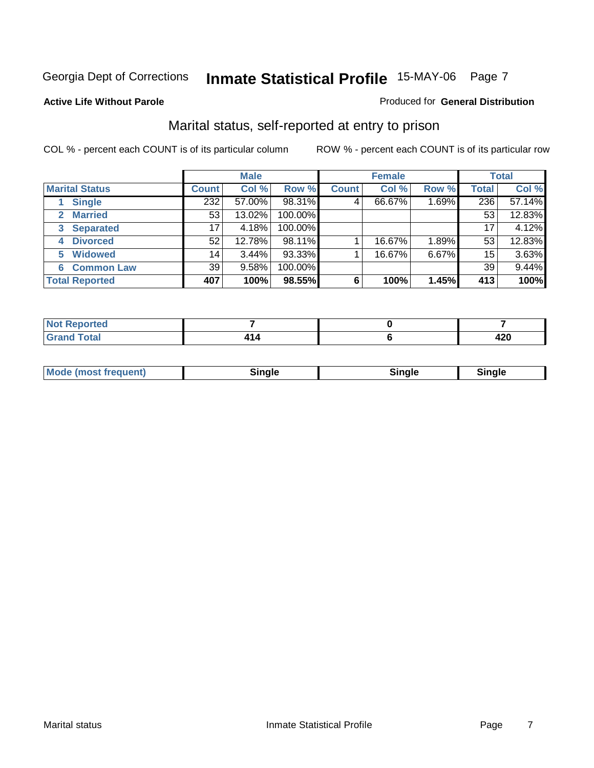Georgia Dept of Corrections **Inmate Statistical Profile** 15-MAY-06 Page 7

**Active Life Without Parole**

Produced for **General Distribution**

## Marital status, self-reported at entry to prison

COL % - percent each COUNT is of its particular column

ROW % - percent each COUNT is of its particular row

| | Male | | | Female | | | Total | |
|---|---|---|---|---|---|---|---|---|
| **Marital Status** | **Count** | **Col %** | **Row %** | **Count** | **Col %** | **Row %** | **Total** | **Col %** |
| 1 **Single** | 232 | 57.00% | 98.31% | 4 | 66.67% | 1.69% | 236 | 57.14% |
| 2 **Married** | 53 | 13.02% | 100.00% | | | | 53 | 12.83% |
| 3 **Separated** | 17 | 4.18% | 100.00% | | | | 17 | 4.12% |
| 4 **Divorced** | 52 | 12.78% | 98.11% | 1 | 16.67% | 1.89% | 53 | 12.83% |
| 5 **Widowed** | 14 | 3.44% | 93.33% | 1 | 16.67% | 6.67% | 15 | 3.63% |
| 6 **Common Law** | 39 | 9.58% | 100.00% | | | | 39 | 9.44% |
| **Total Reported** | **407** | **100%** | **98.55%** | **6** | **100%** | **1.45%** | **413** | **100%** |

| | Male | Female | Total |
|---|---|---|---|
| **Not Reported** | **7** | **0** | **7** |
| **Grand Total** | **414** | **6** | **420** |

| | Male | Female | Total |
|---|---|---|---|
| **Mode (most frequent)** | **Single** | **Single** | **Single** |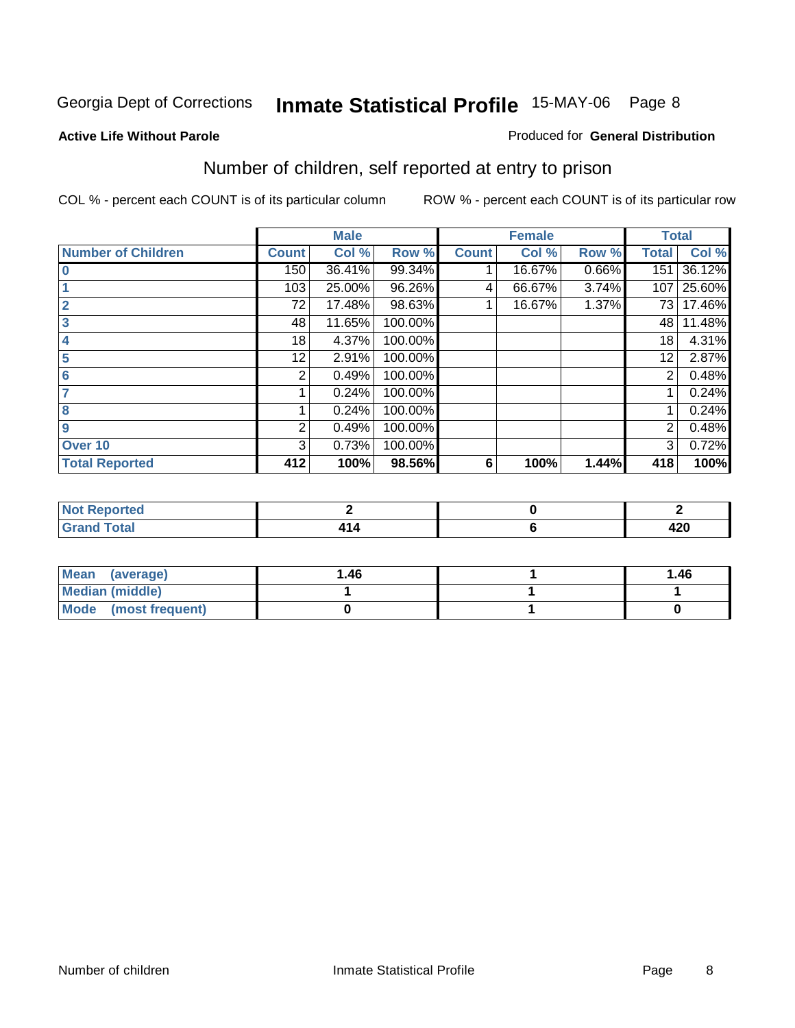Georgia Dept of Corrections **Inmate Statistical Profile** 15-MAY-06

**Active Life Without Parole**

Produced for **General Distribution**

## Number of children, self reported at entry to prison

COL % - percent each COUNT is of its particular column ROW % - percent each COUNT is of its particular row

| | Male | | | Female | | | Total | |
|---|---|---|---|---|---|---|---|---|
| **Number of Children** | **Count** | **Col %** | **Row %** | **Count** | **Col %** | **Row %** | **Total** | **Col %** |
| **0** | 150 | 36.41% | 99.34% | 1 | 16.67% | 0.66% | 151 | 36.12% |
| **1** | 103 | 25.00% | 96.26% | 4 | 66.67% | 3.74% | 107 | 25.60% |
| **2** | 72 | 17.48% | 98.63% | 1 | 16.67% | 1.37% | 73 | 17.46% |
| **3** | 48 | 11.65% | 100.00% | | | | 48 | 11.48% |
| **4** | 18 | 4.37% | 100.00% | | | | 18 | 4.31% |
| **5** | 12 | 2.91% | 100.00% | | | | 12 | 2.87% |
| **6** | 2 | 0.49% | 100.00% | | | | 2 | 0.48% |
| **7** | 1 | 0.24% | 100.00% | | | | 1 | 0.24% |
| **8** | 1 | 0.24% | 100.00% | | | | 1 | 0.24% |
| **9** | 2 | 0.49% | 100.00% | | | | 2 | 0.48% |
| **Over 10** | 3 | 0.73% | 100.00% | | | | 3 | 0.72% |
| **Total Reported** | **412** | **100%** | **98.56%** | **6** | **100%** | **1.44%** | **418** | **100%** |

| | Male | Female | Total |
|---|---|---|---|
| **Not Reported** | **2** | **0** | **2** |
| **Grand Total** | **414** | **6** | **420** |

| | Male | Female | Total |
|---|---|---|---|
| **Mean (average)** | **1.46** | **1** | **1.46** |
| **Median (middle)** | **1** | **1** | **1** |
| **Mode (most frequent)** | **0** | **1** | **0** |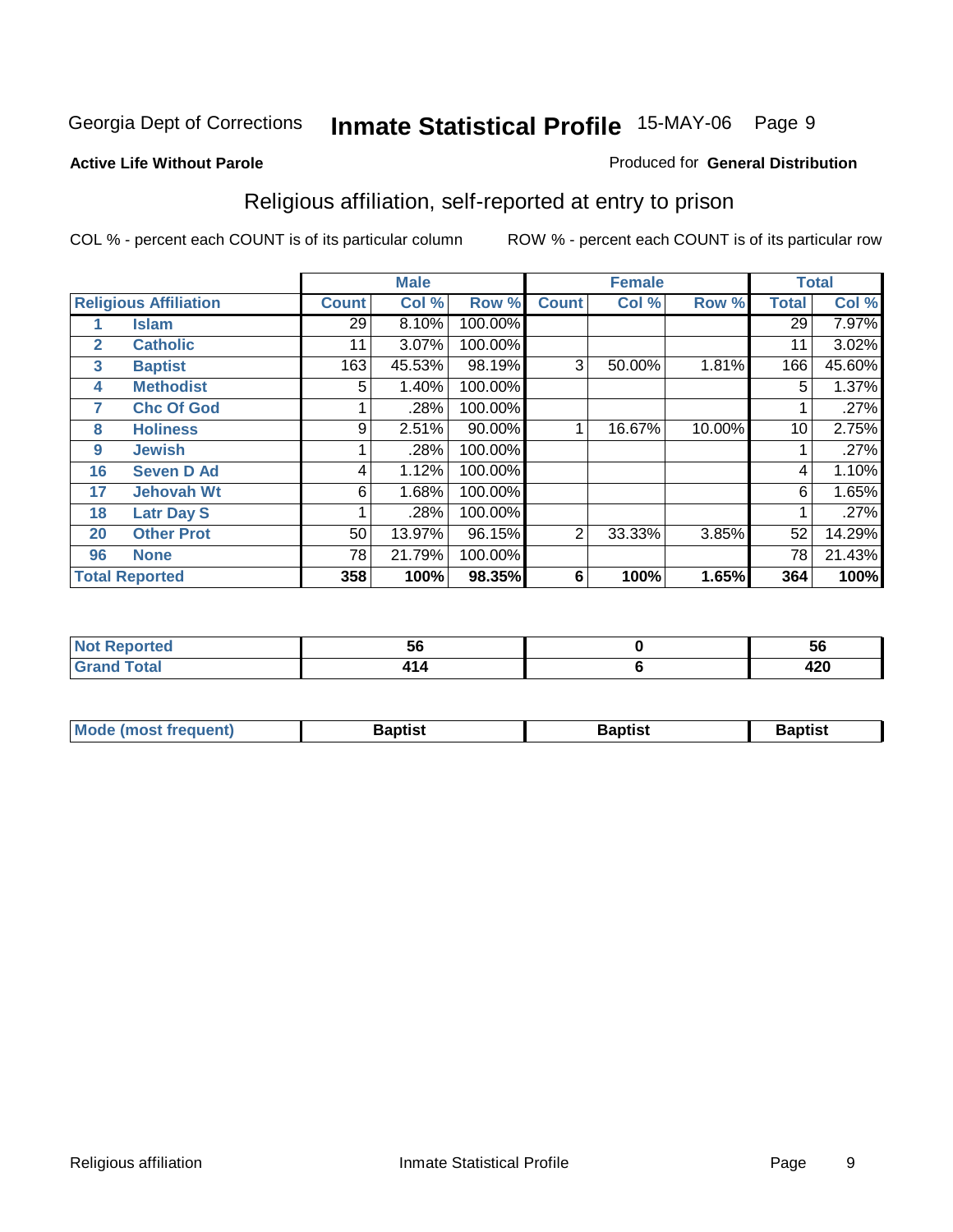**Active Life Without Parole**

Produced for **General Distribution**

## Religious affiliation, self-reported at entry to prison

COL % - percent each COUNT is of its particular column

ROW % - percent each COUNT is of its particular row

| | | Male | | | Female | | | Total | |
|---|---|---|---|---|---|---|---|---|---|
| **Religious Affiliation** | | **Count** | **Col %** | **Row %** | **Count** | **Col %** | **Row %** | **Total** | **Col %** |
| 1 | Islam | 29 | 8.10% | 100.00% | | | | 29 | 7.97% |
| 2 | Catholic | 11 | 3.07% | 100.00% | | | | 11 | 3.02% |
| 3 | Baptist | 163 | 45.53% | 98.19% | 3 | 50.00% | 1.81% | 166 | 45.60% |
| 4 | Methodist | 5 | 1.40% | 100.00% | | | | 5 | 1.37% |
| 7 | Chc Of God | 1 | .28% | 100.00% | | | | 1 | .27% |
| 8 | Holiness | 9 | 2.51% | 90.00% | 1 | 16.67% | 10.00% | 10 | 2.75% |
| 9 | Jewish | 1 | .28% | 100.00% | | | | 1 | .27% |
| 16 | Seven D Ad | 4 | 1.12% | 100.00% | | | | 4 | 1.10% |
| 17 | Jehovah Wt | 6 | 1.68% | 100.00% | | | | 6 | 1.65% |
| 18 | Latr Day S | 1 | .28% | 100.00% | | | | 1 | .27% |
| 20 | Other Prot | 50 | 13.97% | 96.15% | 2 | 33.33% | 3.85% | 52 | 14.29% |
| 96 | None | 78 | 21.79% | 100.00% | | | | 78 | 21.43% |
| **Total Reported** | | **358** | **100%** | **98.35%** | **6** | **100%** | **1.65%** | **364** | **100%** |

| | Male | Female | Total |
|---|---|---|---|
| **Not Reported** | **56** | **0** | **56** |
| **Grand Total** | **414** | **6** | **420** |

| | Male | Female | Total |
|---|---|---|---|
| **Mode (most frequent)** | **Baptist** | **Baptist** | **Baptist** |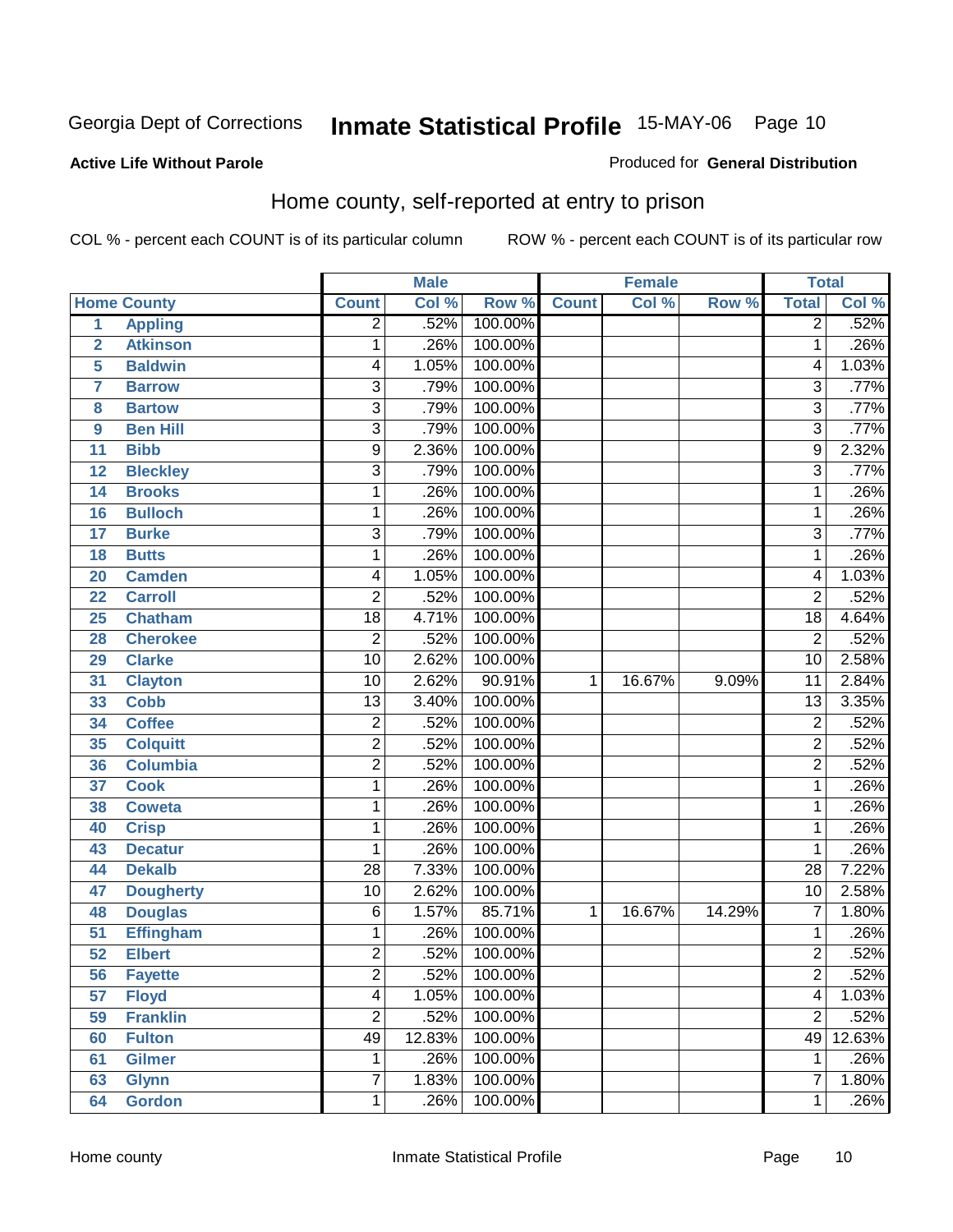Georgia Dept of Corrections **Inmate Statistical Profile** 15-MAY-06 Page 10

**Active Life Without Parole**

Produced for **General Distribution**

## Home county, self-reported at entry to prison

COL % - percent each COUNT is of its particular column ROW % - percent each COUNT is of its particular row

| | | Male | | | Female | | | Total | |
|---|---|---|---|---|---|---|---|---|---|
| **Home County** | | **Count** | **Col %** | **Row %** | **Count** | **Col %** | **Row %** | **Total** | **Col %** |
| 1 | Appling | 2 | .52% | 100.00% | | | | 2 | .52% |
| 2 | Atkinson | 1 | .26% | 100.00% | | | | 1 | .26% |
| 5 | Baldwin | 4 | 1.05% | 100.00% | | | | 4 | 1.03% |
| 7 | Barrow | 3 | .79% | 100.00% | | | | 3 | .77% |
| 8 | Bartow | 3 | .79% | 100.00% | | | | 3 | .77% |
| 9 | Ben Hill | 3 | .79% | 100.00% | | | | 3 | .77% |
| 11 | Bibb | 9 | 2.36% | 100.00% | | | | 9 | 2.32% |
| 12 | Bleckley | 3 | .79% | 100.00% | | | | 3 | .77% |
| 14 | Brooks | 1 | .26% | 100.00% | | | | 1 | .26% |
| 16 | Bulloch | 1 | .26% | 100.00% | | | | 1 | .26% |
| 17 | Burke | 3 | .79% | 100.00% | | | | 3 | .77% |
| 18 | Butts | 1 | .26% | 100.00% | | | | 1 | .26% |
| 20 | Camden | 4 | 1.05% | 100.00% | | | | 4 | 1.03% |
| 22 | Carroll | 2 | .52% | 100.00% | | | | 2 | .52% |
| 25 | Chatham | 18 | 4.71% | 100.00% | | | | 18 | 4.64% |
| 28 | Cherokee | 2 | .52% | 100.00% | | | | 2 | .52% |
| 29 | Clarke | 10 | 2.62% | 100.00% | | | | 10 | 2.58% |
| 31 | Clayton | 10 | 2.62% | 90.91% | 1 | 16.67% | 9.09% | 11 | 2.84% |
| 33 | Cobb | 13 | 3.40% | 100.00% | | | | 13 | 3.35% |
| 34 | Coffee | 2 | .52% | 100.00% | | | | 2 | .52% |
| 35 | Colquitt | 2 | .52% | 100.00% | | | | 2 | .52% |
| 36 | Columbia | 2 | .52% | 100.00% | | | | 2 | .52% |
| 37 | Cook | 1 | .26% | 100.00% | | | | 1 | .26% |
| 38 | Coweta | 1 | .26% | 100.00% | | | | 1 | .26% |
| 40 | Crisp | 1 | .26% | 100.00% | | | | 1 | .26% |
| 43 | Decatur | 1 | .26% | 100.00% | | | | 1 | .26% |
| 44 | Dekalb | 28 | 7.33% | 100.00% | | | | 28 | 7.22% |
| 47 | Dougherty | 10 | 2.62% | 100.00% | | | | 10 | 2.58% |
| 48 | Douglas | 6 | 1.57% | 85.71% | 1 | 16.67% | 14.29% | 7 | 1.80% |
| 51 | Effingham | 1 | .26% | 100.00% | | | | 1 | .26% |
| 52 | Elbert | 2 | .52% | 100.00% | | | | 2 | .52% |
| 56 | Fayette | 2 | .52% | 100.00% | | | | 2 | .52% |
| 57 | Floyd | 4 | 1.05% | 100.00% | | | | 4 | 1.03% |
| 59 | Franklin | 2 | .52% | 100.00% | | | | 2 | .52% |
| 60 | Fulton | 49 | 12.83% | 100.00% | | | | 49 | 12.63% |
| 61 | Gilmer | 1 | .26% | 100.00% | | | | 1 | .26% |
| 63 | Glynn | 7 | 1.83% | 100.00% | | | | 7 | 1.80% |
| 64 | Gordon | 1 | .26% | 100.00% | | | | 1 | .26% |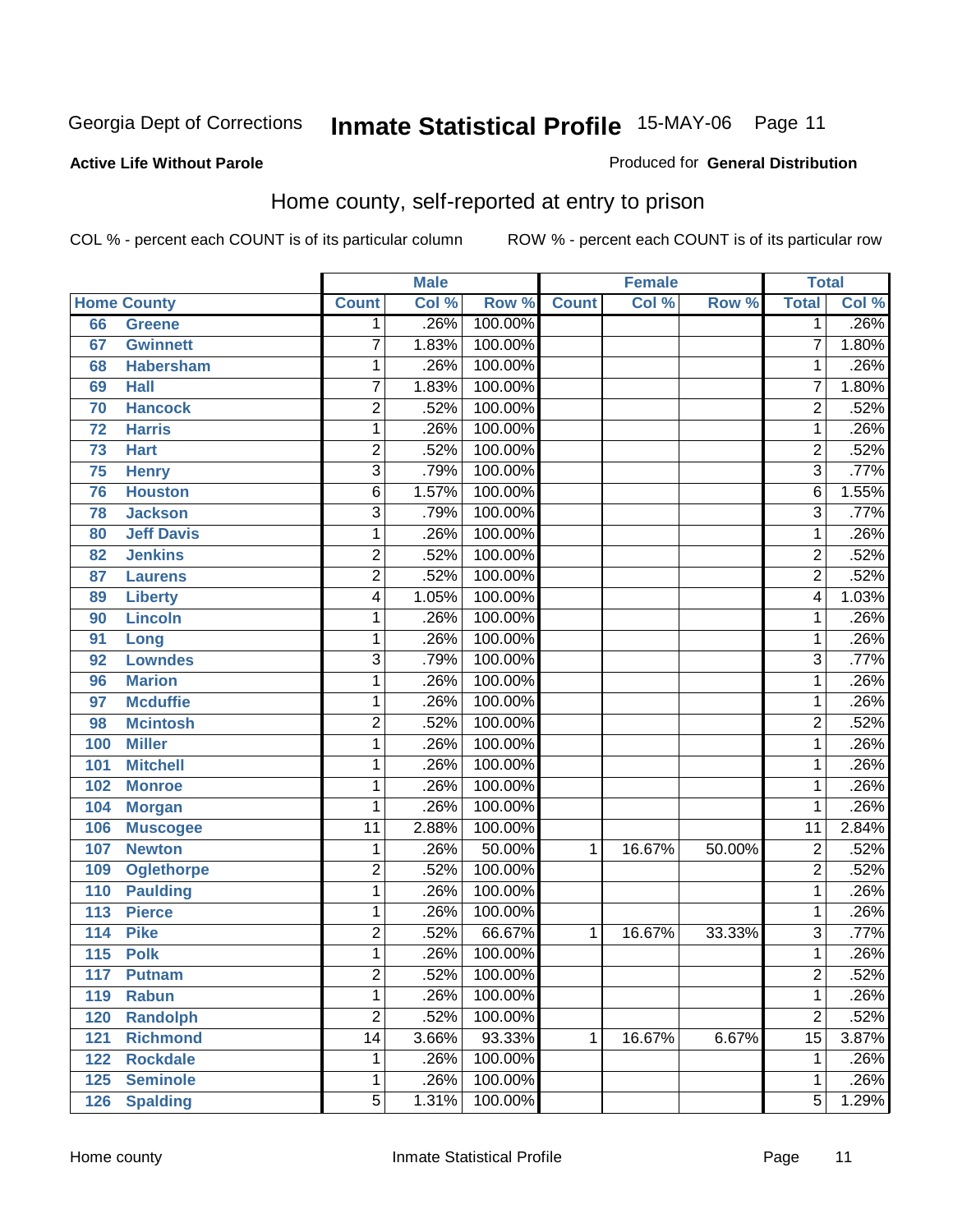Georgia Dept of Corrections **Inmate Statistical Profile** 15-MAY-06

**Active Life Without Parole**

Produced for **General Distribution**

## Home county, self-reported at entry to prison

COL % - percent each COUNT is of its particular column ROW % - percent each COUNT is of its particular row

| Home County | | Male | | | Female | | | Total | |
|---|---|---|---|---|---|---|---|---|---|
| | | Count | Col % | Row % | Count | Col % | Row % | Total | Col % |
| 66 | Greene | 1 | .26% | 100.00% | | | | 1 | .26% |
| 67 | Gwinnett | 7 | 1.83% | 100.00% | | | | 7 | 1.80% |
| 68 | Habersham | 1 | .26% | 100.00% | | | | 1 | .26% |
| 69 | Hall | 7 | 1.83% | 100.00% | | | | 7 | 1.80% |
| 70 | Hancock | 2 | .52% | 100.00% | | | | 2 | .52% |
| 72 | Harris | 1 | .26% | 100.00% | | | | 1 | .26% |
| 73 | Hart | 2 | .52% | 100.00% | | | | 2 | .52% |
| 75 | Henry | 3 | .79% | 100.00% | | | | 3 | .77% |
| 76 | Houston | 6 | 1.57% | 100.00% | | | | 6 | 1.55% |
| 78 | Jackson | 3 | .79% | 100.00% | | | | 3 | .77% |
| 80 | Jeff Davis | 1 | .26% | 100.00% | | | | 1 | .26% |
| 82 | Jenkins | 2 | .52% | 100.00% | | | | 2 | .52% |
| 87 | Laurens | 2 | .52% | 100.00% | | | | 2 | .52% |
| 89 | Liberty | 4 | 1.05% | 100.00% | | | | 4 | 1.03% |
| 90 | Lincoln | 1 | .26% | 100.00% | | | | 1 | .26% |
| 91 | Long | 1 | .26% | 100.00% | | | | 1 | .26% |
| 92 | Lowndes | 3 | .79% | 100.00% | | | | 3 | .77% |
| 96 | Marion | 1 | .26% | 100.00% | | | | 1 | .26% |
| 97 | Mcduffie | 1 | .26% | 100.00% | | | | 1 | .26% |
| 98 | Mcintosh | 2 | .52% | 100.00% | | | | 2 | .52% |
| 100 | Miller | 1 | .26% | 100.00% | | | | 1 | .26% |
| 101 | Mitchell | 1 | .26% | 100.00% | | | | 1 | .26% |
| 102 | Monroe | 1 | .26% | 100.00% | | | | 1 | .26% |
| 104 | Morgan | 1 | .26% | 100.00% | | | | 1 | .26% |
| 106 | Muscogee | 11 | 2.88% | 100.00% | | | | 11 | 2.84% |
| 107 | Newton | 1 | .26% | 50.00% | 1 | 16.67% | 50.00% | 2 | .52% |
| 109 | Oglethorpe | 2 | .52% | 100.00% | | | | 2 | .52% |
| 110 | Paulding | 1 | .26% | 100.00% | | | | 1 | .26% |
| 113 | Pierce | 1 | .26% | 100.00% | | | | 1 | .26% |
| 114 | Pike | 2 | .52% | 66.67% | 1 | 16.67% | 33.33% | 3 | .77% |
| 115 | Polk | 1 | .26% | 100.00% | | | | 1 | .26% |
| 117 | Putnam | 2 | .52% | 100.00% | | | | 2 | .52% |
| 119 | Rabun | 1 | .26% | 100.00% | | | | 1 | .26% |
| 120 | Randolph | 2 | .52% | 100.00% | | | | 2 | .52% |
| 121 | Richmond | 14 | 3.66% | 93.33% | 1 | 16.67% | 6.67% | 15 | 3.87% |
| 122 | Rockdale | 1 | .26% | 100.00% | | | | 1 | .26% |
| 125 | Seminole | 1 | .26% | 100.00% | | | | 1 | .26% |
| 126 | Spalding | 5 | 1.31% | 100.00% | | | | 5 | 1.29% |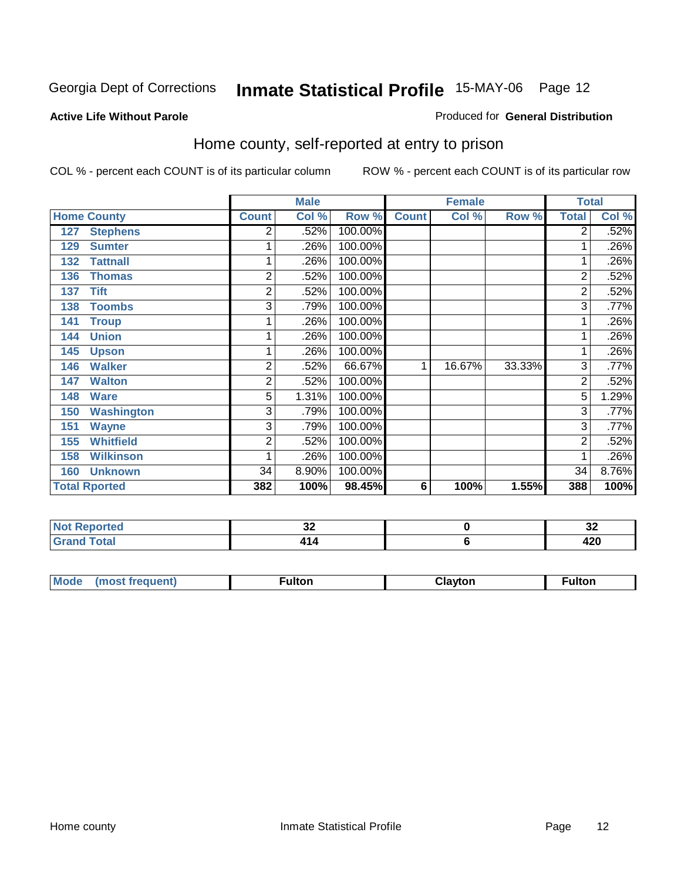Georgia Dept of Corrections **Inmate Statistical Profile** 15-MAY-06 Page 12

**Active Life Without Parole**

Produced for **General Distribution**

## Home county, self-reported at entry to prison

COL % - percent each COUNT is of its particular column

ROW % - percent each COUNT is of its particular row

| Home County | | Male | | | Female | | | Total | |
|---|---|---|---|---|---|---|---|---|---|
| | | Count | Col % | Row % | Count | Col % | Row % | Total | Col % |
| 127 | Stephens | 2 | .52% | 100.00% | | | | 2 | .52% |
| 129 | Sumter | 1 | .26% | 100.00% | | | | 1 | .26% |
| 132 | Tattnall | 1 | .26% | 100.00% | | | | 1 | .26% |
| 136 | Thomas | 2 | .52% | 100.00% | | | | 2 | .52% |
| 137 | Tift | 2 | .52% | 100.00% | | | | 2 | .52% |
| 138 | Toombs | 3 | .79% | 100.00% | | | | 3 | .77% |
| 141 | Troup | 1 | .26% | 100.00% | | | | 1 | .26% |
| 144 | Union | 1 | .26% | 100.00% | | | | 1 | .26% |
| 145 | Upson | 1 | .26% | 100.00% | | | | 1 | .26% |
| 146 | Walker | 2 | .52% | 66.67% | 1 | 16.67% | 33.33% | 3 | .77% |
| 147 | Walton | 2 | .52% | 100.00% | | | | 2 | .52% |
| 148 | Ware | 5 | 1.31% | 100.00% | | | | 5 | 1.29% |
| 150 | Washington | 3 | .79% | 100.00% | | | | 3 | .77% |
| 151 | Wayne | 3 | .79% | 100.00% | | | | 3 | .77% |
| 155 | Whitfield | 2 | .52% | 100.00% | | | | 2 | .52% |
| 158 | Wilkinson | 1 | .26% | 100.00% | | | | 1 | .26% |
| 160 | Unknown | 34 | 8.90% | 100.00% | | | | 34 | 8.76% |
| **Total Rported** | | **382** | **100%** | **98.45%** | **6** | **100%** | **1.55%** | **388** | **100%** |

| | Male | Female | Total |
|---|---|---|---|
| Not Reported | 32 | 0 | 32 |
| Grand Total | 414 | 6 | 420 |

| | Male | Female | Total |
|---|---|---|---|
| Mode (most frequent) | Fulton | Clayton | Fulton |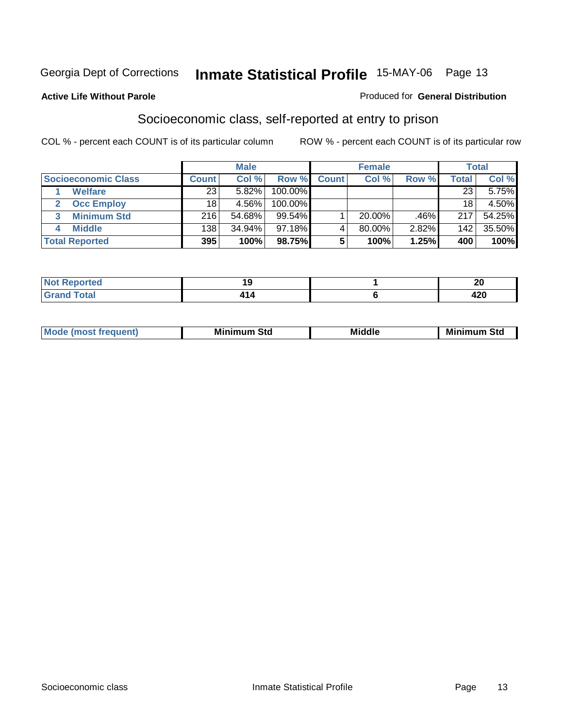Georgia Dept of Corrections **Inmate Statistical Profile** 15-MAY-06

**Active Life Without Parole**

Produced for **General Distribution**

## Socioeconomic class, self-reported at entry to prison

COL % - percent each COUNT is of its particular column ROW % - percent each COUNT is of its particular row

| | Male | | | Female | | | Total | |
|---|---|---|---|---|---|---|---|---|
| **Socioeconomic Class** | **Count** | **Col %** | **Row %** | **Count** | **Col %** | **Row %** | **Total** | **Col %** |
| 1 **Welfare** | 23 | 5.82% | 100.00% | | | | 23 | 5.75% |
| 2 **Occ Employ** | 18 | 4.56% | 100.00% | | | | 18 | 4.50% |
| 3 **Minimum Std** | 216 | 54.68% | 99.54% | 1 | 20.00% | .46% | 217 | 54.25% |
| 4 **Middle** | 138 | 34.94% | 97.18% | 4 | 80.00% | 2.82% | 142 | 35.50% |
| **Total Reported** | **395** | **100%** | **98.75%** | **5** | **100%** | **1.25%** | **400** | **100%** |

| | Male | Female | Total |
|---|---|---|---|
| **Not Reported** | **19** | **1** | **20** |
| **Grand Total** | **414** | **6** | **420** |

| | Male | Female | Total |
|---|---|---|---|
| **Mode (most frequent)** | **Minimum Std** | **Middle** | **Minimum Std** |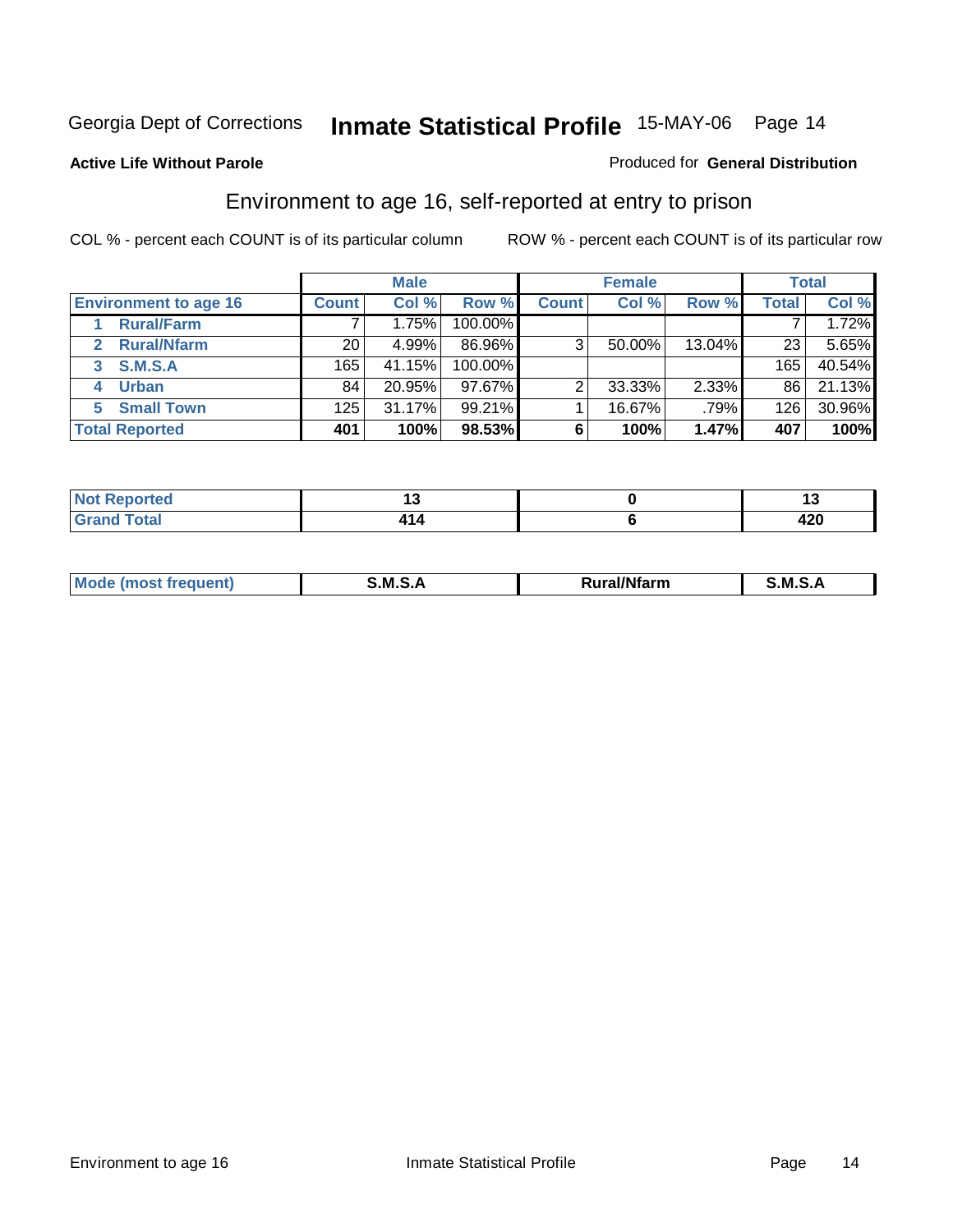Georgia Dept of Corrections **Inmate Statistical Profile** 15-MAY-06

**Active Life Without Parole**

Produced for **General Distribution**

## Environment to age 16, self-reported at entry to prison

COL % - percent each COUNT is of its particular column

ROW % - percent each COUNT is of its particular row

| | Male | | | Female | | | Total | |
|---|---|---|---|---|---|---|---|---|
| **Environment to age 16** | **Count** | **Col %** | **Row %** | **Count** | **Col %** | **Row %** | **Total** | **Col %** |
| 1 **Rural/Farm** | 7 | 1.75% | 100.00% | | | | 7 | 1.72% |
| 2 **Rural/Nfarm** | 20 | 4.99% | 86.96% | 3 | 50.00% | 13.04% | 23 | 5.65% |
| 3 **S.M.S.A** | 165 | 41.15% | 100.00% | | | | 165 | 40.54% |
| 4 **Urban** | 84 | 20.95% | 97.67% | 2 | 33.33% | 2.33% | 86 | 21.13% |
| 5 **Small Town** | 125 | 31.17% | 99.21% | 1 | 16.67% | .79% | 126 | 30.96% |
| **Total Reported** | **401** | **100%** | **98.53%** | **6** | **100%** | **1.47%** | **407** | **100%** |

| | Male | Female | Total |
|---|---|---|---|
| **Not Reported** | 13 | 0 | 13 |
| **Grand Total** | 414 | 6 | 420 |

| | Male | Female | Total |
|---|---|---|---|
| **Mode (most frequent)** | S.M.S.A | Rural/Nfarm | S.M.S.A |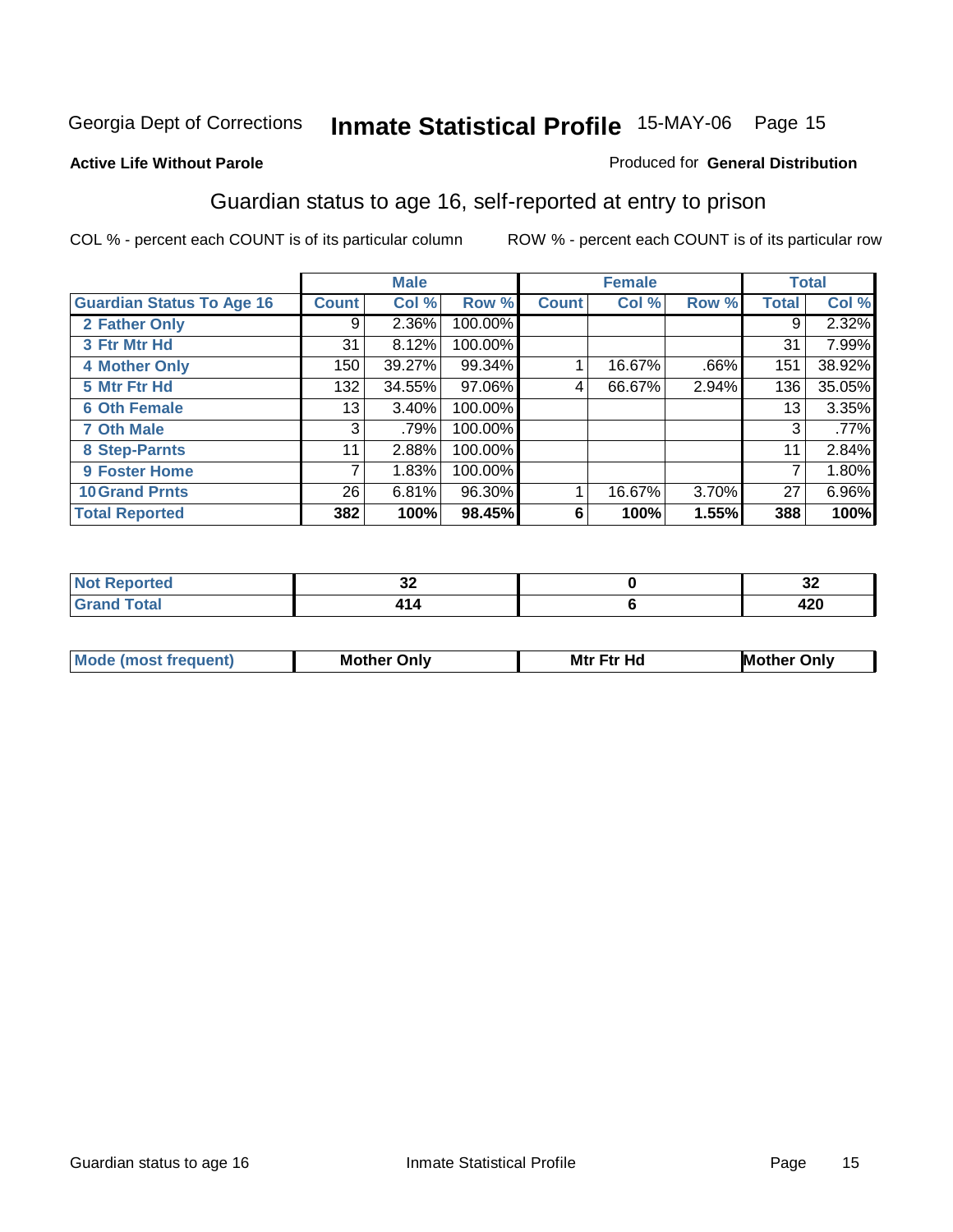Georgia Dept of Corrections **Inmate Statistical Profile** 15-MAY-06 Page 15

**Active Life Without Parole**

Produced for **General Distribution**

## Guardian status to age 16, self-reported at entry to prison

COL % - percent each COUNT is of its particular column ROW % - percent each COUNT is of its particular row

| | Male | | | Female | | | Total | |
|---|---|---|---|---|---|---|---|---|
| **Guardian Status To Age 16** | **Count** | **Col %** | **Row %** | **Count** | **Col %** | **Row %** | **Total** | **Col %** |
| 2 Father Only | 9 | 2.36% | 100.00% | | | | 9 | 2.32% |
| 3 Ftr Mtr Hd | 31 | 8.12% | 100.00% | | | | 31 | 7.99% |
| 4 Mother Only | 150 | 39.27% | 99.34% | 1 | 16.67% | .66% | 151 | 38.92% |
| 5 Mtr Ftr Hd | 132 | 34.55% | 97.06% | 4 | 66.67% | 2.94% | 136 | 35.05% |
| 6 Oth Female | 13 | 3.40% | 100.00% | | | | 13 | 3.35% |
| 7 Oth Male | 3 | .79% | 100.00% | | | | 3 | .77% |
| 8 Step-Parnts | 11 | 2.88% | 100.00% | | | | 11 | 2.84% |
| 9 Foster Home | 7 | 1.83% | 100.00% | | | | 7 | 1.80% |
| 10 Grand Prnts | 26 | 6.81% | 96.30% | 1 | 16.67% | 3.70% | 27 | 6.96% |
| **Total Reported** | **382** | **100%** | **98.45%** | **6** | **100%** | **1.55%** | **388** | **100%** |

| | Male | Female | Total |
|---|---|---|---|
| Not Reported | 32 | 0 | 32 |
| Grand Total | 414 | 6 | 420 |

| | Male | Female | Total |
|---|---|---|---|
| Mode (most frequent) | Mother Only | Mtr Ftr Hd | Mother Only |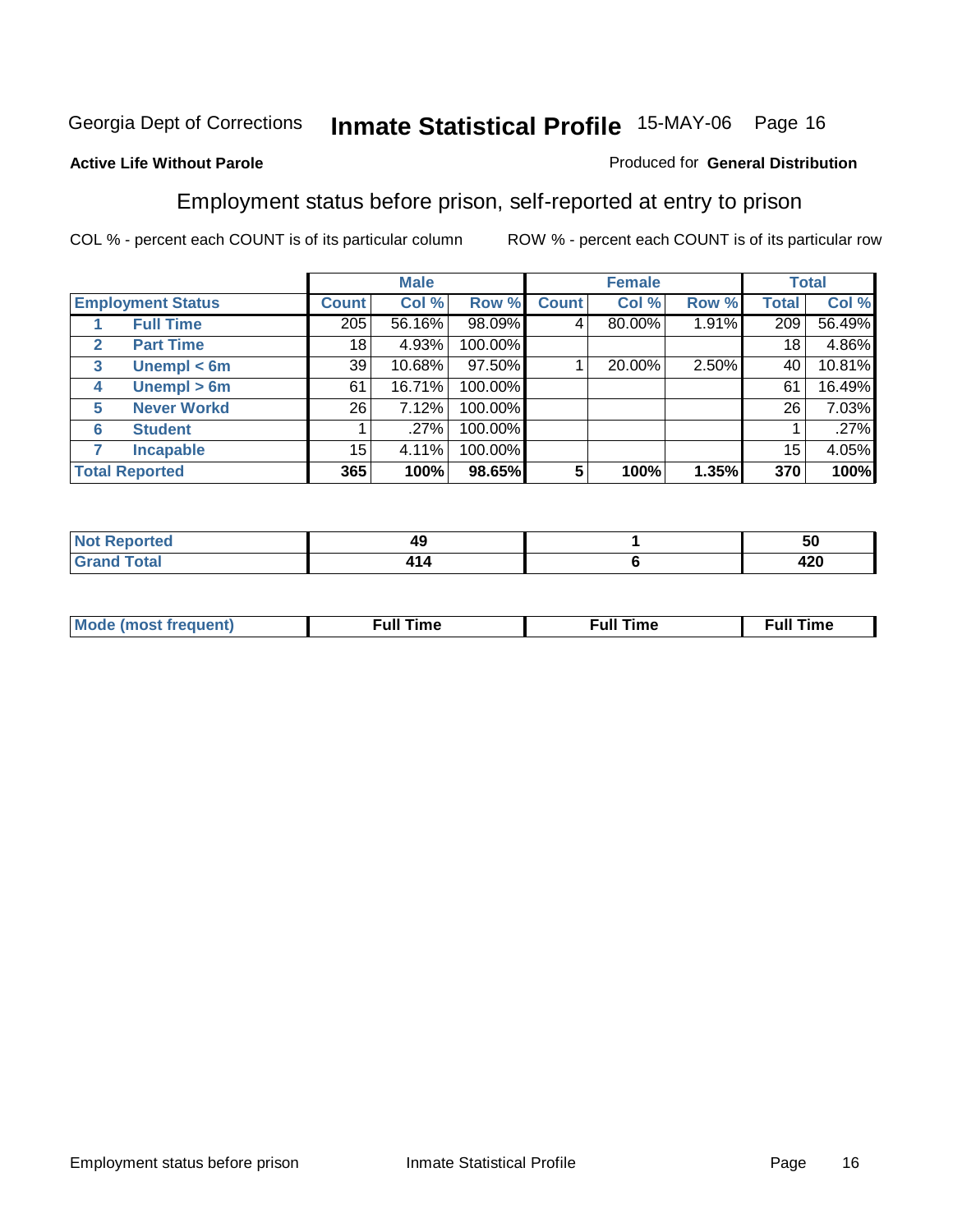Georgia Dept of Corrections **Inmate Statistical Profile** 15-MAY-06 Page 16

**Active Life Without Parole**

Produced for **General Distribution**

## Employment status before prison, self-reported at entry to prison

COL % - percent each COUNT is of its particular column ROW % - percent each COUNT is of its particular row

| | | Male | | | Female | | | Total | |
|---|---|---|---|---|---|---|---|---|---|
| **Employment Status** | | **Count** | **Col %** | **Row %** | **Count** | **Col %** | **Row %** | **Total** | **Col %** |
| 1 | Full Time | 205 | 56.16% | 98.09% | 4 | 80.00% | 1.91% | 209 | 56.49% |
| 2 | Part Time | 18 | 4.93% | 100.00% | | | | 18 | 4.86% |
| 3 | Unempl < 6m | 39 | 10.68% | 97.50% | 1 | 20.00% | 2.50% | 40 | 10.81% |
| 4 | Unempl > 6m | 61 | 16.71% | 100.00% | | | | 61 | 16.49% |
| 5 | Never Workd | 26 | 7.12% | 100.00% | | | | 26 | 7.03% |
| 6 | Student | 1 | .27% | 100.00% | | | | 1 | .27% |
| 7 | Incapable | 15 | 4.11% | 100.00% | | | | 15 | 4.05% |
| **Total Reported** | | **365** | **100%** | **98.65%** | **5** | **100%** | **1.35%** | **370** | **100%** |

| | Male | Female | Total |
|---|---|---|---|
| Not Reported | 49 | 1 | 50 |
| Grand Total | 414 | 6 | 420 |

| | Male | Female | Total |
|---|---|---|---|
| Mode (most frequent) | Full Time | Full Time | Full Time |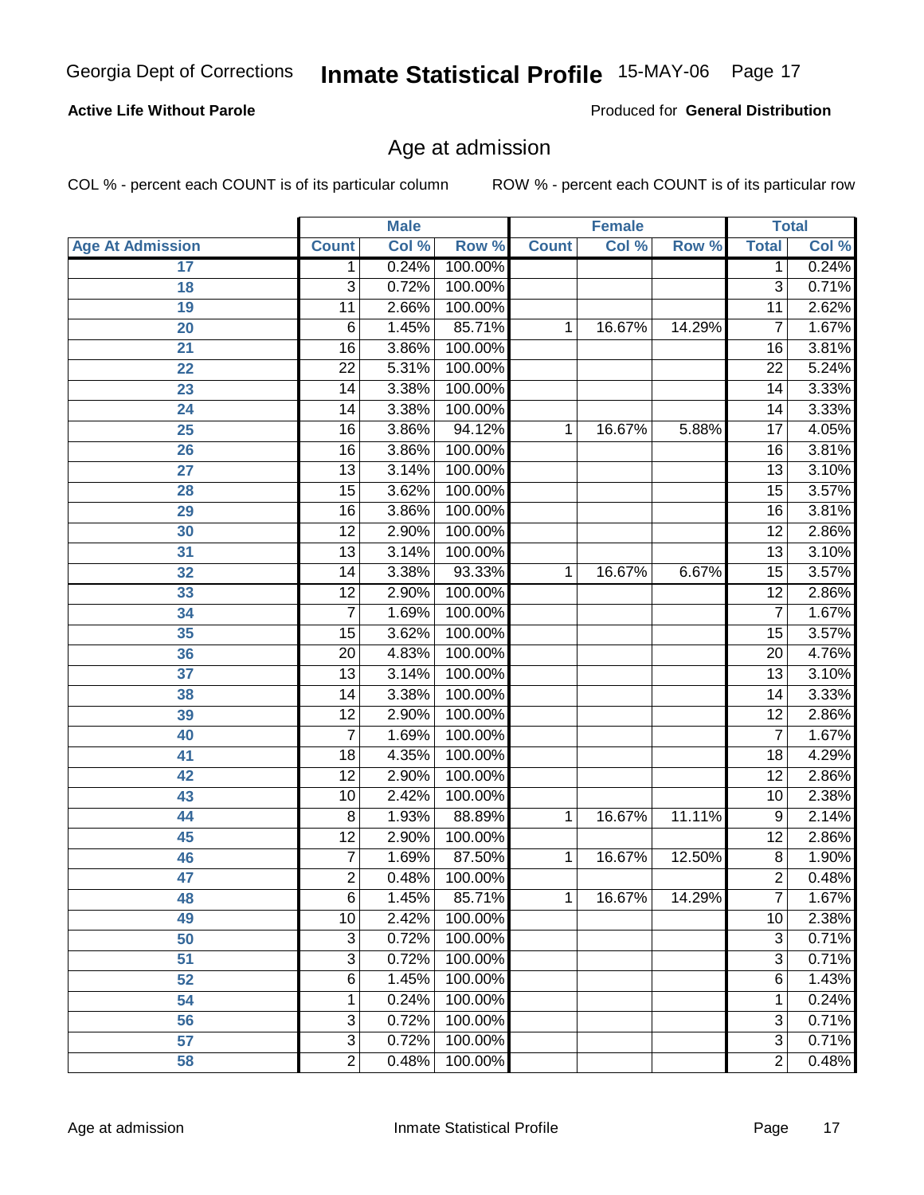**Active Life Without Parole**

Produced for **General Distribution**

## Age at admission

COL % - percent each COUNT is of its particular column

ROW % - percent each COUNT is of its particular row

| | Male | | | Female | | | Total | |
|---|---|---|---|---|---|---|---|---|
| **Age At Admission** | **Count** | **Col %** | **Row %** | **Count** | **Col %** | **Row %** | **Total** | **Col %** |
| 17 | 1 | 0.24% | 100.00% | | | | 1 | 0.24% |
| 18 | 3 | 0.72% | 100.00% | | | | 3 | 0.71% |
| 19 | 11 | 2.66% | 100.00% | | | | 11 | 2.62% |
| 20 | 6 | 1.45% | 85.71% | 1 | 16.67% | 14.29% | 7 | 1.67% |
| 21 | 16 | 3.86% | 100.00% | | | | 16 | 3.81% |
| 22 | 22 | 5.31% | 100.00% | | | | 22 | 5.24% |
| 23 | 14 | 3.38% | 100.00% | | | | 14 | 3.33% |
| 24 | 14 | 3.38% | 100.00% | | | | 14 | 3.33% |
| 25 | 16 | 3.86% | 94.12% | 1 | 16.67% | 5.88% | 17 | 4.05% |
| 26 | 16 | 3.86% | 100.00% | | | | 16 | 3.81% |
| 27 | 13 | 3.14% | 100.00% | | | | 13 | 3.10% |
| 28 | 15 | 3.62% | 100.00% | | | | 15 | 3.57% |
| 29 | 16 | 3.86% | 100.00% | | | | 16 | 3.81% |
| 30 | 12 | 2.90% | 100.00% | | | | 12 | 2.86% |
| 31 | 13 | 3.14% | 100.00% | | | | 13 | 3.10% |
| 32 | 14 | 3.38% | 93.33% | 1 | 16.67% | 6.67% | 15 | 3.57% |
| 33 | 12 | 2.90% | 100.00% | | | | 12 | 2.86% |
| 34 | 7 | 1.69% | 100.00% | | | | 7 | 1.67% |
| 35 | 15 | 3.62% | 100.00% | | | | 15 | 3.57% |
| 36 | 20 | 4.83% | 100.00% | | | | 20 | 4.76% |
| 37 | 13 | 3.14% | 100.00% | | | | 13 | 3.10% |
| 38 | 14 | 3.38% | 100.00% | | | | 14 | 3.33% |
| 39 | 12 | 2.90% | 100.00% | | | | 12 | 2.86% |
| 40 | 7 | 1.69% | 100.00% | | | | 7 | 1.67% |
| 41 | 18 | 4.35% | 100.00% | | | | 18 | 4.29% |
| 42 | 12 | 2.90% | 100.00% | | | | 12 | 2.86% |
| 43 | 10 | 2.42% | 100.00% | | | | 10 | 2.38% |
| 44 | 8 | 1.93% | 88.89% | 1 | 16.67% | 11.11% | 9 | 2.14% |
| 45 | 12 | 2.90% | 100.00% | | | | 12 | 2.86% |
| 46 | 7 | 1.69% | 87.50% | 1 | 16.67% | 12.50% | 8 | 1.90% |
| 47 | 2 | 0.48% | 100.00% | | | | 2 | 0.48% |
| 48 | 6 | 1.45% | 85.71% | 1 | 16.67% | 14.29% | 7 | 1.67% |
| 49 | 10 | 2.42% | 100.00% | | | | 10 | 2.38% |
| 50 | 3 | 0.72% | 100.00% | | | | 3 | 0.71% |
| 51 | 3 | 0.72% | 100.00% | | | | 3 | 0.71% |
| 52 | 6 | 1.45% | 100.00% | | | | 6 | 1.43% |
| 54 | 1 | 0.24% | 100.00% | | | | 1 | 0.24% |
| 56 | 3 | 0.72% | 100.00% | | | | 3 | 0.71% |
| 57 | 3 | 0.72% | 100.00% | | | | 3 | 0.71% |
| 58 | 2 | 0.48% | 100.00% | | | | 2 | 0.48% |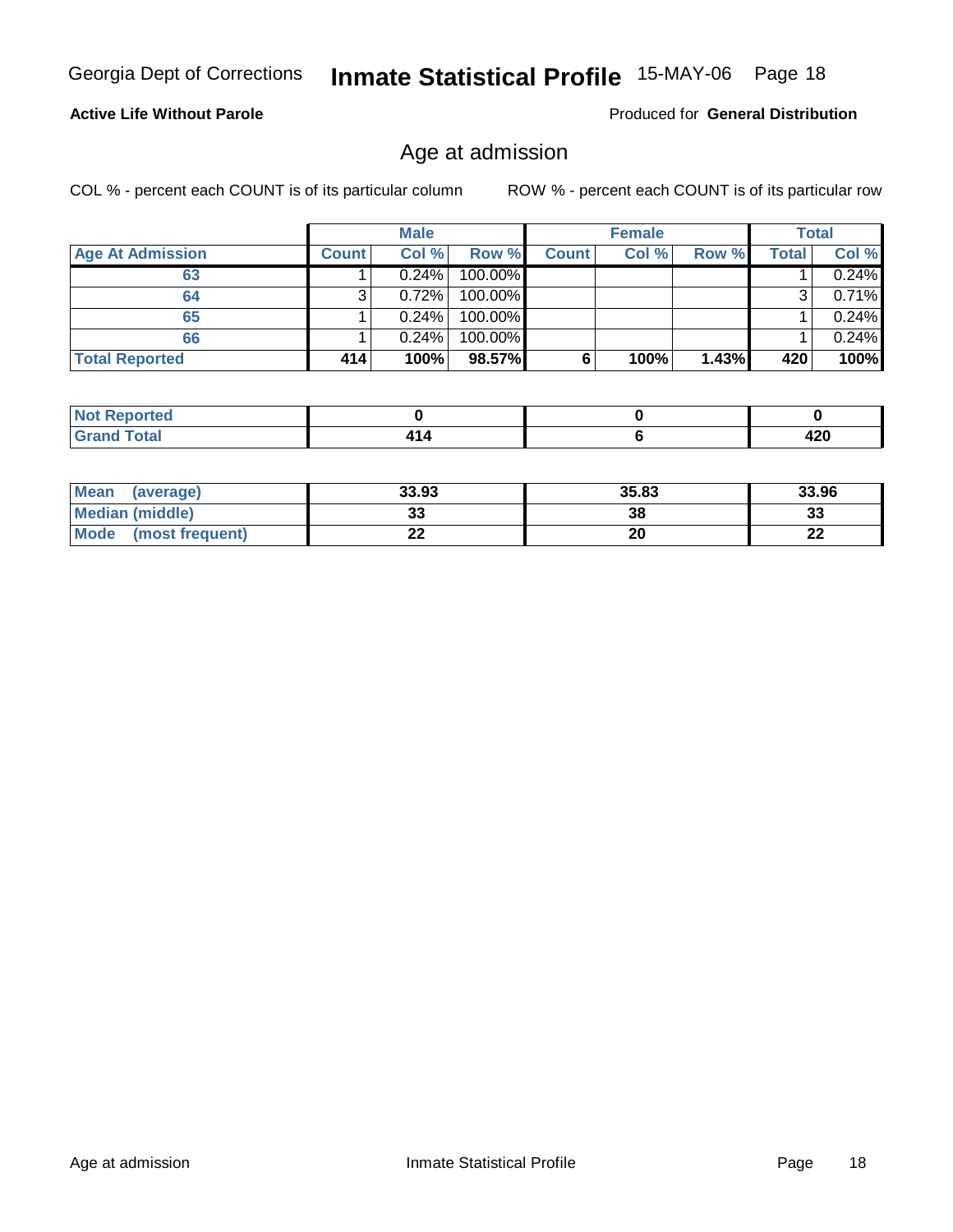**Active Life Without Parole**

Produced for **General Distribution**

## Age at admission

COL % - percent each COUNT is of its particular column

ROW % - percent each COUNT is of its particular row

| | Male | | | Female | | | Total | |
|---|---|---|---|---|---|---|---|---|
| **Age At Admission** | **Count** | **Col %** | **Row %** | **Count** | **Col %** | **Row %** | **Total** | **Col %** |
| 63 | 1 | 0.24% | 100.00% | | | | 1 | 0.24% |
| 64 | 3 | 0.72% | 100.00% | | | | 3 | 0.71% |
| 65 | 1 | 0.24% | 100.00% | | | | 1 | 0.24% |
| 66 | 1 | 0.24% | 100.00% | | | | 1 | 0.24% |
| **Total Reported** | **414** | **100%** | **98.57%** | **6** | **100%** | **1.43%** | **420** | **100%** |

| | Male | Female | Total |
|---|---|---|---|
| **Not Reported** | **0** | **0** | **0** |
| **Grand Total** | **414** | **6** | **420** |

| | Male | Female | Total |
|---|---|---|---|
| **Mean (average)** | **33.93** | **35.83** | **33.96** |
| **Median (middle)** | **33** | **38** | **33** |
| **Mode (most frequent)** | **22** | **20** | **22** |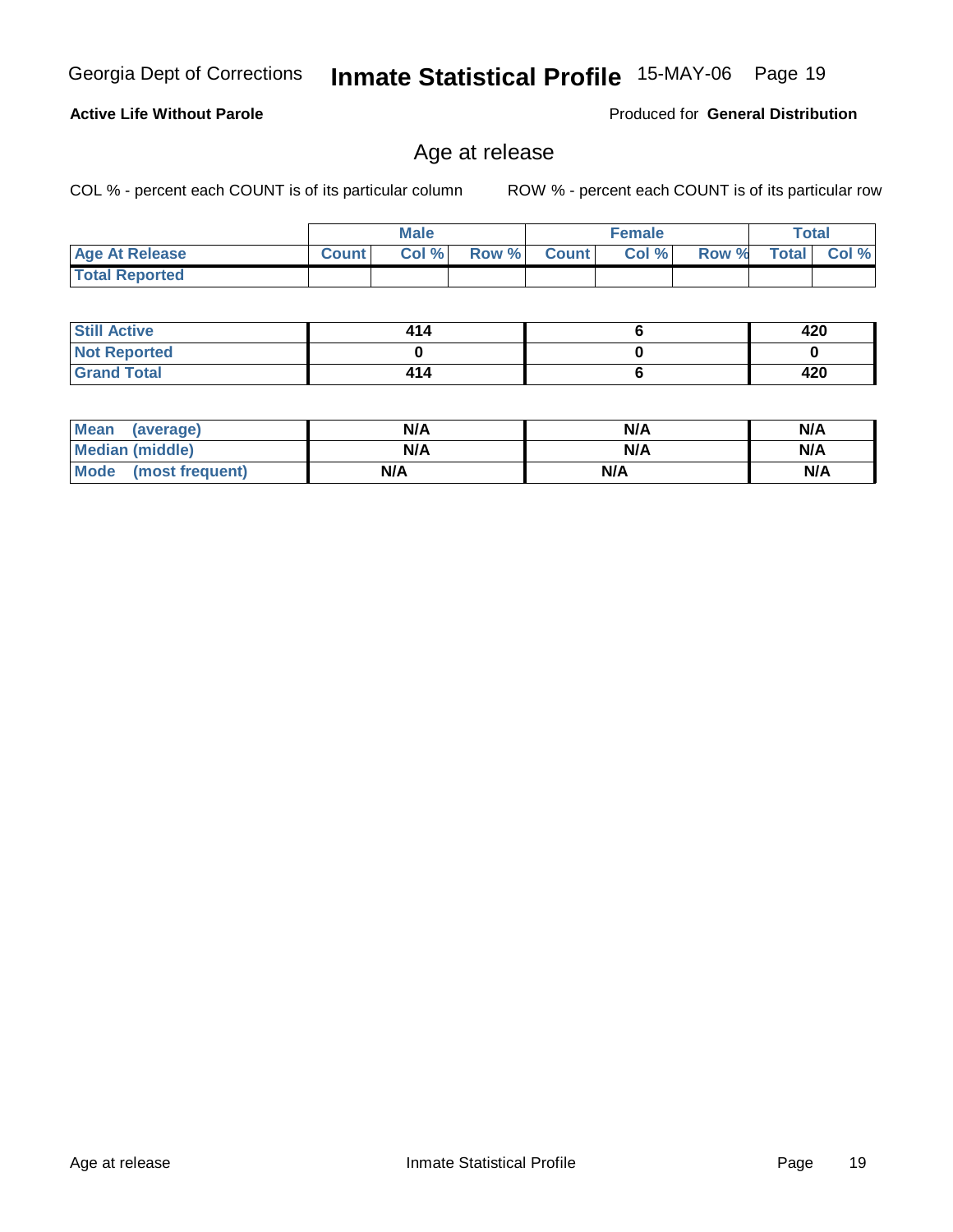**Active Life Without Parole**

Produced for **General Distribution**

## Age at release

COL % - percent each COUNT is of its particular column

ROW % - percent each COUNT is of its particular row

| | Male | | | Female | | | Total | |
|---|---|---|---|---|---|---|---|---|
| **Age At Release** | **Count** | **Col %** | **Row %** | **Count** | **Col %** | **Row %** | **Total** | **Col %** |
| **Total Reported** | | | | | | | | |

| | Male | Female | Total |
|---|---|---|---|
| **Still Active** | 414 | 6 | 420 |
| **Not Reported** | 0 | 0 | 0 |
| **Grand Total** | 414 | 6 | 420 |

| | Male | Female | Total |
|---|---|---|---|
| **Mean (average)** | N/A | N/A | N/A |
| **Median (middle)** | N/A | N/A | N/A |
| **Mode (most frequent)** | N/A | N/A | N/A |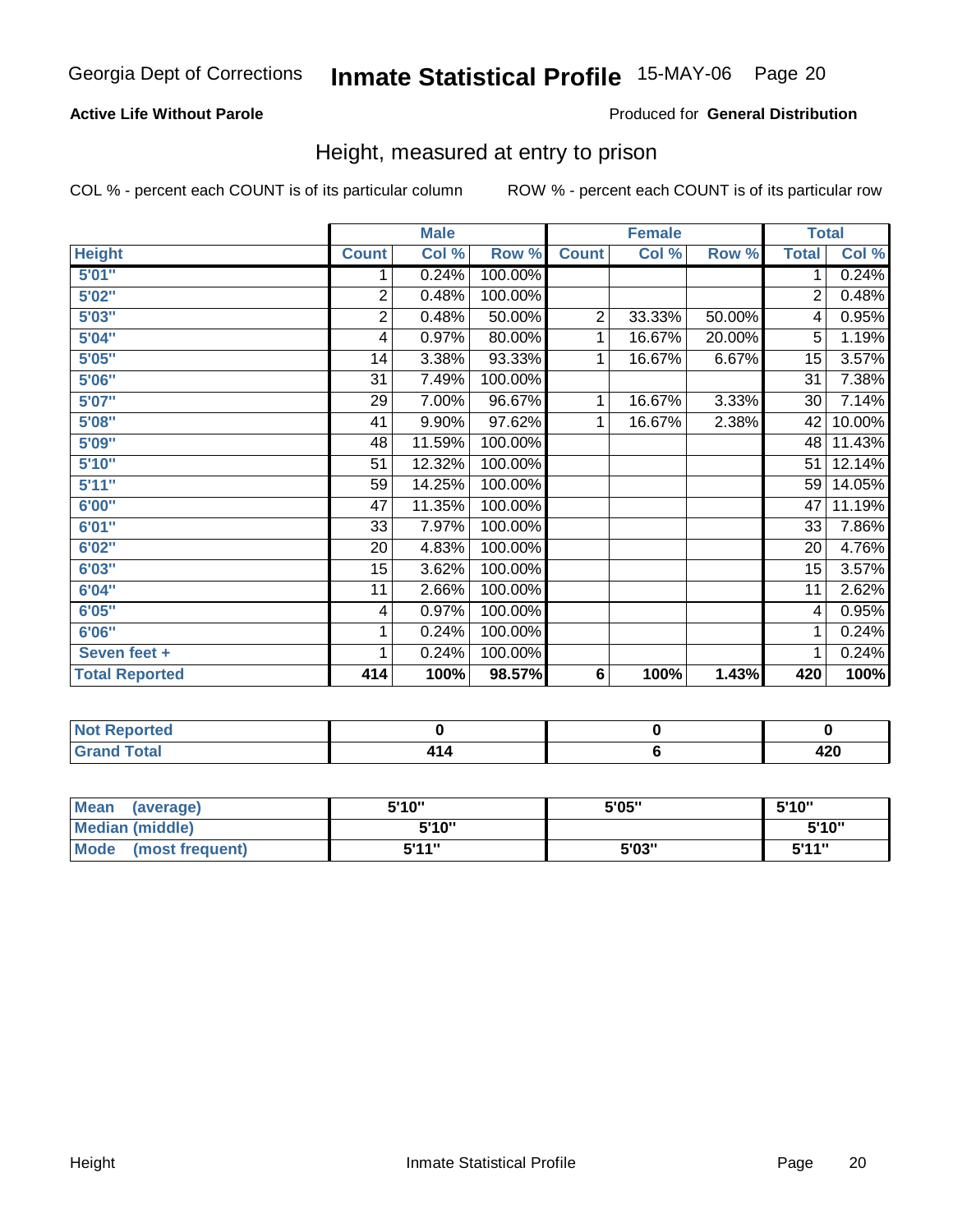Georgia Dept of Corrections **Inmate Statistical Profile** 15-MAY-06

**Active Life Without Parole**

Produced for **General Distribution**

## Height, measured at entry to prison

COL % - percent each COUNT is of its particular column

ROW % - percent each COUNT is of its particular row

| | Male | | | Female | | | Total | |
|---|---|---|---|---|---|---|---|---|
| **Height** | **Count** | **Col %** | **Row %** | **Count** | **Col %** | **Row %** | **Total** | **Col %** |
| **5'01"** | 1 | 0.24% | 100.00% | | | | 1 | 0.24% |
| **5'02"** | 2 | 0.48% | 100.00% | | | | 2 | 0.48% |
| **5'03"** | 2 | 0.48% | 50.00% | 2 | 33.33% | 50.00% | 4 | 0.95% |
| **5'04"** | 4 | 0.97% | 80.00% | 1 | 16.67% | 20.00% | 5 | 1.19% |
| **5'05"** | 14 | 3.38% | 93.33% | 1 | 16.67% | 6.67% | 15 | 3.57% |
| **5'06"** | 31 | 7.49% | 100.00% | | | | 31 | 7.38% |
| **5'07"** | 29 | 7.00% | 96.67% | 1 | 16.67% | 3.33% | 30 | 7.14% |
| **5'08"** | 41 | 9.90% | 97.62% | 1 | 16.67% | 2.38% | 42 | 10.00% |
| **5'09"** | 48 | 11.59% | 100.00% | | | | 48 | 11.43% |
| **5'10"** | 51 | 12.32% | 100.00% | | | | 51 | 12.14% |
| **5'11"** | 59 | 14.25% | 100.00% | | | | 59 | 14.05% |
| **6'00"** | 47 | 11.35% | 100.00% | | | | 47 | 11.19% |
| **6'01"** | 33 | 7.97% | 100.00% | | | | 33 | 7.86% |
| **6'02"** | 20 | 4.83% | 100.00% | | | | 20 | 4.76% |
| **6'03"** | 15 | 3.62% | 100.00% | | | | 15 | 3.57% |
| **6'04"** | 11 | 2.66% | 100.00% | | | | 11 | 2.62% |
| **6'05"** | 4 | 0.97% | 100.00% | | | | 4 | 0.95% |
| **6'06"** | 1 | 0.24% | 100.00% | | | | 1 | 0.24% |
| **Seven feet +** | 1 | 0.24% | 100.00% | | | | 1 | 0.24% |
| **Total Reported** | **414** | **100%** | **98.57%** | **6** | **100%** | **1.43%** | **420** | **100%** |

| | Male | Female | Total |
|---|---|---|---|
| **Not Reported** | **0** | **0** | **0** |
| **Grand Total** | **414** | **6** | **420** |

| | Male | Female | Total |
|---|---|---|---|
| **Mean (average)** | **5'10"** | **5'05"** | **5'10"** |
| **Median (middle)** | **5'10"** | | **5'10"** |
| **Mode (most frequent)** | **5'11"** | **5'03"** | **5'11"** |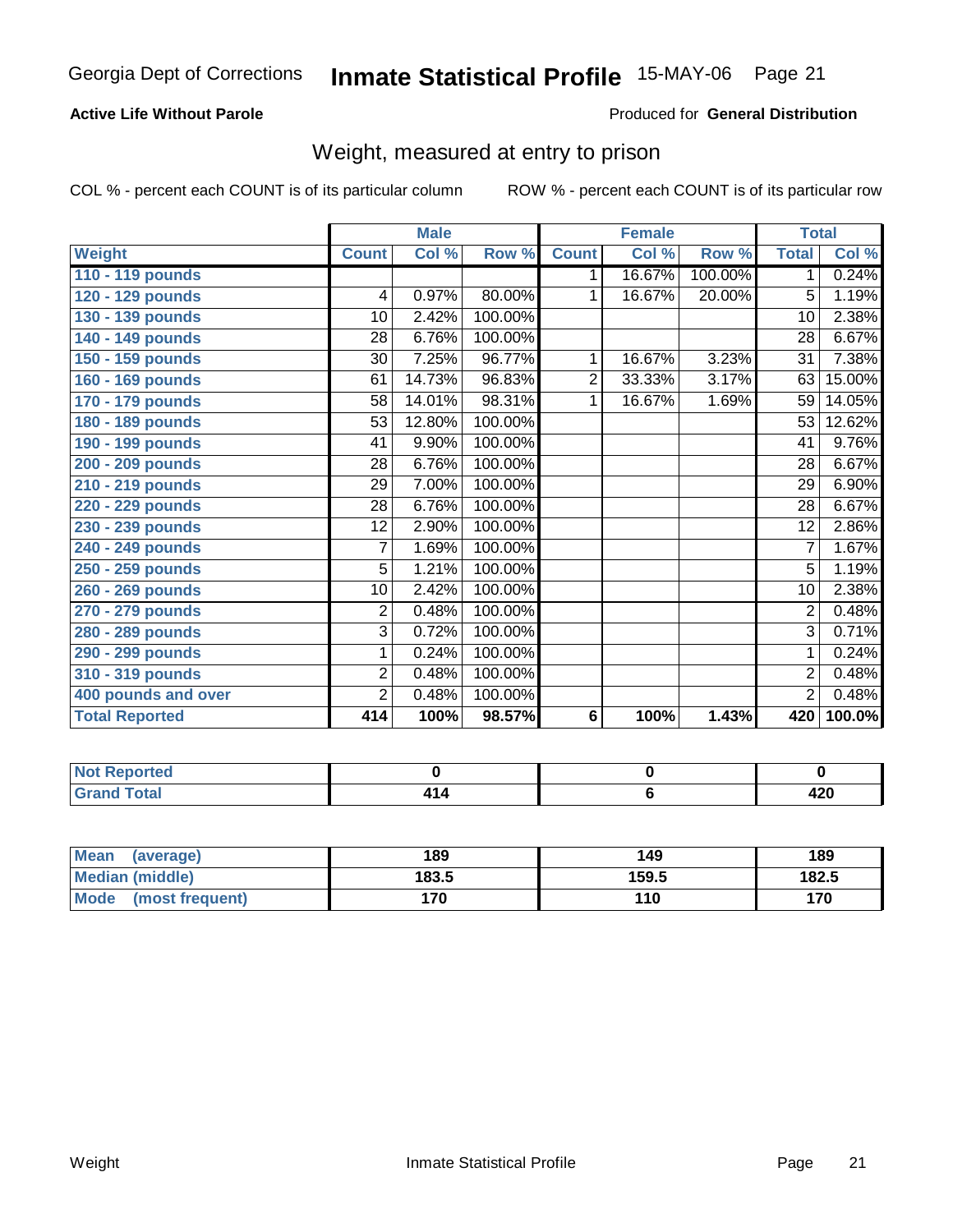Georgia Dept of Corrections **Inmate Statistical Profile** 15-MAY-06

**Active Life Without Parole**

Produced for **General Distribution**

## Weight, measured at entry to prison

COL % - percent each COUNT is of its particular column ROW % - percent each COUNT is of its particular row

| | Male | | | Female | | | Total | |
|---|---|---|---|---|---|---|---|---|
| **Weight** | **Count** | **Col %** | **Row %** | **Count** | **Col %** | **Row %** | **Total** | **Col %** |
| **110 - 119 pounds** | | | | 1 | 16.67% | 100.00% | 1 | 0.24% |
| **120 - 129 pounds** | 4 | 0.97% | 80.00% | 1 | 16.67% | 20.00% | 5 | 1.19% |
| **130 - 139 pounds** | 10 | 2.42% | 100.00% | | | | 10 | 2.38% |
| **140 - 149 pounds** | 28 | 6.76% | 100.00% | | | | 28 | 6.67% |
| **150 - 159 pounds** | 30 | 7.25% | 96.77% | 1 | 16.67% | 3.23% | 31 | 7.38% |
| **160 - 169 pounds** | 61 | 14.73% | 96.83% | 2 | 33.33% | 3.17% | 63 | 15.00% |
| **170 - 179 pounds** | 58 | 14.01% | 98.31% | 1 | 16.67% | 1.69% | 59 | 14.05% |
| **180 - 189 pounds** | 53 | 12.80% | 100.00% | | | | 53 | 12.62% |
| **190 - 199 pounds** | 41 | 9.90% | 100.00% | | | | 41 | 9.76% |
| **200 - 209 pounds** | 28 | 6.76% | 100.00% | | | | 28 | 6.67% |
| **210 - 219 pounds** | 29 | 7.00% | 100.00% | | | | 29 | 6.90% |
| **220 - 229 pounds** | 28 | 6.76% | 100.00% | | | | 28 | 6.67% |
| **230 - 239 pounds** | 12 | 2.90% | 100.00% | | | | 12 | 2.86% |
| **240 - 249 pounds** | 7 | 1.69% | 100.00% | | | | 7 | 1.67% |
| **250 - 259 pounds** | 5 | 1.21% | 100.00% | | | | 5 | 1.19% |
| **260 - 269 pounds** | 10 | 2.42% | 100.00% | | | | 10 | 2.38% |
| **270 - 279 pounds** | 2 | 0.48% | 100.00% | | | | 2 | 0.48% |
| **280 - 289 pounds** | 3 | 0.72% | 100.00% | | | | 3 | 0.71% |
| **290 - 299 pounds** | 1 | 0.24% | 100.00% | | | | 1 | 0.24% |
| **310 - 319 pounds** | 2 | 0.48% | 100.00% | | | | 2 | 0.48% |
| **400 pounds and over** | 2 | 0.48% | 100.00% | | | | 2 | 0.48% |
| **Total Reported** | **414** | **100%** | **98.57%** | **6** | **100%** | **1.43%** | **420** | **100.0%** |

| | Male | Female | Total |
|---|---|---|---|
| **Not Reported** | **0** | **0** | **0** |
| **Grand Total** | **414** | **6** | **420** |

| | Male | Female | Total |
|---|---|---|---|
| **Mean (average)** | **189** | **149** | **189** |
| **Median (middle)** | **183.5** | **159.5** | **182.5** |
| **Mode (most frequent)** | **170** | **110** | **170** |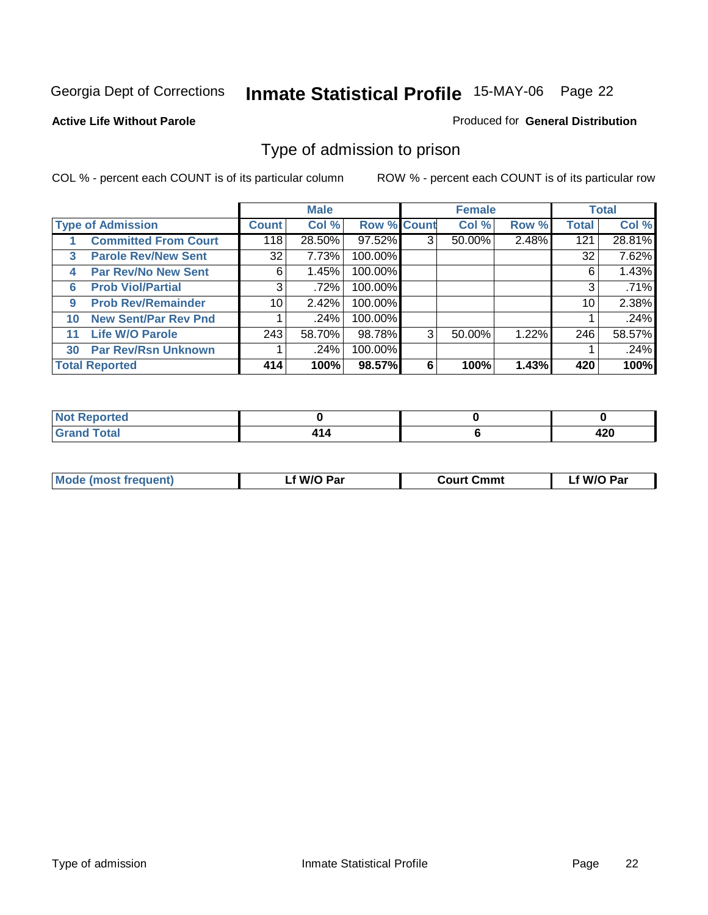Georgia Dept of Corrections **Inmate Statistical Profile** 15-MAY-06

**Active Life Without Parole**

Produced for **General Distribution**

## Type of admission to prison

COL % - percent each COUNT is of its particular column

ROW % - percent each COUNT is of its particular row

| Type of Admission | Male | | | Female | | | Total | |
|---|---|---|---|---|---|---|---|---|
| | Count | Col % | Row % | Count | Col % | Row % | Total | Col % |
| 1 Committed From Court | 118 | 28.50% | 97.52% | 3 | 50.00% | 2.48% | 121 | 28.81% |
| 3 Parole Rev/New Sent | 32 | 7.73% | 100.00% | | | | 32 | 7.62% |
| 4 Par Rev/No New Sent | 6 | 1.45% | 100.00% | | | | 6 | 1.43% |
| 6 Prob Viol/Partial | 3 | .72% | 100.00% | | | | 3 | .71% |
| 9 Prob Rev/Remainder | 10 | 2.42% | 100.00% | | | | 10 | 2.38% |
| 10 New Sent/Par Rev Pnd | 1 | .24% | 100.00% | | | | 1 | .24% |
| 11 Life W/O Parole | 243 | 58.70% | 98.78% | 3 | 50.00% | 1.22% | 246 | 58.57% |
| 30 Par Rev/Rsn Unknown | 1 | .24% | 100.00% | | | | 1 | .24% |
| **Total Reported** | **414** | **100%** | **98.57%** | **6** | **100%** | **1.43%** | **420** | **100%** |

| | Male | Female | Total |
|---|---|---|---|
| Not Reported | **0** | **0** | **0** |
| Grand Total | **414** | **6** | **420** |

| | Male | Female | Total |
|---|---|---|---|
| Mode (most frequent) | **Lf W/O Par** | **Court Cmmt** | **Lf W/O Par** |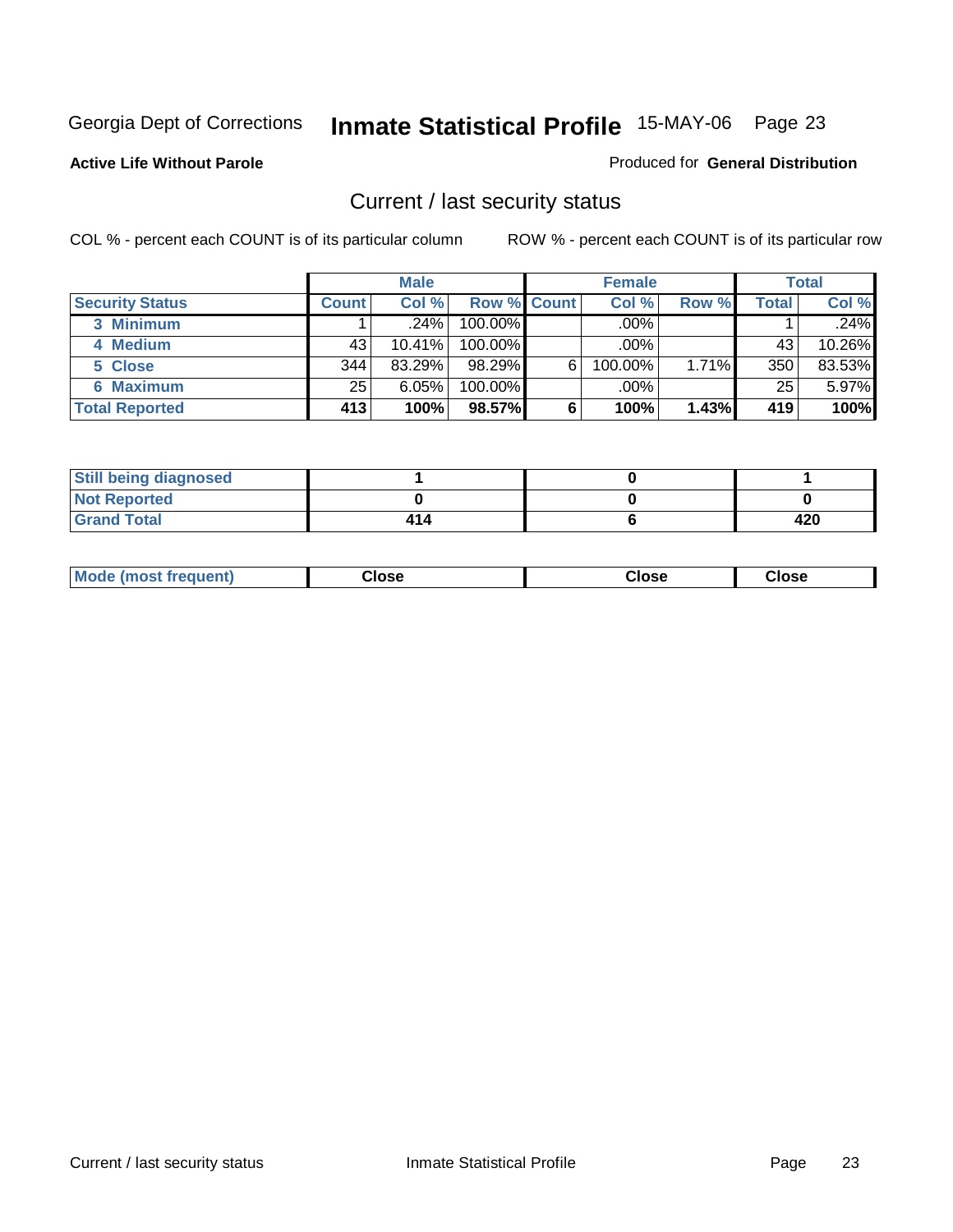Georgia Dept of Corrections **Inmate Statistical Profile** 15-MAY-06 Page 23

**Active Life Without Parole**

Produced for **General Distribution**

## Current / last security status

COL % - percent each COUNT is of its particular column ROW % - percent each COUNT is of its particular row

| | Male | | | Female | | | Total | |
|---|---|---|---|---|---|---|---|---|
| Security Status | Count | Col % | Row % | Count | Col % | Row % | Total | Col % |
| 3 Minimum | 1 | .24% | 100.00% | | .00% | | 1 | .24% |
| 4 Medium | 43 | 10.41% | 100.00% | | .00% | | 43 | 10.26% |
| 5 Close | 344 | 83.29% | 98.29% | 6 | 100.00% | 1.71% | 350 | 83.53% |
| 6 Maximum | 25 | 6.05% | 100.00% | | .00% | | 25 | 5.97% |
| **Total Reported** | **413** | **100%** | **98.57%** | **6** | **100%** | **1.43%** | **419** | **100%** |

| | | | |
|---|---|---|---|
| Still being diagnosed | 1 | 0 | 1 |
| Not Reported | 0 | 0 | 0 |
| Grand Total | 414 | 6 | 420 |

| | | | |
|---|---|---|---|
| Mode (most frequent) | Close | Close | Close |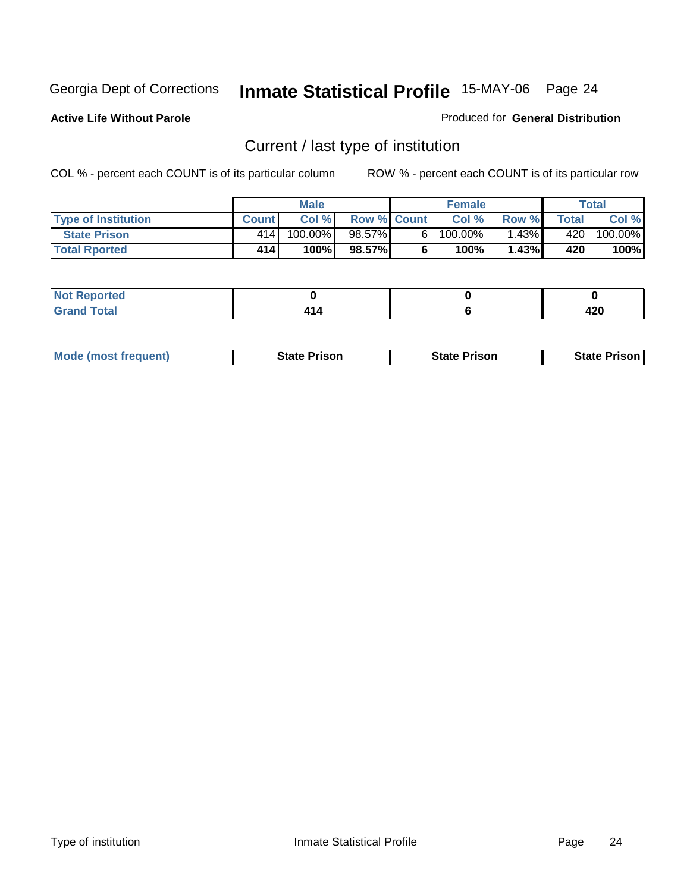Georgia Dept of Corrections **Inmate Statistical Profile** 15-MAY-06

**Active Life Without Parole**

Produced for **General Distribution**

## Current / last type of institution

COL % - percent each COUNT is of its particular column

ROW % - percent each COUNT is of its particular row

| | Male | | | Female | | | Total | |
|---|---|---|---|---|---|---|---|---|
| Type of Institution | Count | Col % | Row % | Count | Col % | Row % | Total | Col % |
| State Prison | 414 | 100.00% | 98.57% | 6 | 100.00% | 1.43% | 420 | 100.00% |
| **Total Rported** | **414** | **100%** | **98.57%** | **6** | **100%** | **1.43%** | **420** | **100%** |

| | Male | Female | Total |
|---|---|---|---|
| Not Reported | **0** | **0** | **0** |
| Grand Total | **414** | **6** | **420** |

| | Male | Female | Total |
|---|---|---|---|
| Mode (most frequent) | **State Prison** | **State Prison** | **State Prison** |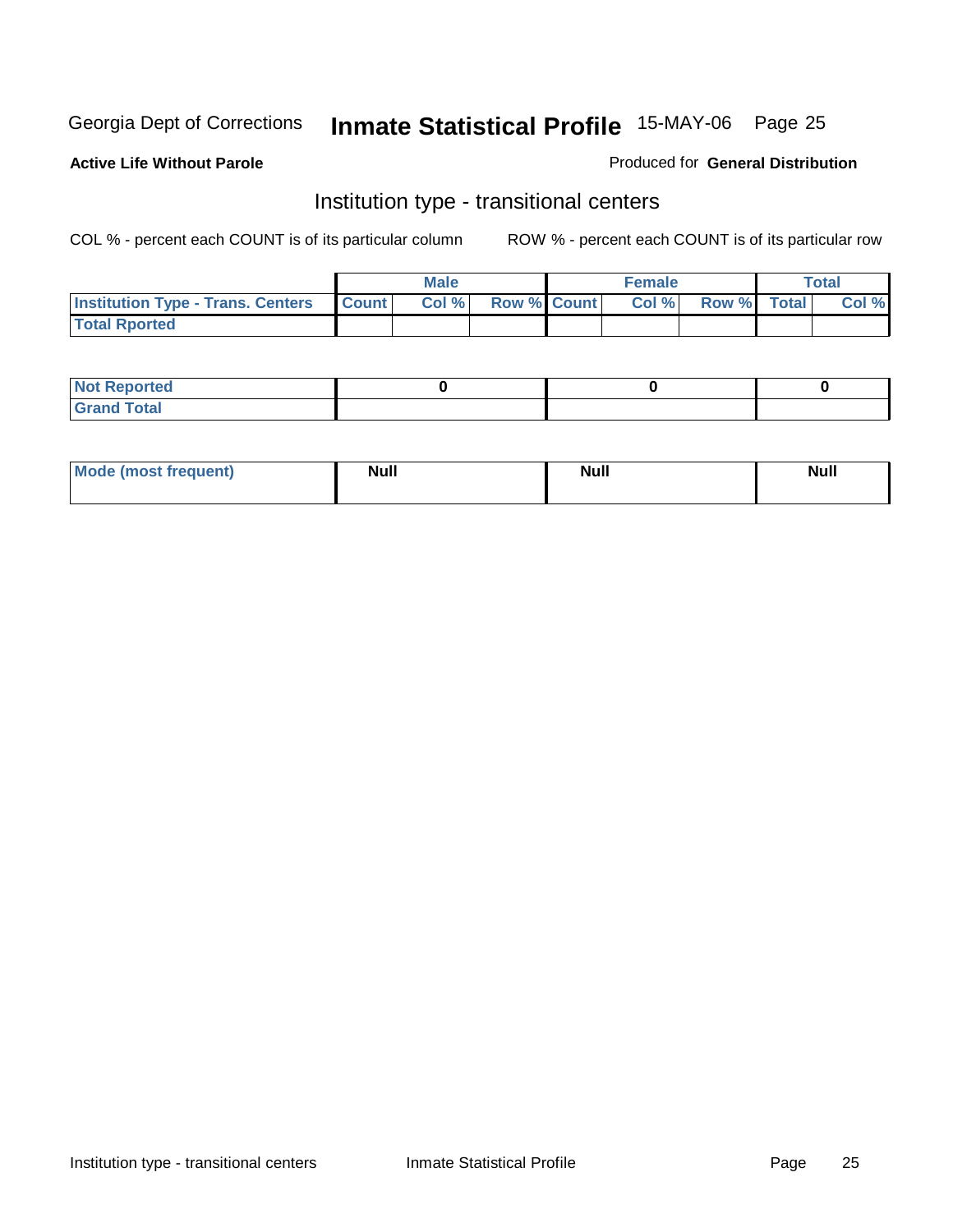Georgia Dept of Corrections **Inmate Statistical Profile** 15-MAY-06 Page 25

**Active Life Without Parole**

Produced for **General Distribution**

## Institution type - transitional centers

COL % - percent each COUNT is of its particular column ROW % - percent each COUNT is of its particular row

| | Male | | | Female | | | Total | |
|---|---|---|---|---|---|---|---|---|
| **Institution Type - Trans. Centers** | **Count** | **Col %** | **Row %** | **Count** | **Col %** | **Row %** | **Total** | **Col %** |
| **Total Rported** | | | | | | | | |

| | Male | Female | Total |
|---|---|---|---|
| **Not Reported** | 0 | 0 | 0 |
| **Grand Total** | | | |

| | Male | Female | Total |
|---|---|---|---|
| **Mode (most frequent)** | Null | Null | Null |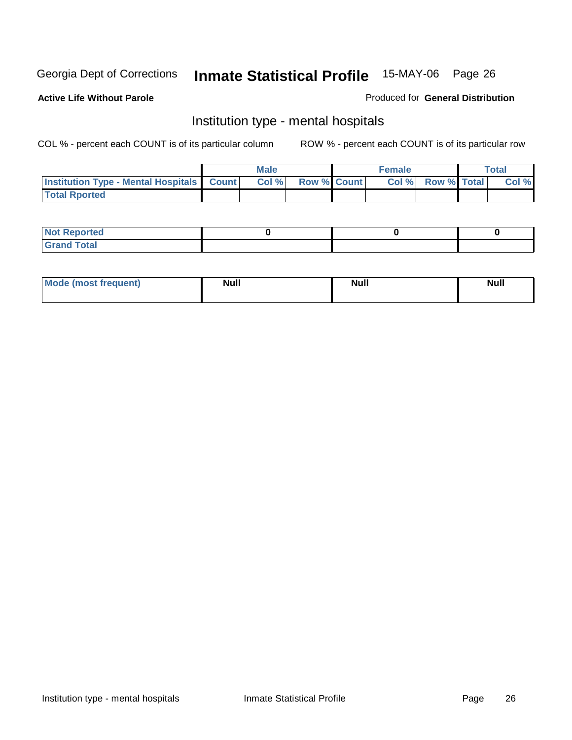Georgia Dept of Corrections **Inmate Statistical Profile** 15-MAY-06

**Active Life Without Parole**

Produced for **General Distribution**

## Institution type - mental hospitals

COL % - percent each COUNT is of its particular column

ROW % - percent each COUNT is of its particular row

| | Male | | | Female | | | Total | |
|---|---|---|---|---|---|---|---|---|
| **Institution Type - Mental Hospitals** | **Count** | **Col %** | **Row %** | **Count** | **Col %** | **Row %** | **Total** | **Col %** |
| **Total Rported** | | | | | | | | |

| | Male | Female | Total |
|---|---|---|---|
| **Not Reported** | 0 | 0 | 0 |
| **Grand Total** | | | |

| | Male | Female | Total |
|---|---|---|---|
| **Mode (most frequent)** | **Null** | **Null** | **Null** |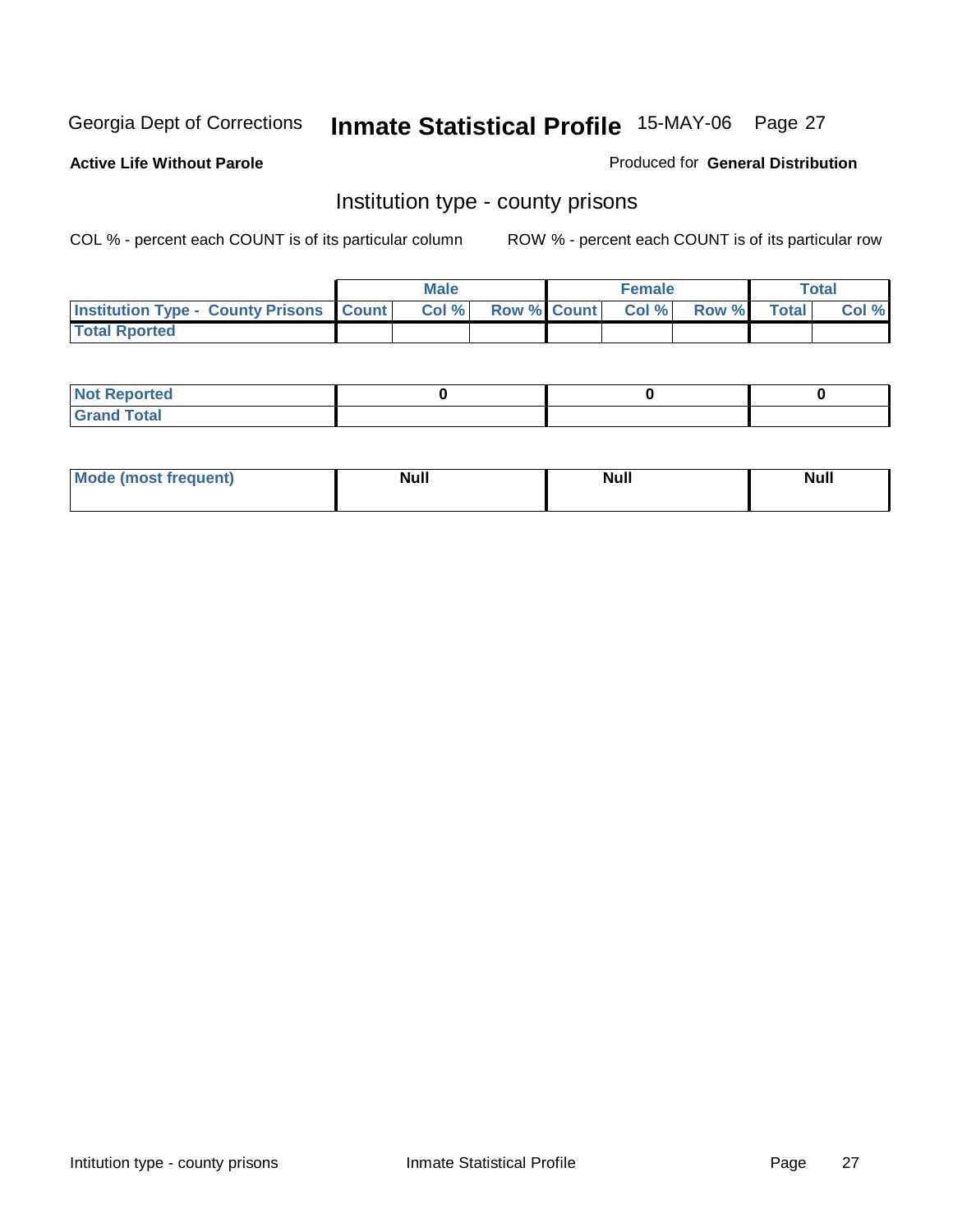Georgia Dept of Corrections **Inmate Statistical Profile** 15-MAY-06

**Active Life Without Parole**

Produced for **General Distribution**

## Institution type - county prisons

COL % - percent each COUNT is of its particular column

ROW % - percent each COUNT is of its particular row

| | Male | | | Female | | | Total | |
|---|---|---|---|---|---|---|---|---|
| **Institution Type - County Prisons** | **Count** | **Col %** | **Row %** | **Count** | **Col %** | **Row %** | **Total** | **Col %** |
| **Total Rported** | | | | | | | | |

| | Male | Female | Total |
|---|---|---|---|
| **Not Reported** | 0 | 0 | 0 |
| **Grand Total** | | | |

| | Male | Female | Total |
|---|---|---|---|
| **Mode (most frequent)** | Null | Null | Null |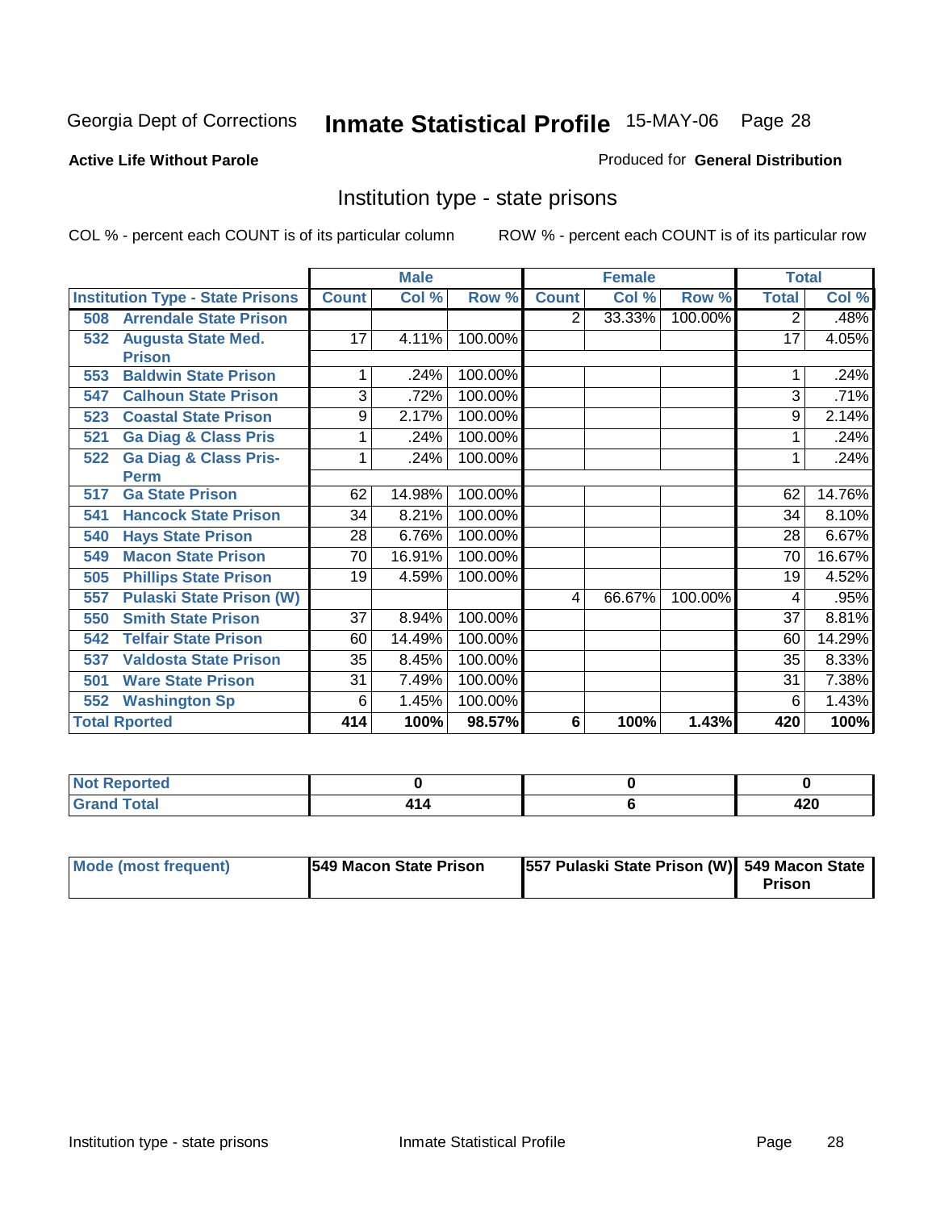Georgia Dept of Corrections **Inmate Statistical Profile** 15-MAY-06

**Active Life Without Parole**

Produced for **General Distribution**

## Institution type - state prisons

COL % - percent each COUNT is of its particular column

ROW % - percent each COUNT is of its particular row

| | Male | | | Female | | | Total | |
|---|---|---|---|---|---|---|---|---|
| **Institution Type - State Prisons** | **Count** | **Col %** | **Row %** | **Count** | **Col %** | **Row %** | **Total** | **Col %** |
| 508 Arrendale State Prison | | | | 2 | 33.33% | 100.00% | 2 | .48% |
| 532 Augusta State Med. Prison | 17 | 4.11% | 100.00% | | | | 17 | 4.05% |
| 553 Baldwin State Prison | 1 | .24% | 100.00% | | | | 1 | .24% |
| 547 Calhoun State Prison | 3 | .72% | 100.00% | | | | 3 | .71% |
| 523 Coastal State Prison | 9 | 2.17% | 100.00% | | | | 9 | 2.14% |
| 521 Ga Diag & Class Pris | 1 | .24% | 100.00% | | | | 1 | .24% |
| 522 Ga Diag & Class Pris-Perm | 1 | .24% | 100.00% | | | | 1 | .24% |
| 517 Ga State Prison | 62 | 14.98% | 100.00% | | | | 62 | 14.76% |
| 541 Hancock State Prison | 34 | 8.21% | 100.00% | | | | 34 | 8.10% |
| 540 Hays State Prison | 28 | 6.76% | 100.00% | | | | 28 | 6.67% |
| 549 Macon State Prison | 70 | 16.91% | 100.00% | | | | 70 | 16.67% |
| 505 Phillips State Prison | 19 | 4.59% | 100.00% | | | | 19 | 4.52% |
| 557 Pulaski State Prison (W) | | | | 4 | 66.67% | 100.00% | 4 | .95% |
| 550 Smith State Prison | 37 | 8.94% | 100.00% | | | | 37 | 8.81% |
| 542 Telfair State Prison | 60 | 14.49% | 100.00% | | | | 60 | 14.29% |
| 537 Valdosta State Prison | 35 | 8.45% | 100.00% | | | | 35 | 8.33% |
| 501 Ware State Prison | 31 | 7.49% | 100.00% | | | | 31 | 7.38% |
| 552 Washington Sp | 6 | 1.45% | 100.00% | | | | 6 | 1.43% |
| **Total Rported** | **414** | **100%** | **98.57%** | **6** | **100%** | **1.43%** | **420** | **100%** |

| | Male | Female | Total |
|---|---|---|---|
| **Not Reported** | **0** | **0** | **0** |
| **Grand Total** | **414** | **6** | **420** |

| | Male | Female | Total |
|---|---|---|---|
| **Mode (most frequent)** | **549 Macon State Prison** | **557 Pulaski State Prison (W)** | **549 Macon State Prison** |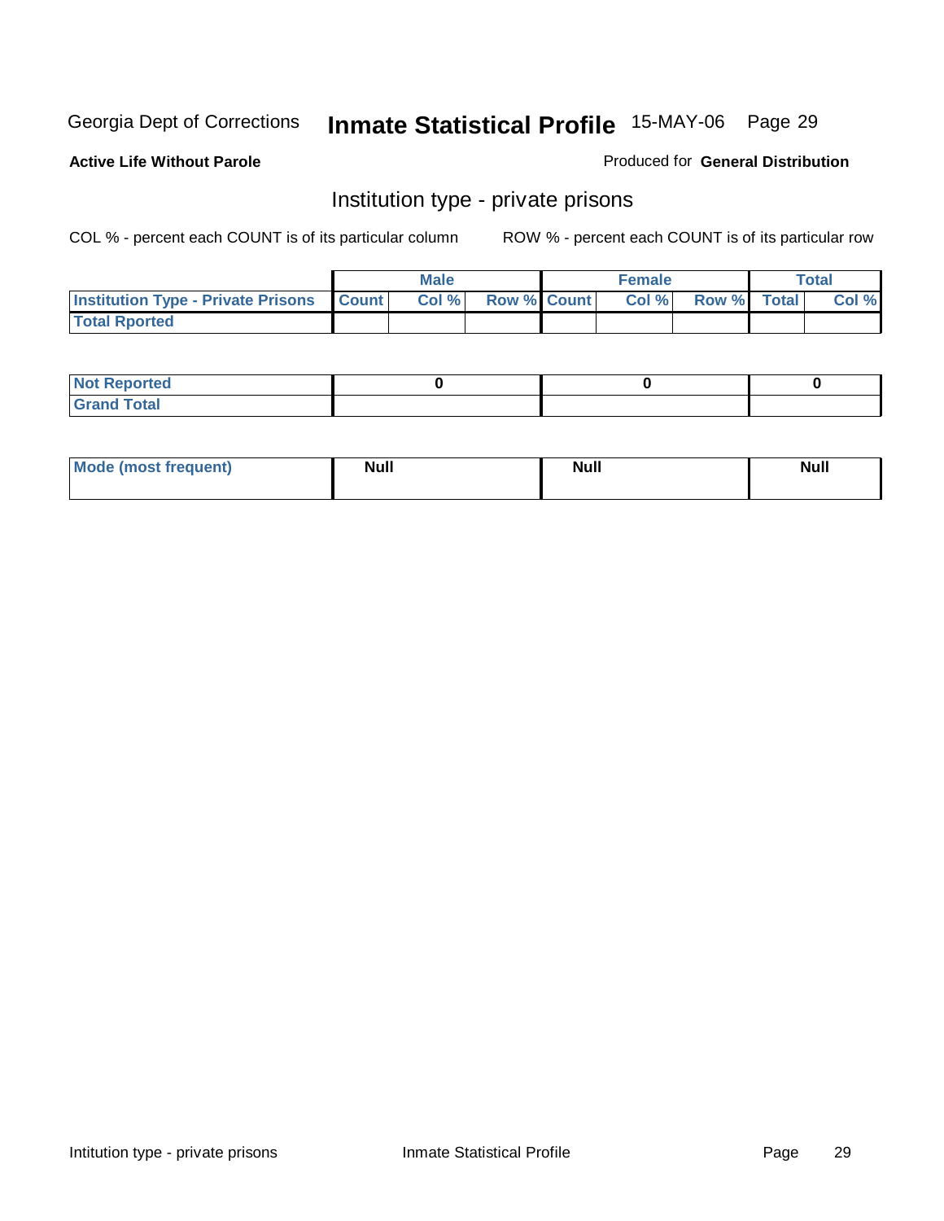Georgia Dept of Corrections **Inmate Statistical Profile** 15-MAY-06 Page 29

**Active Life Without Parole**

Produced for **General Distribution**

## Institution type - private prisons

COL % - percent each COUNT is of its particular column

ROW % - percent each COUNT is of its particular row

| | Male | | | Female | | | Total | |
|---|---|---|---|---|---|---|---|---|
| **Institution Type - Private Prisons** | **Count** | **Col %** | **Row %** | **Count** | **Col %** | **Row %** | **Total** | **Col %** |
| **Total Rported** | | | | | | | | |

| | Male | Female | Total |
|---|---|---|---|
| **Not Reported** | 0 | 0 | 0 |
| **Grand Total** | | | |

| | Male | Female | Total |
|---|---|---|---|
| **Mode (most frequent)** | Null | Null | Null |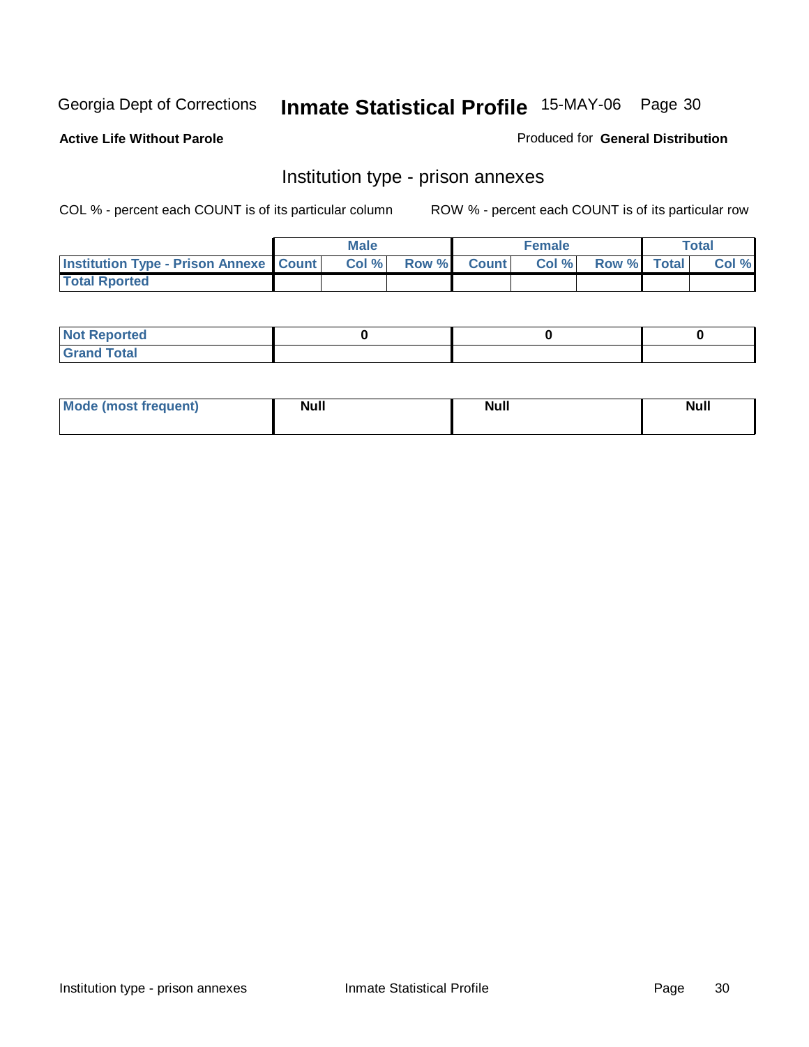Georgia Dept of Corrections **Inmate Statistical Profile** 15-MAY-06

**Active Life Without Parole**

Produced for **General Distribution**

## Institution type - prison annexes

COL % - percent each COUNT is of its particular column ROW % - percent each COUNT is of its particular row

| | Male | | | Female | | | Total | |
|---|---|---|---|---|---|---|---|---|
| Institution Type - Prison Annexe | Count | Col % | Row % | Count | Col % | Row % | Total | Col % |
| Total Rported | | | | | | | | |

| | Male | Female | Total |
|---|---|---|---|
| Not Reported | 0 | 0 | 0 |
| Grand Total | | | |

| | Male | Female | Total |
|---|---|---|---|
| Mode (most frequent) | Null | Null | Null |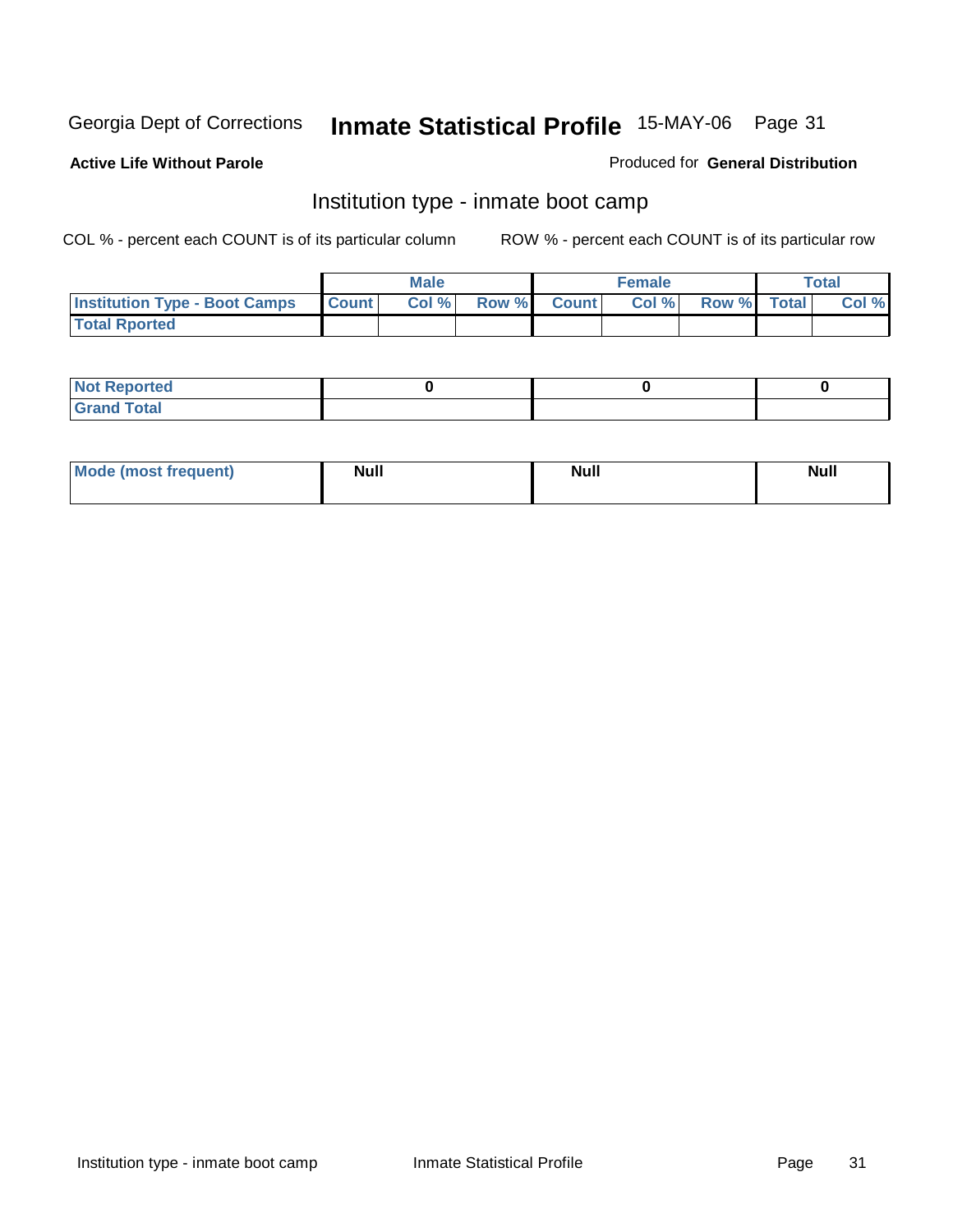Georgia Dept of Corrections **Inmate Statistical Profile** 15-MAY-06

**Active Life Without Parole**

Produced for **General Distribution**

## Institution type - inmate boot camp

COL % - percent each COUNT is of its particular column

ROW % - percent each COUNT is of its particular row

| | Male | | | Female | | | Total | |
|---|---|---|---|---|---|---|---|---|
| **Institution Type - Boot Camps** | **Count** | **Col %** | **Row %** | **Count** | **Col %** | **Row %** | **Total** | **Col %** |
| **Total Rported** | | | | | | | | |

| | Male | Female | Total |
|---|---|---|---|
| **Not Reported** | 0 | 0 | 0 |
| **Grand Total** | | | |

| | Male | Female | Total |
|---|---|---|---|
| **Mode (most frequent)** | **Null** | **Null** | **Null** |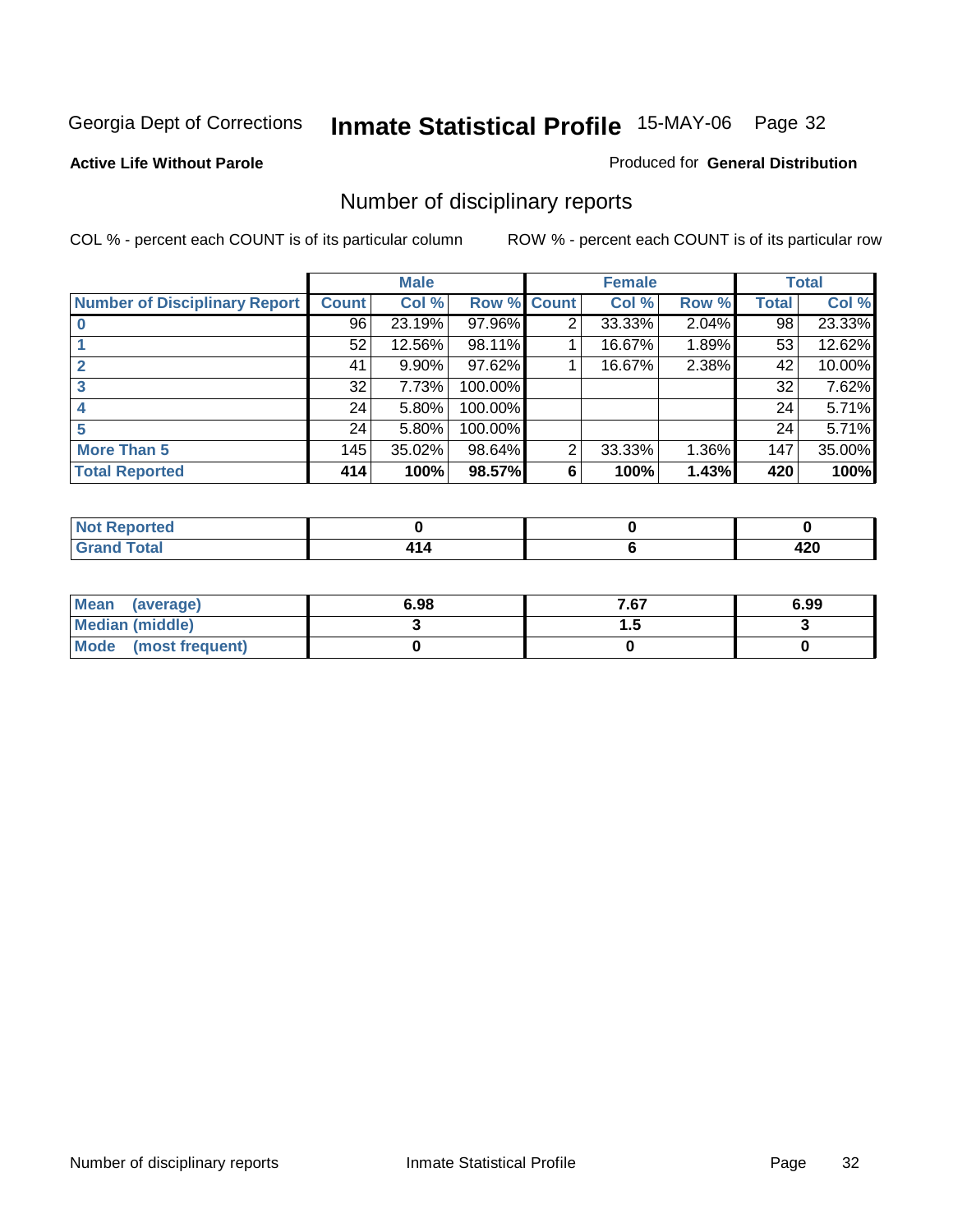Georgia Dept of Corrections **Inmate Statistical Profile** 15-MAY-06

**Active Life Without Parole**

Produced for **General Distribution**

## Number of disciplinary reports

COL % - percent each COUNT is of its particular column

ROW % - percent each COUNT is of its particular row

| | Male | | | Female | | | Total | |
|---|---|---|---|---|---|---|---|---|
| **Number of Disciplinary Report** | **Count** | **Col %** | **Row %** | **Count** | **Col %** | **Row %** | **Total** | **Col %** |
| **0** | 96 | 23.19% | 97.96% | 2 | 33.33% | 2.04% | 98 | 23.33% |
| **1** | 52 | 12.56% | 98.11% | 1 | 16.67% | 1.89% | 53 | 12.62% |
| **2** | 41 | 9.90% | 97.62% | 1 | 16.67% | 2.38% | 42 | 10.00% |
| **3** | 32 | 7.73% | 100.00% | | | | 32 | 7.62% |
| **4** | 24 | 5.80% | 100.00% | | | | 24 | 5.71% |
| **5** | 24 | 5.80% | 100.00% | | | | 24 | 5.71% |
| **More Than 5** | 145 | 35.02% | 98.64% | 2 | 33.33% | 1.36% | 147 | 35.00% |
| **Total Reported** | **414** | **100%** | **98.57%** | **6** | **100%** | **1.43%** | **420** | **100%** |

| | Male | Female | Total |
|---|---|---|---|
| **Not Reported** | **0** | **0** | **0** |
| **Grand Total** | **414** | **6** | **420** |

| | Male | Female | Total |
|---|---|---|---|
| **Mean (average)** | **6.98** | **7.67** | **6.99** |
| **Median (middle)** | **3** | **1.5** | **3** |
| **Mode (most frequent)** | **0** | **0** | **0** |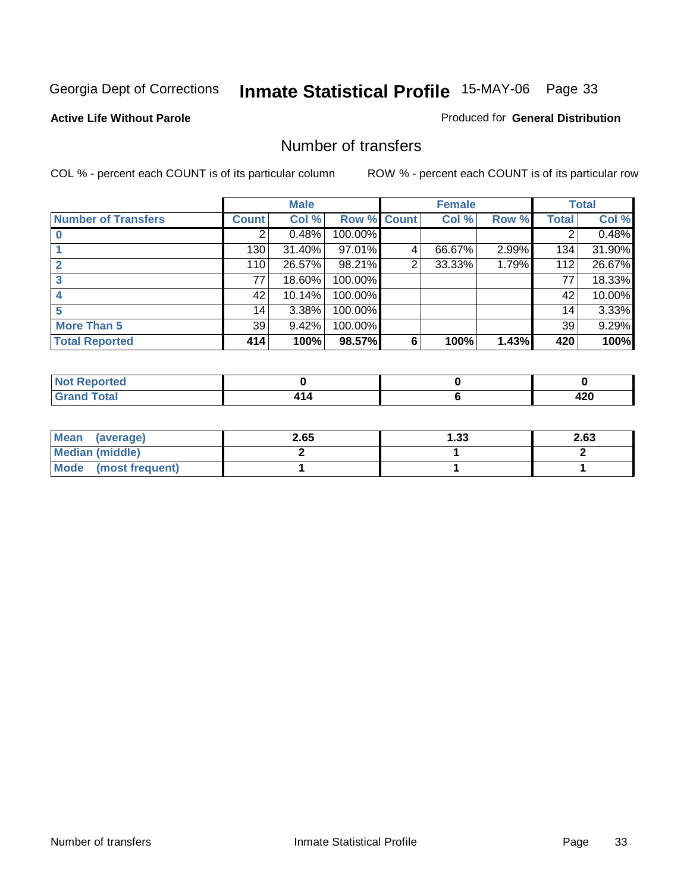Georgia Dept of Corrections **Inmate Statistical Profile** 15-MAY-06 Page 33

**Active Life Without Parole**

Produced for **General Distribution**

## Number of transfers

COL % - percent each COUNT is of its particular column

ROW % - percent each COUNT is of its particular row

| | Male | | | Female | | | Total | |
|---|---|---|---|---|---|---|---|---|
| **Number of Transfers** | **Count** | **Col %** | **Row %** | **Count** | **Col %** | **Row %** | **Total** | **Col %** |
| **0** | 2 | 0.48% | 100.00% | | | | 2 | 0.48% |
| **1** | 130 | 31.40% | 97.01% | 4 | 66.67% | 2.99% | 134 | 31.90% |
| **2** | 110 | 26.57% | 98.21% | 2 | 33.33% | 1.79% | 112 | 26.67% |
| **3** | 77 | 18.60% | 100.00% | | | | 77 | 18.33% |
| **4** | 42 | 10.14% | 100.00% | | | | 42 | 10.00% |
| **5** | 14 | 3.38% | 100.00% | | | | 14 | 3.33% |
| **More Than 5** | 39 | 9.42% | 100.00% | | | | 39 | 9.29% |
| **Total Reported** | **414** | **100%** | **98.57%** | **6** | **100%** | **1.43%** | **420** | **100%** |

| | Male | Female | Total |
|---|---|---|---|
| **Not Reported** | **0** | **0** | **0** |
| **Grand Total** | **414** | **6** | **420** |

| | Male | Female | Total |
|---|---|---|---|
| **Mean (average)** | **2.65** | **1.33** | **2.63** |
| **Median (middle)** | **2** | **1** | **2** |
| **Mode (most frequent)** | **1** | **1** | **1** |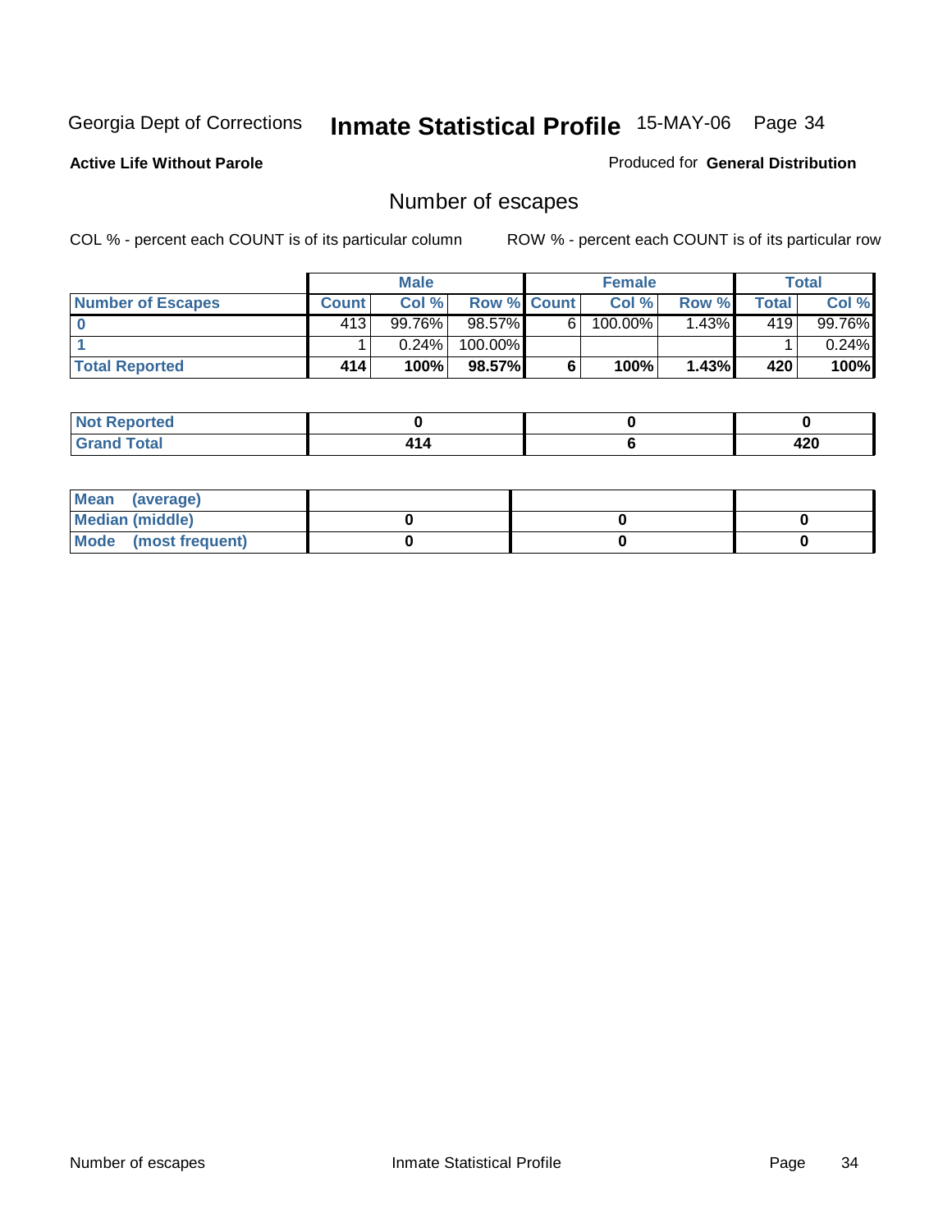Georgia Dept of Corrections **Inmate Statistical Profile** 15-MAY-06

**Active Life Without Parole**

Produced for **General Distribution**

## Number of escapes

COL % - percent each COUNT is of its particular column

ROW % - percent each COUNT is of its particular row

| | Male | | | Female | | | Total | |
|---|---|---|---|---|---|---|---|---|
| **Number of Escapes** | **Count** | **Col %** | **Row %** | **Count** | **Col %** | **Row %** | **Total** | **Col %** |
| **0** | 413 | 99.76% | 98.57% | 6 | 100.00% | 1.43% | 419 | 99.76% |
| **1** | 1 | 0.24% | 100.00% | | | | 1 | 0.24% |
| **Total Reported** | **414** | **100%** | **98.57%** | **6** | **100%** | **1.43%** | **420** | **100%** |

| | Male | Female | Total |
|---|---|---|---|
| **Not Reported** | **0** | **0** | **0** |
| **Grand Total** | **414** | **6** | **420** |

| | Male | Female | Total |
|---|---|---|---|
| **Mean (average)** | | | |
| **Median (middle)** | **0** | **0** | **0** |
| **Mode (most frequent)** | **0** | **0** | **0** |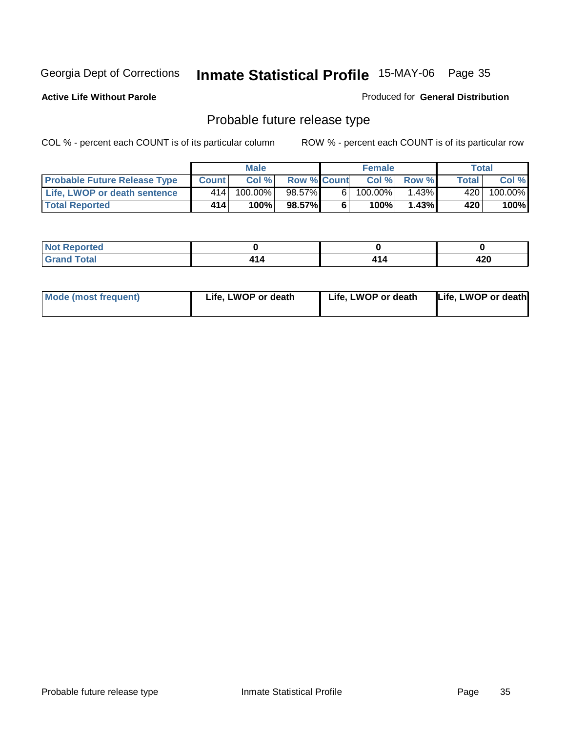Georgia Dept of Corrections **Inmate Statistical Profile** 15-MAY-06 Page 35

**Active Life Without Parole**

Produced for **General Distribution**

## Probable future release type

COL % - percent each COUNT is of its particular column

ROW % - percent each COUNT is of its particular row

| | Male | | | Female | | | Total | |
|---|---|---|---|---|---|---|---|---|
| **Probable Future Release Type** | **Count** | **Col %** | **Row %** | **Count** | **Col %** | **Row %** | **Total** | **Col %** |
| **Life, LWOP or death sentence** | 414 | 100.00% | 98.57% | 6 | 100.00% | 1.43% | 420 | 100.00% |
| **Total Reported** | **414** | **100%** | **98.57%** | **6** | **100%** | **1.43%** | **420** | **100%** |

| | Male | Female | Total |
|---|---|---|---|
| **Not Reported** | **0** | **0** | **0** |
| **Grand Total** | **414** | **414** | **420** |

| | Male | Female | Total |
|---|---|---|---|
| **Mode (most frequent)** | **Life, LWOP or death** | **Life, LWOP or death** | **Life, LWOP or death** |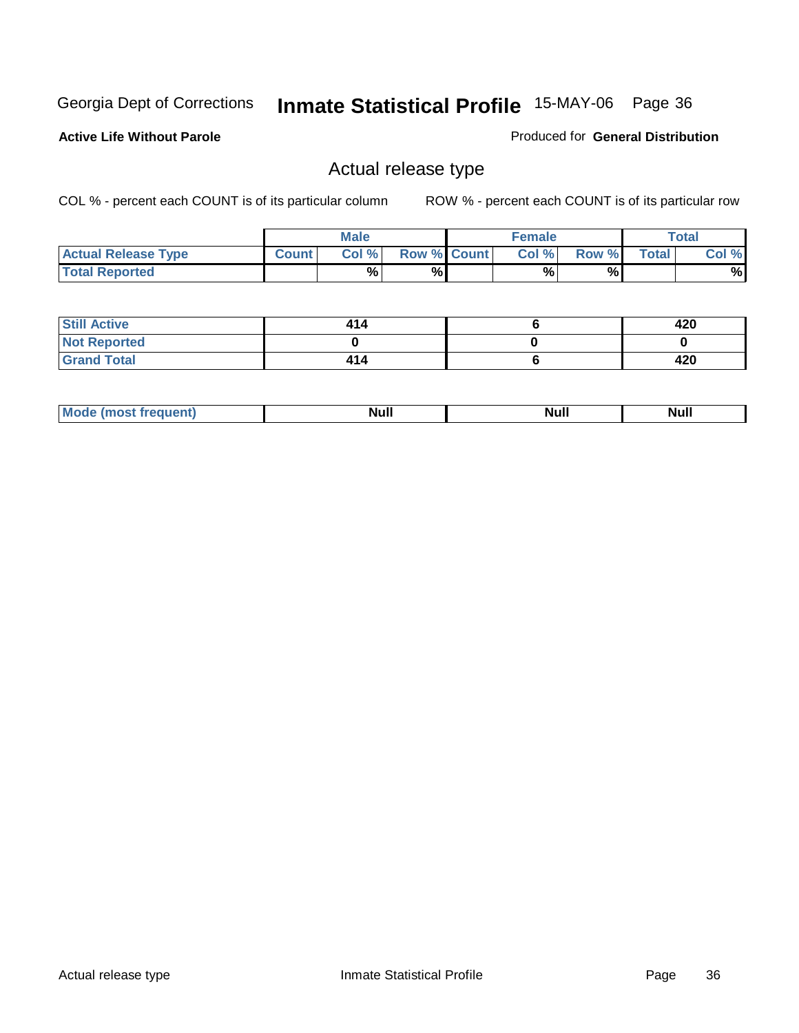Georgia Dept of Corrections **Inmate Statistical Profile** 15-MAY-06

**Active Life Without Parole**

Produced for **General Distribution**

## Actual release type

COL % - percent each COUNT is of its particular column    ROW % - percent each COUNT is of its particular row

| | Male | | | Female | | | Total | |
|---|---|---|---|---|---|---|---|---|
| **Actual Release Type** | Count | Col % | Row % | Count | Col % | Row % | Total | Col % |
| **Total Reported** | | % | % | | % | % | | % |
| **Still Active** | 414 | | | 6 | | | 420 | |
| **Not Reported** | 0 | | | 0 | | | 0 | |
| **Grand Total** | 414 | | | 6 | | | 420 | |
| **Mode (most frequent)** | Null | | | Null | | | Null | |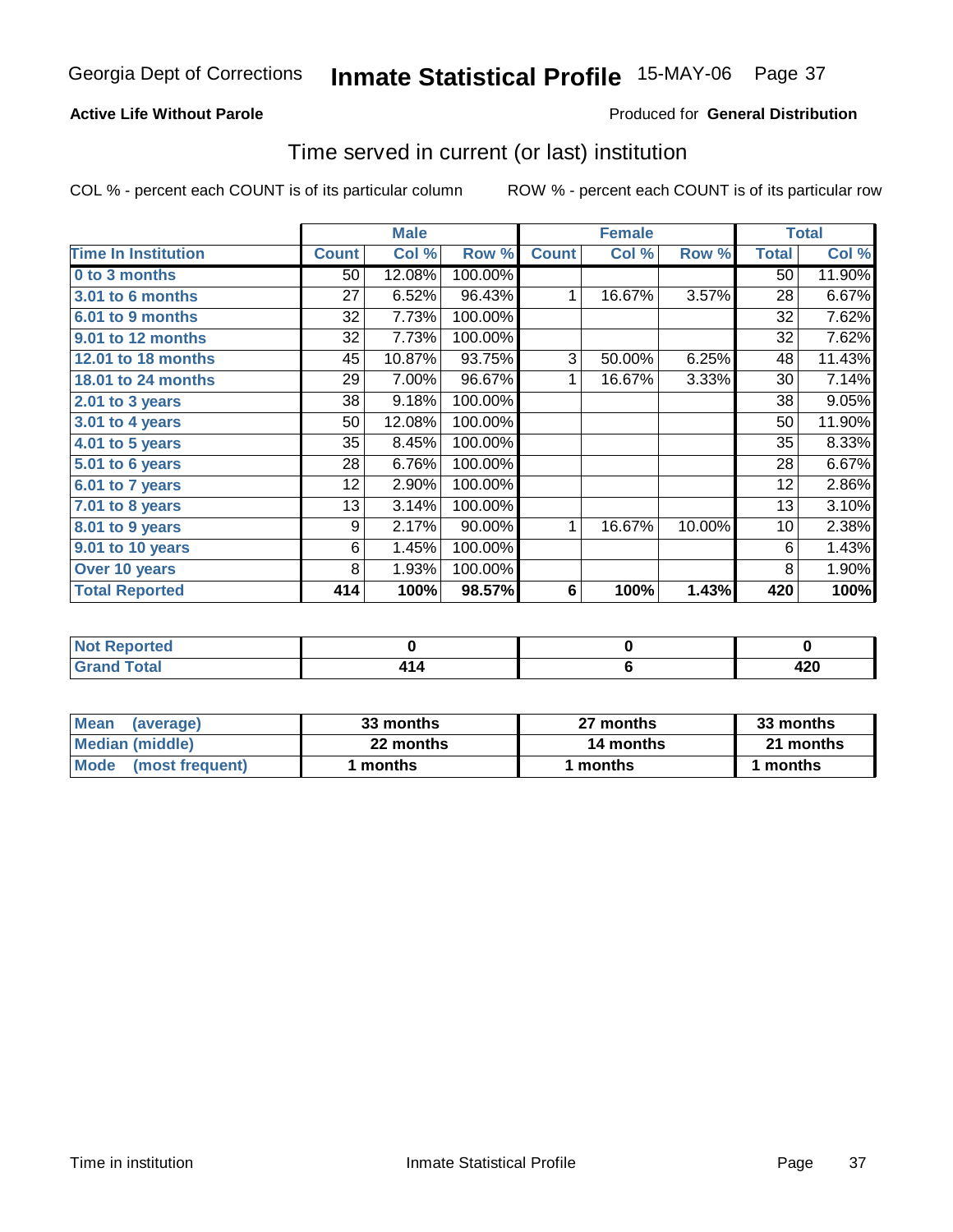Georgia Dept of Corrections **Inmate Statistical Profile** 15-MAY-06

**Active Life Without Parole**

Produced for **General Distribution**

## Time served in current (or last) institution

COL % - percent each COUNT is of its particular column

ROW % - percent each COUNT is of its particular row

| | Male | | | Female | | | Total | |
|---|---|---|---|---|---|---|---|---|
| **Time In Institution** | **Count** | **Col %** | **Row %** | **Count** | **Col %** | **Row %** | **Total** | **Col %** |
| **0 to 3 months** | 50 | 12.08% | 100.00% | | | | 50 | 11.90% |
| **3.01 to 6 months** | 27 | 6.52% | 96.43% | 1 | 16.67% | 3.57% | 28 | 6.67% |
| **6.01 to 9 months** | 32 | 7.73% | 100.00% | | | | 32 | 7.62% |
| **9.01 to 12 months** | 32 | 7.73% | 100.00% | | | | 32 | 7.62% |
| **12.01 to 18 months** | 45 | 10.87% | 93.75% | 3 | 50.00% | 6.25% | 48 | 11.43% |
| **18.01 to 24 months** | 29 | 7.00% | 96.67% | 1 | 16.67% | 3.33% | 30 | 7.14% |
| **2.01 to 3 years** | 38 | 9.18% | 100.00% | | | | 38 | 9.05% |
| **3.01 to 4 years** | 50 | 12.08% | 100.00% | | | | 50 | 11.90% |
| **4.01 to 5 years** | 35 | 8.45% | 100.00% | | | | 35 | 8.33% |
| **5.01 to 6 years** | 28 | 6.76% | 100.00% | | | | 28 | 6.67% |
| **6.01 to 7 years** | 12 | 2.90% | 100.00% | | | | 12 | 2.86% |
| **7.01 to 8 years** | 13 | 3.14% | 100.00% | | | | 13 | 3.10% |
| **8.01 to 9 years** | 9 | 2.17% | 90.00% | 1 | 16.67% | 10.00% | 10 | 2.38% |
| **9.01 to 10 years** | 6 | 1.45% | 100.00% | | | | 6 | 1.43% |
| **Over 10 years** | 8 | 1.93% | 100.00% | | | | 8 | 1.90% |
| **Total Reported** | **414** | **100%** | **98.57%** | **6** | **100%** | **1.43%** | **420** | **100%** |

| | Male | Female | Total |
|---|---|---|---|
| **Not Reported** | **0** | **0** | **0** |
| **Grand Total** | **414** | **6** | **420** |

| | Male | Female | Total |
|---|---|---|---|
| **Mean (average)** | **33 months** | **27 months** | **33 months** |
| **Median (middle)** | **22 months** | **14 months** | **21 months** |
| **Mode (most frequent)** | **1 months** | **1 months** | **1 months** |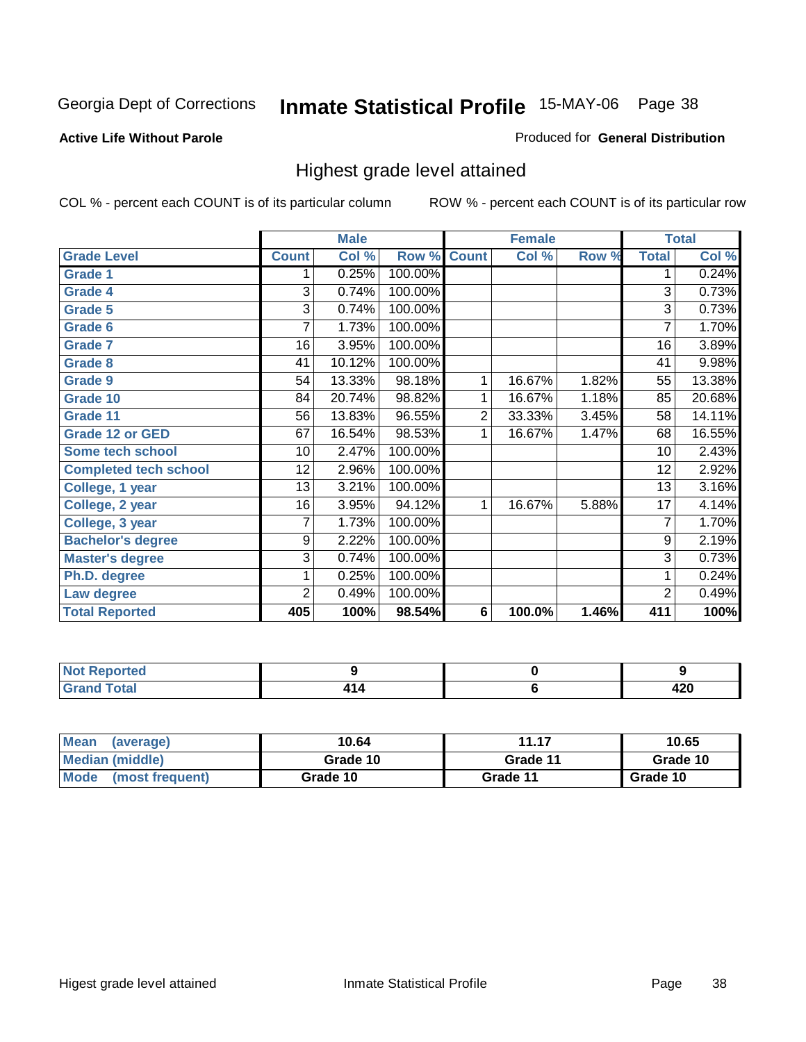Georgia Dept of Corrections **Inmate Statistical Profile** 15-MAY-06

**Active Life Without Parole**

Produced for **General Distribution**

## Highest grade level attained

COL % - percent each COUNT is of its particular column  ROW % - percent each COUNT is of its particular row

| | Male | | | Female | | | Total | |
|---|---|---|---|---|---|---|---|---|
| **Grade Level** | **Count** | **Col %** | **Row %** | **Count** | **Col %** | **Row %** | **Total** | **Col %** |
| Grade 1 | 1 | 0.25% | 100.00% | | | | 1 | 0.24% |
| Grade 4 | 3 | 0.74% | 100.00% | | | | 3 | 0.73% |
| Grade 5 | 3 | 0.74% | 100.00% | | | | 3 | 0.73% |
| Grade 6 | 7 | 1.73% | 100.00% | | | | 7 | 1.70% |
| Grade 7 | 16 | 3.95% | 100.00% | | | | 16 | 3.89% |
| Grade 8 | 41 | 10.12% | 100.00% | | | | 41 | 9.98% |
| Grade 9 | 54 | 13.33% | 98.18% | 1 | 16.67% | 1.82% | 55 | 13.38% |
| Grade 10 | 84 | 20.74% | 98.82% | 1 | 16.67% | 1.18% | 85 | 20.68% |
| Grade 11 | 56 | 13.83% | 96.55% | 2 | 33.33% | 3.45% | 58 | 14.11% |
| Grade 12 or GED | 67 | 16.54% | 98.53% | 1 | 16.67% | 1.47% | 68 | 16.55% |
| Some tech school | 10 | 2.47% | 100.00% | | | | 10 | 2.43% |
| Completed tech school | 12 | 2.96% | 100.00% | | | | 12 | 2.92% |
| College, 1 year | 13 | 3.21% | 100.00% | | | | 13 | 3.16% |
| College, 2 year | 16 | 3.95% | 94.12% | 1 | 16.67% | 5.88% | 17 | 4.14% |
| College, 3 year | 7 | 1.73% | 100.00% | | | | 7 | 1.70% |
| Bachelor's degree | 9 | 2.22% | 100.00% | | | | 9 | 2.19% |
| Master's degree | 3 | 0.74% | 100.00% | | | | 3 | 0.73% |
| Ph.D. degree | 1 | 0.25% | 100.00% | | | | 1 | 0.24% |
| Law degree | 2 | 0.49% | 100.00% | | | | 2 | 0.49% |
| **Total Reported** | **405** | **100%** | **98.54%** | **6** | **100.0%** | **1.46%** | **411** | **100%** |

| | Male | Female | Total |
|---|---|---|---|
| Not Reported | 9 | 0 | 9 |
| Grand Total | 414 | 6 | 420 |

| | Male | Female | Total |
|---|---|---|---|
| Mean (average) | 10.64 | 11.17 | 10.65 |
| Median (middle) | Grade 10 | Grade 11 | Grade 10 |
| Mode (most frequent) | Grade 10 | Grade 11 | Grade 10 |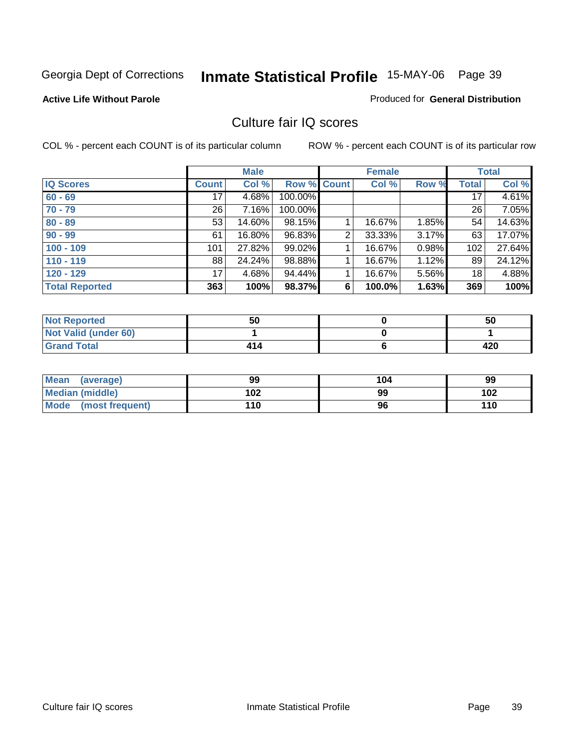Georgia Dept of Corrections **Inmate Statistical Profile** 15-MAY-06 Page 39

**Active Life Without Parole**

Produced for **General Distribution**

## Culture fair IQ scores

COL % - percent each COUNT is of its particular column ROW % - percent each COUNT is of its particular row

| | Male | | | Female | | | Total | |
|---|---|---|---|---|---|---|---|---|
| **IQ Scores** | **Count** | **Col %** | **Row %** | **Count** | **Col %** | **Row %** | **Total** | **Col %** |
| **60 - 69** | 17 | 4.68% | 100.00% | | | | 17 | 4.61% |
| **70 - 79** | 26 | 7.16% | 100.00% | | | | 26 | 7.05% |
| **80 - 89** | 53 | 14.60% | 98.15% | 1 | 16.67% | 1.85% | 54 | 14.63% |
| **90 - 99** | 61 | 16.80% | 96.83% | 2 | 33.33% | 3.17% | 63 | 17.07% |
| **100 - 109** | 101 | 27.82% | 99.02% | 1 | 16.67% | 0.98% | 102 | 27.64% |
| **110 - 119** | 88 | 24.24% | 98.88% | 1 | 16.67% | 1.12% | 89 | 24.12% |
| **120 - 129** | 17 | 4.68% | 94.44% | 1 | 16.67% | 5.56% | 18 | 4.88% |
| **Total Reported** | **363** | **100%** | **98.37%** | **6** | **100.0%** | **1.63%** | **369** | **100%** |

| | Male | Female | Total |
|---|---|---|---|
| **Not Reported** | **50** | **0** | **50** |
| **Not Valid (under 60)** | **1** | **0** | **1** |
| **Grand Total** | **414** | **6** | **420** |

| | Male | Female | Total |
|---|---|---|---|
| **Mean (average)** | **99** | **104** | **99** |
| **Median (middle)** | **102** | **99** | **102** |
| **Mode (most frequent)** | **110** | **96** | **110** |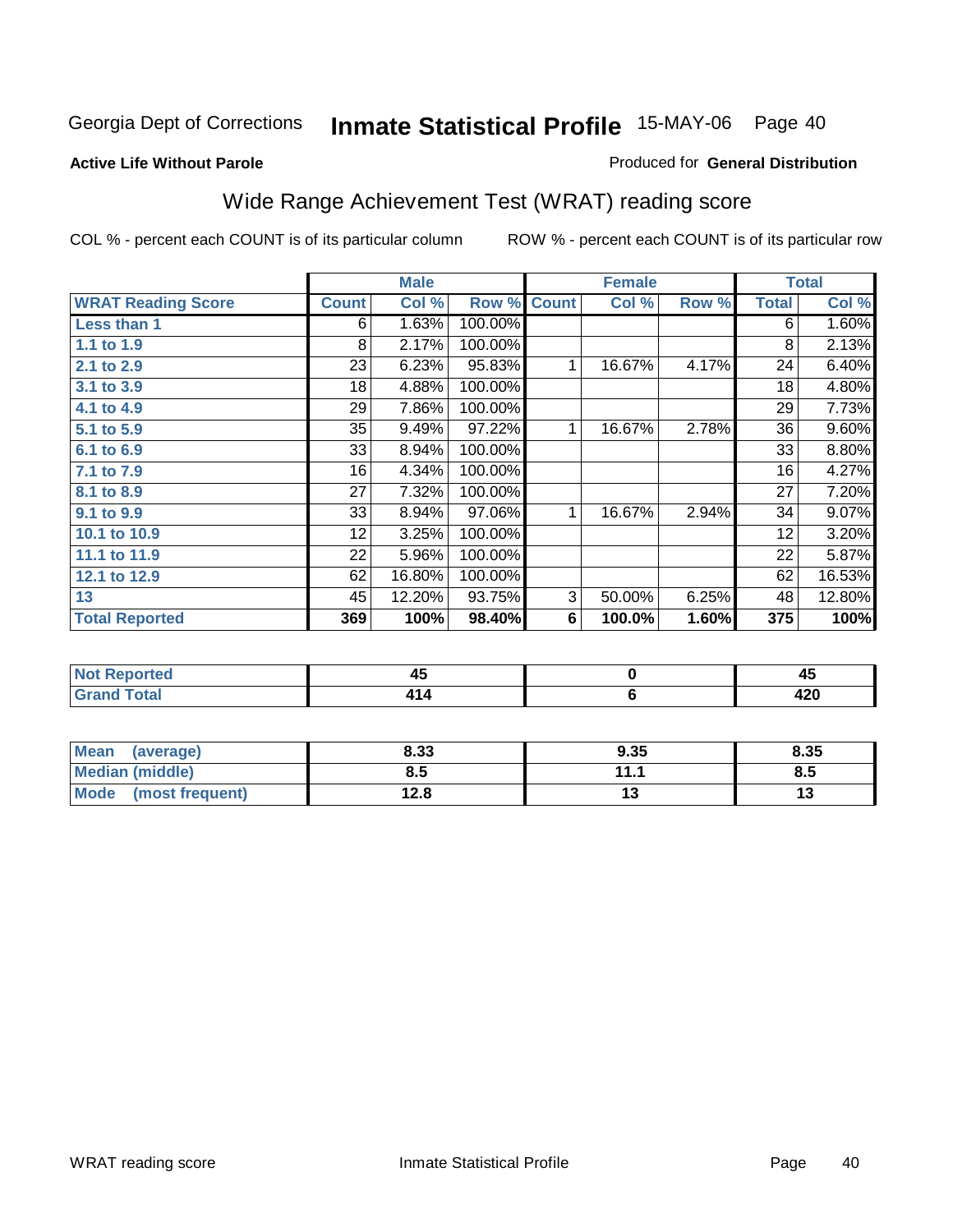Georgia Dept of Corrections **Inmate Statistical Profile** 15-MAY-06 Page 40

**Active Life Without Parole**

Produced for **General Distribution**

## Wide Range Achievement Test (WRAT) reading score

COL % - percent each COUNT is of its particular column ROW % - percent each COUNT is of its particular row

| | Male | | | Female | | | Total | |
|---|---|---|---|---|---|---|---|---|
| WRAT Reading Score | Count | Col % | Row % | Count | Col % | Row % | Total | Col % |
| Less than 1 | 6 | 1.63% | 100.00% | | | | 6 | 1.60% |
| 1.1 to 1.9 | 8 | 2.17% | 100.00% | | | | 8 | 2.13% |
| 2.1 to 2.9 | 23 | 6.23% | 95.83% | 1 | 16.67% | 4.17% | 24 | 6.40% |
| 3.1 to 3.9 | 18 | 4.88% | 100.00% | | | | 18 | 4.80% |
| 4.1 to 4.9 | 29 | 7.86% | 100.00% | | | | 29 | 7.73% |
| 5.1 to 5.9 | 35 | 9.49% | 97.22% | 1 | 16.67% | 2.78% | 36 | 9.60% |
| 6.1 to 6.9 | 33 | 8.94% | 100.00% | | | | 33 | 8.80% |
| 7.1 to 7.9 | 16 | 4.34% | 100.00% | | | | 16 | 4.27% |
| 8.1 to 8.9 | 27 | 7.32% | 100.00% | | | | 27 | 7.20% |
| 9.1 to 9.9 | 33 | 8.94% | 97.06% | 1 | 16.67% | 2.94% | 34 | 9.07% |
| 10.1 to 10.9 | 12 | 3.25% | 100.00% | | | | 12 | 3.20% |
| 11.1 to 11.9 | 22 | 5.96% | 100.00% | | | | 22 | 5.87% |
| 12.1 to 12.9 | 62 | 16.80% | 100.00% | | | | 62 | 16.53% |
| 13 | 45 | 12.20% | 93.75% | 3 | 50.00% | 6.25% | 48 | 12.80% |
| **Total Reported** | **369** | **100%** | **98.40%** | **6** | **100.0%** | **1.60%** | **375** | **100%** |

| | Male | Female | Total |
|---|---|---|---|
| Not Reported | 45 | 0 | 45 |
| Grand Total | 414 | 6 | 420 |

| | Male | Female | Total |
|---|---|---|---|
| Mean (average) | 8.33 | 9.35 | 8.35 |
| Median (middle) | 8.5 | 11.1 | 8.5 |
| Mode (most frequent) | 12.8 | 13 | 13 |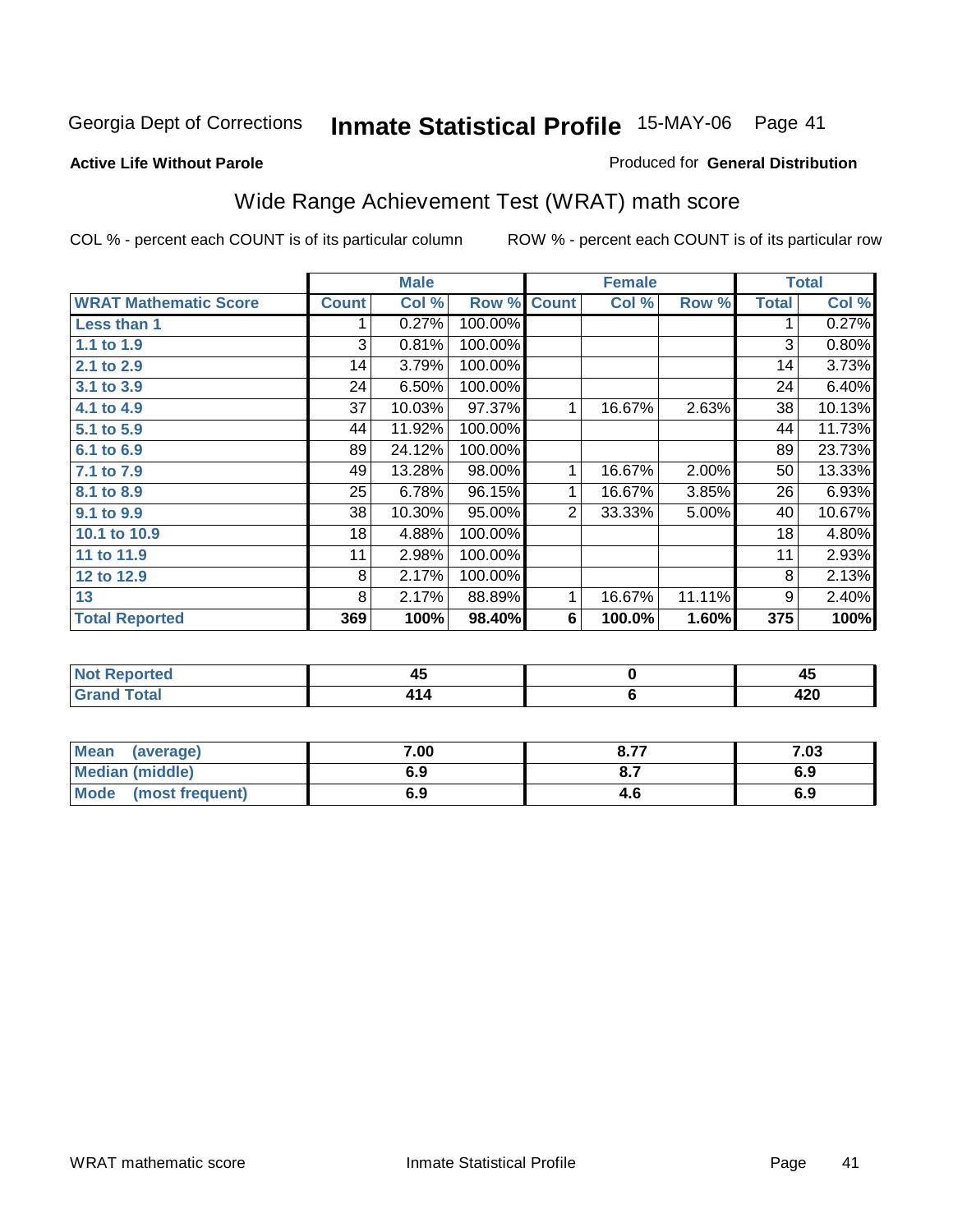Georgia Dept of Corrections **Inmate Statistical Profile** 15-MAY-06

**Active Life Without Parole**

Produced for **General Distribution**

## Wide Range Achievement Test (WRAT) math score

COL % - percent each COUNT is of its particular column ROW % - percent each COUNT is of its particular row

| | Male | | | Female | | | Total | |
|---|---|---|---|---|---|---|---|---|
| **WRAT Mathematic Score** | **Count** | **Col %** | **Row %** | **Count** | **Col %** | **Row %** | **Total** | **Col %** |
| **Less than 1** | 1 | 0.27% | 100.00% | | | | 1 | 0.27% |
| **1.1 to 1.9** | 3 | 0.81% | 100.00% | | | | 3 | 0.80% |
| **2.1 to 2.9** | 14 | 3.79% | 100.00% | | | | 14 | 3.73% |
| **3.1 to 3.9** | 24 | 6.50% | 100.00% | | | | 24 | 6.40% |
| **4.1 to 4.9** | 37 | 10.03% | 97.37% | 1 | 16.67% | 2.63% | 38 | 10.13% |
| **5.1 to 5.9** | 44 | 11.92% | 100.00% | | | | 44 | 11.73% |
| **6.1 to 6.9** | 89 | 24.12% | 100.00% | | | | 89 | 23.73% |
| **7.1 to 7.9** | 49 | 13.28% | 98.00% | 1 | 16.67% | 2.00% | 50 | 13.33% |
| **8.1 to 8.9** | 25 | 6.78% | 96.15% | 1 | 16.67% | 3.85% | 26 | 6.93% |
| **9.1 to 9.9** | 38 | 10.30% | 95.00% | 2 | 33.33% | 5.00% | 40 | 10.67% |
| **10.1 to 10.9** | 18 | 4.88% | 100.00% | | | | 18 | 4.80% |
| **11 to 11.9** | 11 | 2.98% | 100.00% | | | | 11 | 2.93% |
| **12 to 12.9** | 8 | 2.17% | 100.00% | | | | 8 | 2.13% |
| **13** | 8 | 2.17% | 88.89% | 1 | 16.67% | 11.11% | 9 | 2.40% |
| **Total Reported** | **369** | **100%** | **98.40%** | **6** | **100.0%** | **1.60%** | **375** | **100%** |

| | Male | Female | Total |
|---|---|---|---|
| **Not Reported** | **45** | **0** | **45** |
| **Grand Total** | **414** | **6** | **420** |

| | Male | Female | Total |
|---|---|---|---|
| **Mean (average)** | **7.00** | **8.77** | **7.03** |
| **Median (middle)** | **6.9** | **8.7** | **6.9** |
| **Mode (most frequent)** | **6.9** | **4.6** | **6.9** |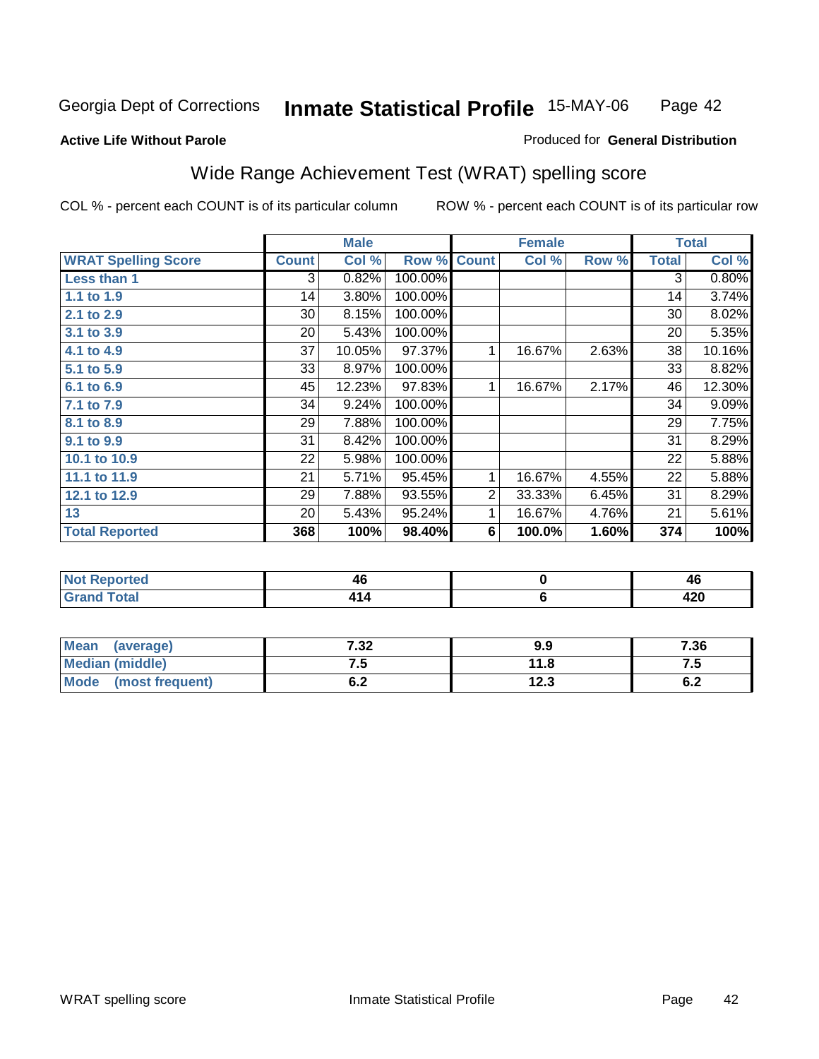Georgia Dept of Corrections **Inmate Statistical Profile** 15-MAY-06

**Active Life Without Parole**

Produced for **General Distribution**

## Wide Range Achievement Test (WRAT) spelling score

COL % - percent each COUNT is of its particular column

ROW % - percent each COUNT is of its particular row

| | Male | | | Female | | | Total | |
|---|---|---|---|---|---|---|---|---|
| **WRAT Spelling Score** | **Count** | **Col %** | **Row %** | **Count** | **Col %** | **Row %** | **Total** | **Col %** |
| **Less than 1** | 3 | 0.82% | 100.00% | | | | 3 | 0.80% |
| **1.1 to 1.9** | 14 | 3.80% | 100.00% | | | | 14 | 3.74% |
| **2.1 to 2.9** | 30 | 8.15% | 100.00% | | | | 30 | 8.02% |
| **3.1 to 3.9** | 20 | 5.43% | 100.00% | | | | 20 | 5.35% |
| **4.1 to 4.9** | 37 | 10.05% | 97.37% | 1 | 16.67% | 2.63% | 38 | 10.16% |
| **5.1 to 5.9** | 33 | 8.97% | 100.00% | | | | 33 | 8.82% |
| **6.1 to 6.9** | 45 | 12.23% | 97.83% | 1 | 16.67% | 2.17% | 46 | 12.30% |
| **7.1 to 7.9** | 34 | 9.24% | 100.00% | | | | 34 | 9.09% |
| **8.1 to 8.9** | 29 | 7.88% | 100.00% | | | | 29 | 7.75% |
| **9.1 to 9.9** | 31 | 8.42% | 100.00% | | | | 31 | 8.29% |
| **10.1 to 10.9** | 22 | 5.98% | 100.00% | | | | 22 | 5.88% |
| **11.1 to 11.9** | 21 | 5.71% | 95.45% | 1 | 16.67% | 4.55% | 22 | 5.88% |
| **12.1 to 12.9** | 29 | 7.88% | 93.55% | 2 | 33.33% | 6.45% | 31 | 8.29% |
| **13** | 20 | 5.43% | 95.24% | 1 | 16.67% | 4.76% | 21 | 5.61% |
| **Total Reported** | **368** | **100%** | **98.40%** | **6** | **100.0%** | **1.60%** | **374** | **100%** |

| | Male | Female | Total |
|---|---|---|---|
| **Not Reported** | **46** | **0** | **46** |
| **Grand Total** | **414** | **6** | **420** |

| | Male | Female | Total |
|---|---|---|---|
| **Mean (average)** | **7.32** | **9.9** | **7.36** |
| **Median (middle)** | **7.5** | **11.8** | **7.5** |
| **Mode (most frequent)** | **6.2** | **12.3** | **6.2** |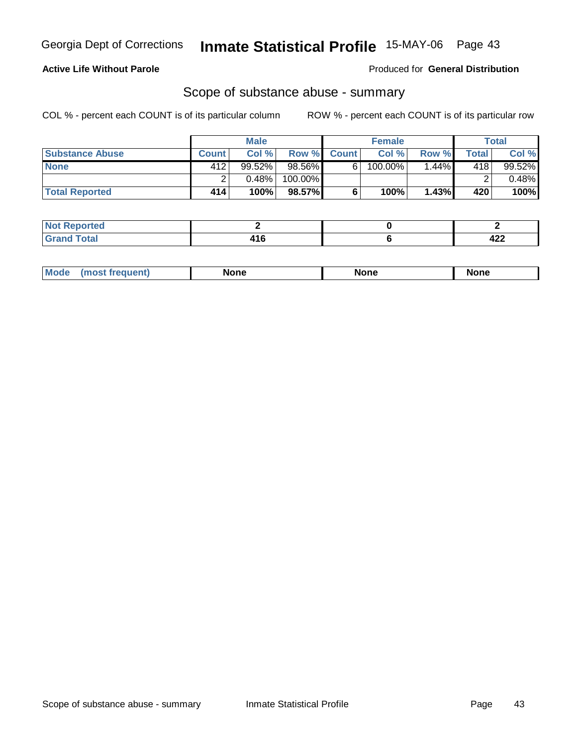Georgia Dept of Corrections **Inmate Statistical Profile** 15-MAY-06

**Active Life Without Parole** Produced for **General Distribution**

## Scope of substance abuse - summary

COL % - percent each COUNT is of its particular column ROW % - percent each COUNT is of its particular row

| | Male | | | Female | | | Total | |
|---|---|---|---|---|---|---|---|---|
| **Substance Abuse** | **Count** | **Col %** | **Row %** | **Count** | **Col %** | **Row %** | **Total** | **Col %** |
| **None** | 412 | 99.52% | 98.56% | 6 | 100.00% | 1.44% | 418 | 99.52% |
| | 2 | 0.48% | 100.00% | | | | 2 | 0.48% |
| **Total Reported** | **414** | **100%** | **98.57%** | **6** | **100%** | **1.43%** | **420** | **100%** |

| | Male | Female | Total |
|---|---|---|---|
| **Not Reported** | **2** | **0** | **2** |
| **Grand Total** | **416** | **6** | **422** |

| | Male | Female | Total |
|---|---|---|---|
| **Mode (most frequent)** | **None** | **None** | **None** |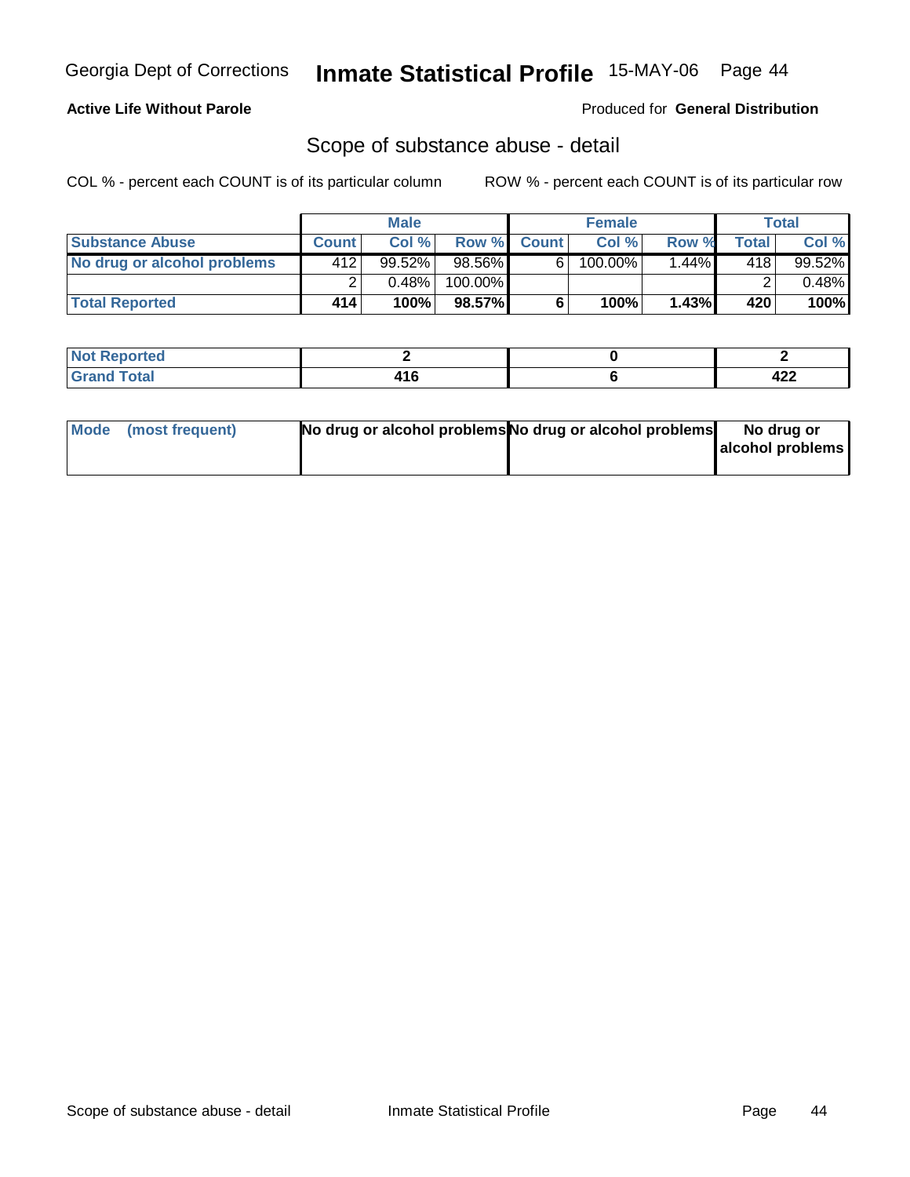Georgia Dept of Corrections **Inmate Statistical Profile** 15-MAY-06

**Active Life Without Parole**

Produced for **General Distribution**

## Scope of substance abuse - detail

COL % - percent each COUNT is of its particular column ROW % - percent each COUNT is of its particular row

| | Male | | | Female | | | Total | |
|---|---|---|---|---|---|---|---|---|
| Substance Abuse | Count | Col % | Row % | Count | Col % | Row % | Total | Col % |
| No drug or alcohol problems | 412 | 99.52% | 98.56% | 6 | 100.00% | 1.44% | 418 | 99.52% |
| | 2 | 0.48% | 100.00% | | | | 2 | 0.48% |
| **Total Reported** | **414** | **100%** | **98.57%** | **6** | **100%** | **1.43%** | **420** | **100%** |

| | Male | Female | Total |
|---|---|---|---|
| Not Reported | **2** | **0** | **2** |
| Grand Total | **416** | **6** | **422** |

| | Male | Female | Total |
|---|---|---|---|
| Mode (most frequent) | **No drug or alcohol problems** | **No drug or alcohol problems** | **No drug or alcohol problems** |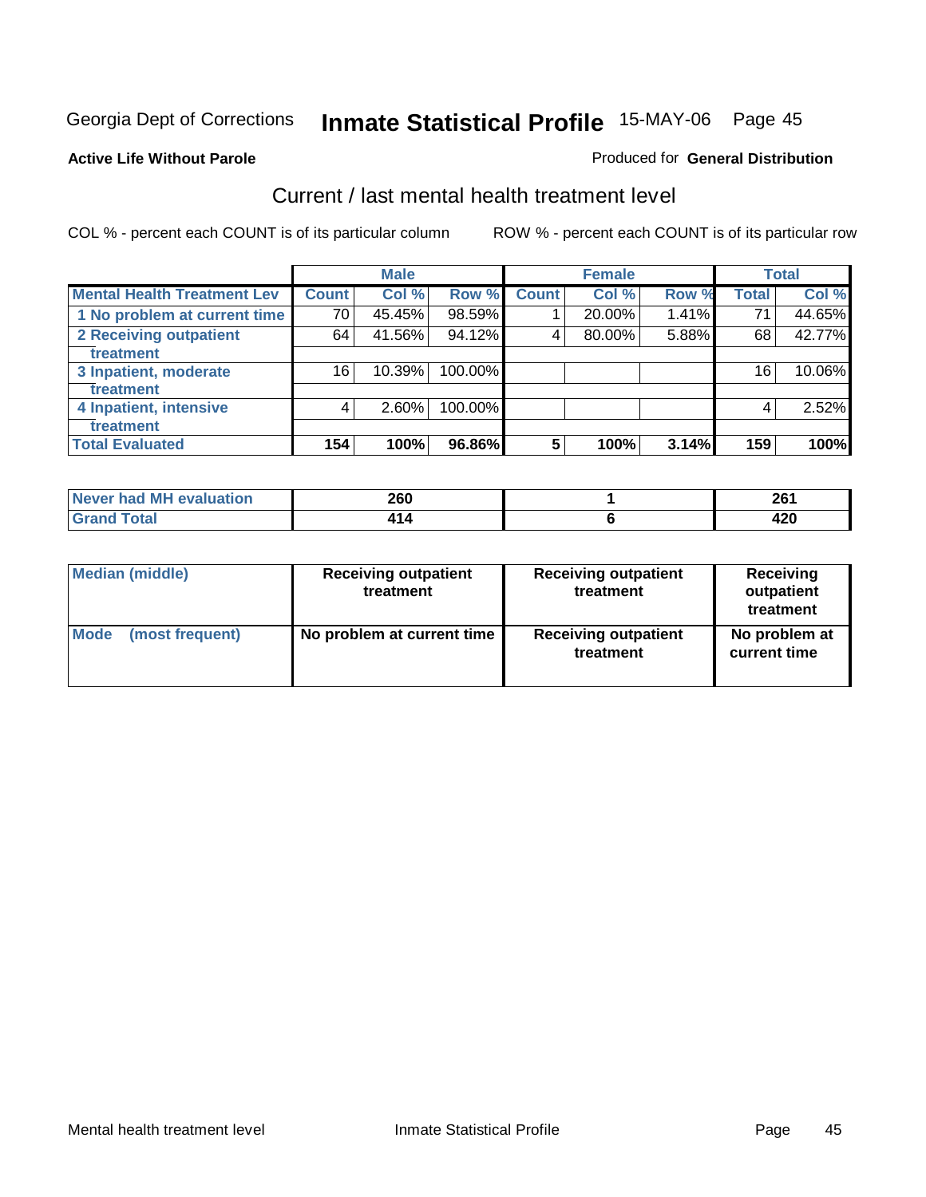Georgia Dept of Corrections **Inmate Statistical Profile** 15-MAY-06

**Active Life Without Parole**

Produced for **General Distribution**

## Current / last mental health treatment level

COL % - percent each COUNT is of its particular column ROW % - percent each COUNT is of its particular row

| | Male | | | Female | | | Total | |
|---|---|---|---|---|---|---|---|---|
| **Mental Health Treatment Lev** | **Count** | **Col %** | **Row %** | **Count** | **Col %** | **Row %** | **Total** | **Col %** |
| 1 No problem at current time | 70 | 45.45% | 98.59% | 1 | 20.00% | 1.41% | 71 | 44.65% |
| 2 Receiving outpatient treatment | 64 | 41.56% | 94.12% | 4 | 80.00% | 5.88% | 68 | 42.77% |
| 3 Inpatient, moderate treatment | 16 | 10.39% | 100.00% | | | | 16 | 10.06% |
| 4 Inpatient, intensive treatment | 4 | 2.60% | 100.00% | | | | 4 | 2.52% |
| **Total Evaluated** | **154** | **100%** | **96.86%** | **5** | **100%** | **3.14%** | **159** | **100%** |

| | Male | Female | Total |
|---|---|---|---|
| Never had MH evaluation | 260 | 1 | 261 |
| Grand Total | 414 | 6 | 420 |

| | Male | Female | Total |
|---|---|---|---|
| **Median (middle)** | **Receiving outpatient treatment** | **Receiving outpatient treatment** | **Receiving outpatient treatment** |
| **Mode (most frequent)** | **No problem at current time** | **Receiving outpatient treatment** | **No problem at current time** |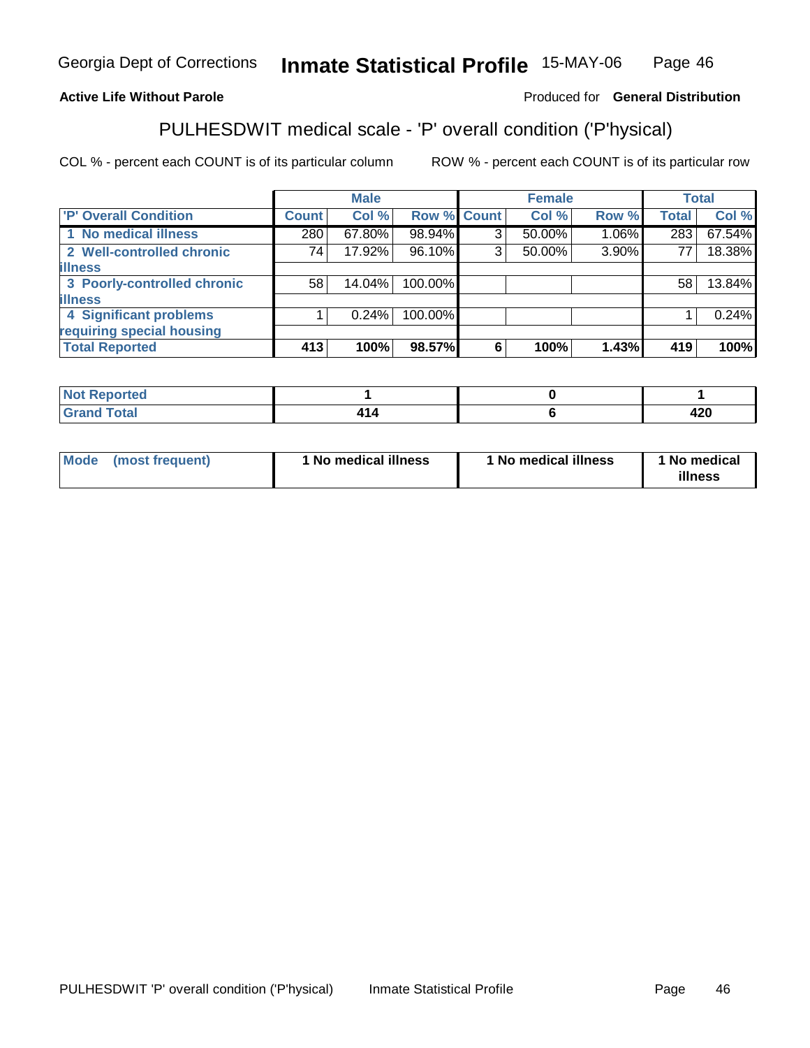**Active Life Without Parole**

Produced for **General Distribution**

## PULHESDWIT medical scale - 'P' overall condition ('P'hysical)

COL % - percent each COUNT is of its particular column

ROW % - percent each COUNT is of its particular row

| | Male | | | Female | | | Total | |
|---|---|---|---|---|---|---|---|---|
| **'P' Overall Condition** | **Count** | **Col %** | **Row %** | **Count** | **Col %** | **Row %** | **Total** | **Col %** |
| 1 No medical illness | 280 | 67.80% | 98.94% | 3 | 50.00% | 1.06% | 283 | 67.54% |
| 2 Well-controlled chronic illness | 74 | 17.92% | 96.10% | 3 | 50.00% | 3.90% | 77 | 18.38% |
| 3 Poorly-controlled chronic illness | 58 | 14.04% | 100.00% | | | | 58 | 13.84% |
| 4 Significant problems requiring special housing | 1 | 0.24% | 100.00% | | | | 1 | 0.24% |
| **Total Reported** | **413** | **100%** | **98.57%** | **6** | **100%** | **1.43%** | **419** | **100%** |

| | Male | Female | Total |
|---|---|---|---|
| **Not Reported** | **1** | **0** | **1** |
| **Grand Total** | **414** | **6** | **420** |

| | Male | Female | Total |
|---|---|---|---|
| **Mode (most frequent)** | **1 No medical illness** | **1 No medical illness** | **1 No medical illness** |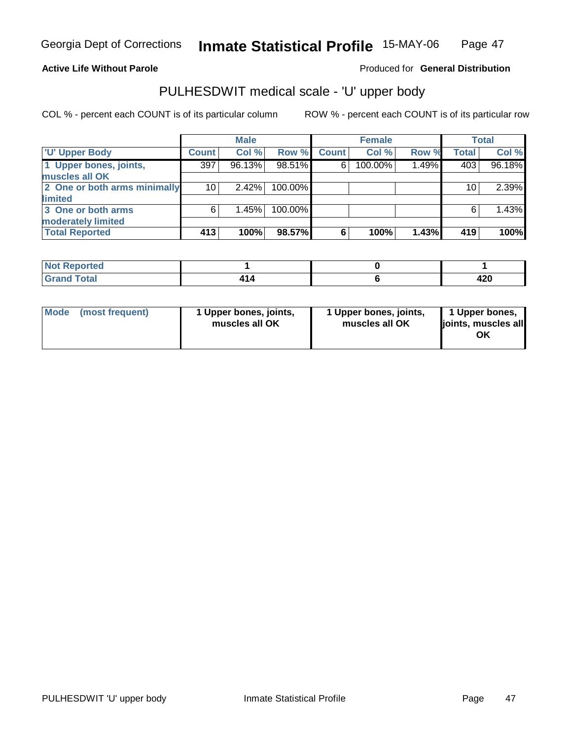Georgia Dept of Corrections **Inmate Statistical Profile** 15-MAY-06

**Active Life Without Parole**

Produced for **General Distribution**

## PULHESDWIT medical scale - 'U' upper body

COL % - percent each COUNT is of its particular column

ROW % - percent each COUNT is of its particular row

| | Male | | | Female | | | Total | |
|---|---|---|---|---|---|---|---|---|
| 'U' Upper Body | Count | Col % | Row % | Count | Col % | Row % | Total | Col % |
| 1 Upper bones, joints, muscles all OK | 397 | 96.13% | 98.51% | 6 | 100.00% | 1.49% | 403 | 96.18% |
| 2 One or both arms minimally limited | 10 | 2.42% | 100.00% | | | | 10 | 2.39% |
| 3 One or both arms moderately limited | 6 | 1.45% | 100.00% | | | | 6 | 1.43% |
| **Total Reported** | **413** | **100%** | **98.57%** | **6** | **100%** | **1.43%** | **419** | **100%** |

| | Male | Female | Total |
|---|---|---|---|
| Not Reported | 1 | 0 | 1 |
| Grand Total | 414 | 6 | 420 |

| | Male | Female | Total |
|---|---|---|---|
| Mode (most frequent) | 1 Upper bones, joints, muscles all OK | 1 Upper bones, joints, muscles all OK | 1 Upper bones, joints, muscles all OK |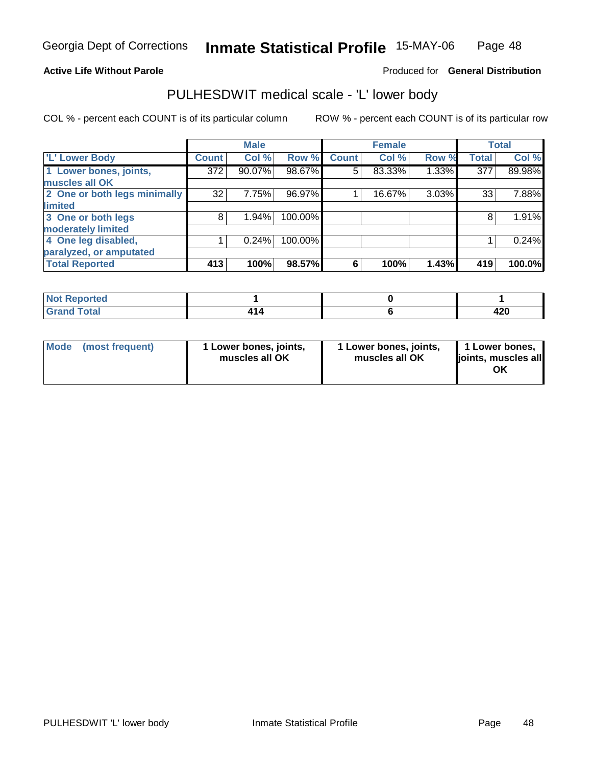**Active Life Without Parole**

Produced for **General Distribution**

## PULHESDWIT medical scale - 'L' lower body

COL % - percent each COUNT is of its particular column

ROW % - percent each COUNT is of its particular row

| | Male | | | Female | | | Total | |
|---|---|---|---|---|---|---|---|---|
| 'L' Lower Body | Count | Col % | Row % | Count | Col % | Row % | Total | Col % |
| 1 Lower bones, joints, muscles all OK | 372 | 90.07% | 98.67% | 5 | 83.33% | 1.33% | 377 | 89.98% |
| 2 One or both legs minimally limited | 32 | 7.75% | 96.97% | 1 | 16.67% | 3.03% | 33 | 7.88% |
| 3 One or both legs moderately limited | 8 | 1.94% | 100.00% | | | | 8 | 1.91% |
| 4 One leg disabled, paralyzed, or amputated | 1 | 0.24% | 100.00% | | | | 1 | 0.24% |
| **Total Reported** | **413** | **100%** | **98.57%** | **6** | **100%** | **1.43%** | **419** | **100.0%** |

| | Male | Female | Total |
|---|---|---|---|
| Not Reported | 1 | 0 | 1 |
| Grand Total | 414 | 6 | 420 |

| | Male | Female | Total |
|---|---|---|---|
| Mode (most frequent) | 1 Lower bones, joints, muscles all OK | 1 Lower bones, joints, muscles all OK | 1 Lower bones, joints, muscles all OK |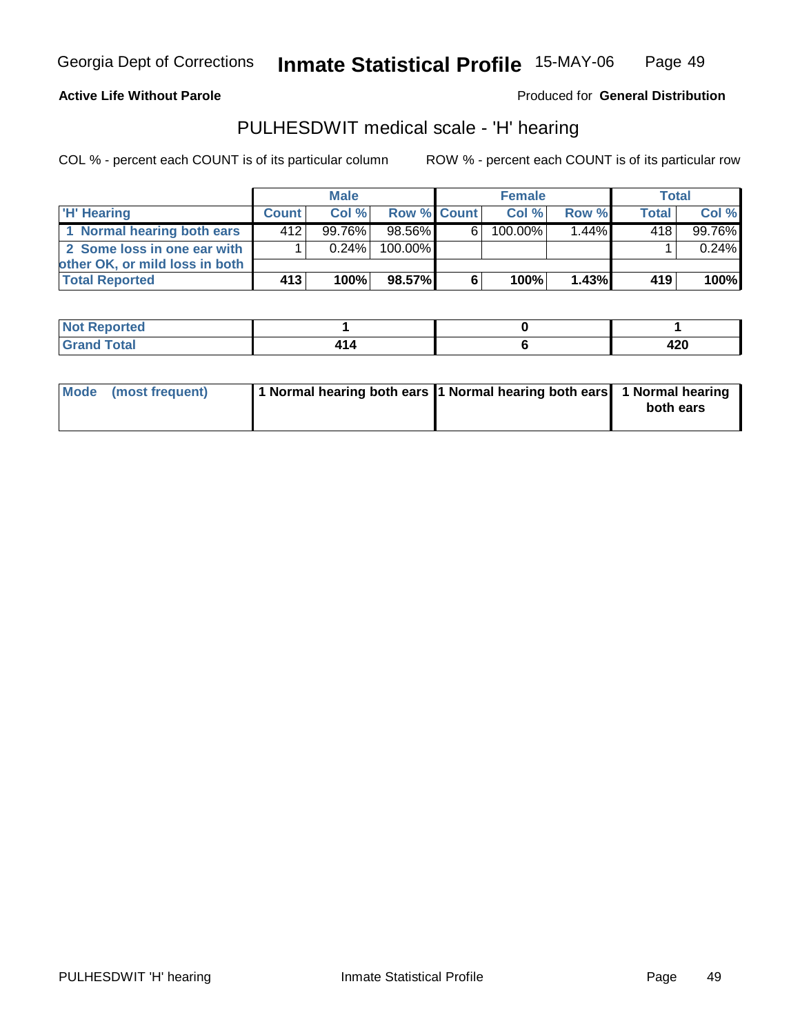Georgia Dept of Corrections **Inmate Statistical Profile** 15-MAY-06

**Active Life Without Parole**

Produced for **General Distribution**

## PULHESDWIT medical scale - 'H' hearing

COL % - percent each COUNT is of its particular column

ROW % - percent each COUNT is of its particular row

| | Male | | | Female | | | Total | |
|---|---|---|---|---|---|---|---|---|
| 'H' Hearing | Count | Col % | Row % | Count | Col % | Row % | Total | Col % |
| 1 Normal hearing both ears | 412 | 99.76% | 98.56% | 6 | 100.00% | 1.44% | 418 | 99.76% |
| 2 Some loss in one ear with other OK, or mild loss in both | 1 | 0.24% | 100.00% | | | | 1 | 0.24% |
| **Total Reported** | **413** | **100%** | **98.57%** | **6** | **100%** | **1.43%** | **419** | **100%** |

| | Male | Female | Total |
|---|---|---|---|
| Not Reported | 1 | 0 | 1 |
| Grand Total | 414 | 6 | 420 |

| | Male | Female | Total |
|---|---|---|---|
| Mode (most frequent) | 1 Normal hearing both ears | 1 Normal hearing both ears | 1 Normal hearing both ears |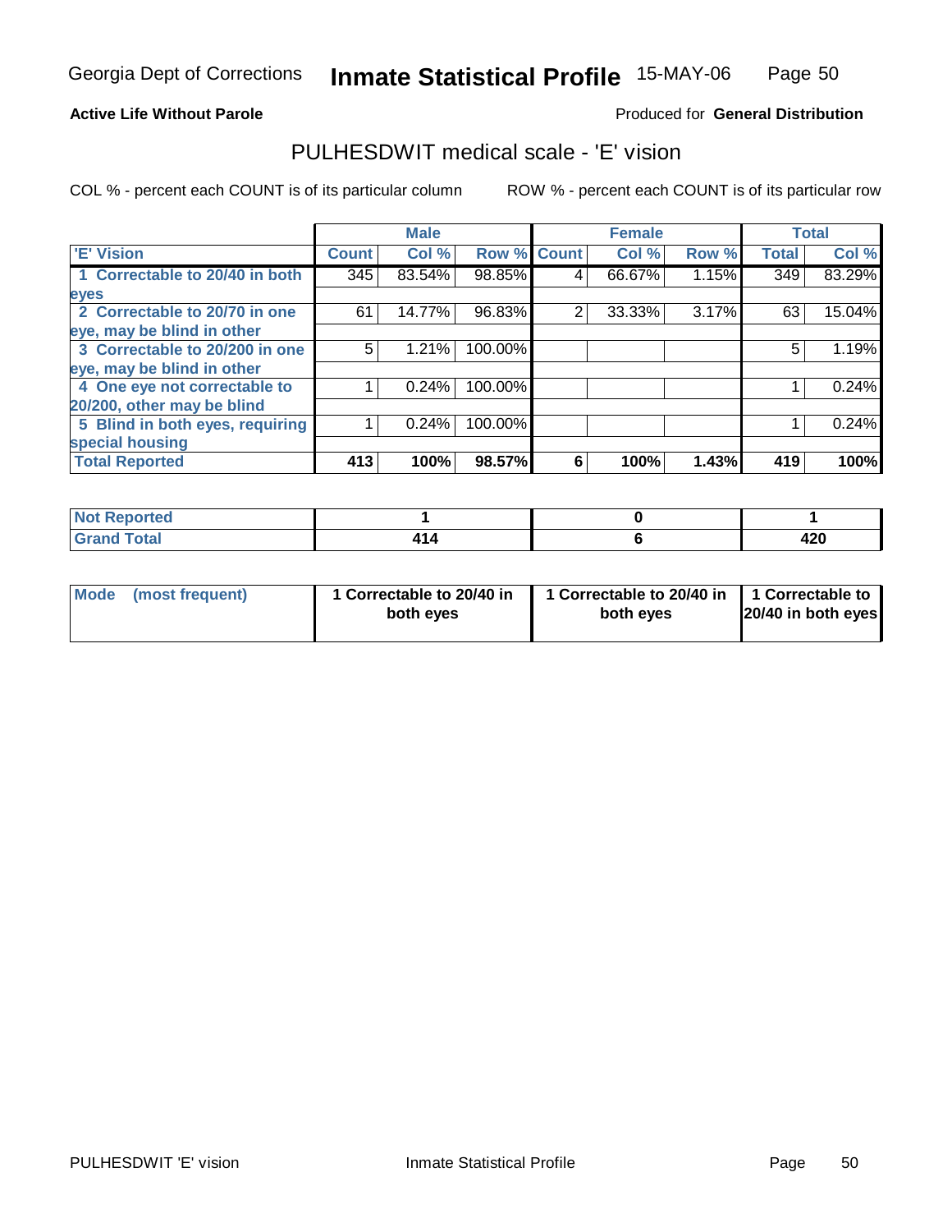Georgia Dept of Corrections **Inmate Statistical Profile** 15-MAY-06

**Active Life Without Parole**

Produced for **General Distribution**

## PULHESDWIT medical scale - 'E' vision

COL % - percent each COUNT is of its particular column ROW % - percent each COUNT is of its particular row

| | Male | | | Female | | | Total | |
|---|---|---|---|---|---|---|---|---|
| 'E' Vision | Count | Col % | Row % | Count | Col % | Row % | Total | Col % |
| 1 Correctable to 20/40 in both eyes | 345 | 83.54% | 98.85% | 4 | 66.67% | 1.15% | 349 | 83.29% |
| 2 Correctable to 20/70 in one eye, may be blind in other | 61 | 14.77% | 96.83% | 2 | 33.33% | 3.17% | 63 | 15.04% |
| 3 Correctable to 20/200 in one eye, may be blind in other | 5 | 1.21% | 100.00% | | | | 5 | 1.19% |
| 4 One eye not correctable to 20/200, other may be blind | 1 | 0.24% | 100.00% | | | | 1 | 0.24% |
| 5 Blind in both eyes, requiring special housing | 1 | 0.24% | 100.00% | | | | 1 | 0.24% |
| **Total Reported** | **413** | **100%** | **98.57%** | **6** | **100%** | **1.43%** | **419** | **100%** |

| | Male | Female | Total |
|---|---|---|---|
| Not Reported | 1 | 0 | 1 |
| Grand Total | 414 | 6 | 420 |

| | Male | Female | Total |
|---|---|---|---|
| Mode (most frequent) | 1 Correctable to 20/40 in both eyes | 1 Correctable to 20/40 in both eyes | 1 Correctable to 20/40 in both eyes |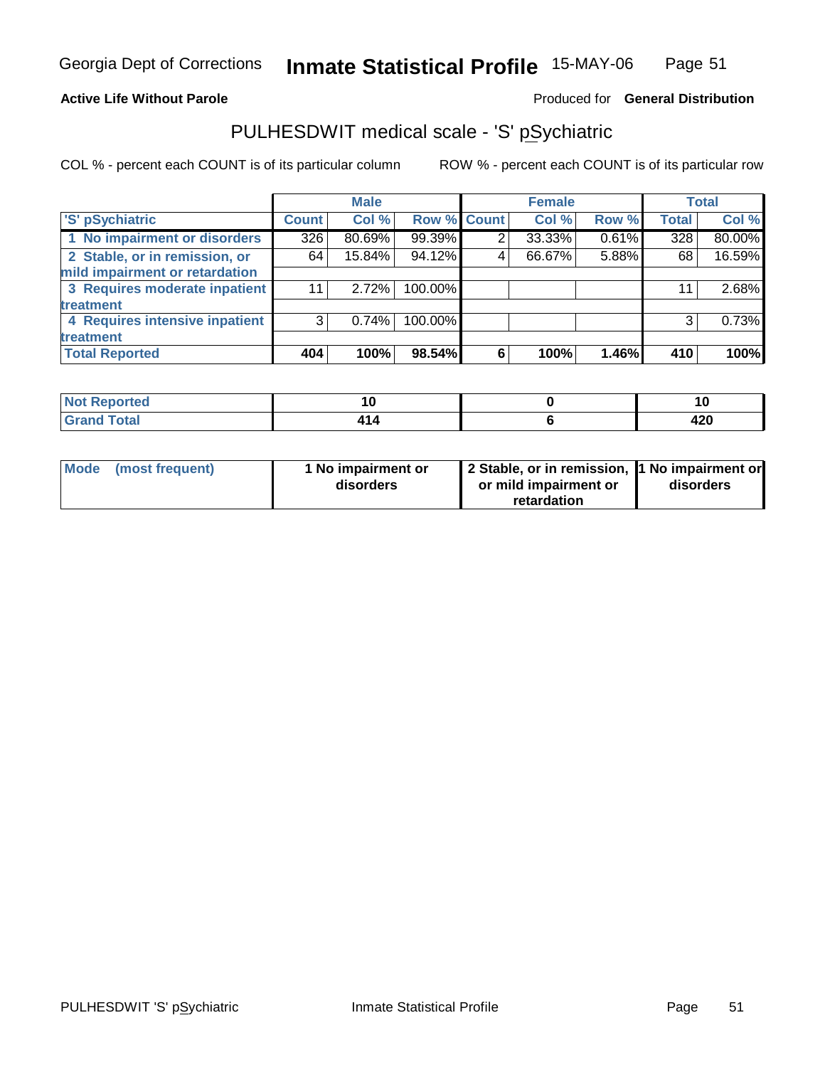**Active Life Without Parole**

Produced for **General Distribution**

## PULHESDWIT medical scale - 'S' pSychiatric

COL % - percent each COUNT is of its particular column

ROW % - percent each COUNT is of its particular row

| | Male | | | Female | | | Total | |
|---|---|---|---|---|---|---|---|---|
| 'S' pSychiatric | Count | Col % | Row % | Count | Col % | Row % | Total | Col % |
| 1 No impairment or disorders | 326 | 80.69% | 99.39% | 2 | 33.33% | 0.61% | 328 | 80.00% |
| 2 Stable, or in remission, or mild impairment or retardation | 64 | 15.84% | 94.12% | 4 | 66.67% | 5.88% | 68 | 16.59% |
| 3 Requires moderate inpatient treatment | 11 | 2.72% | 100.00% | | | | 11 | 2.68% |
| 4 Requires intensive inpatient treatment | 3 | 0.74% | 100.00% | | | | 3 | 0.73% |
| **Total Reported** | **404** | **100%** | **98.54%** | **6** | **100%** | **1.46%** | **410** | **100%** |

| | Male | Female | Total |
|---|---|---|---|
| Not Reported | 10 | 0 | 10 |
| Grand Total | 414 | 6 | 420 |

| | Male | Female | Total |
|---|---|---|---|
| Mode (most frequent) | 1 No impairment or disorders | 2 Stable, or in remission, or mild impairment or retardation | 1 No impairment or disorders |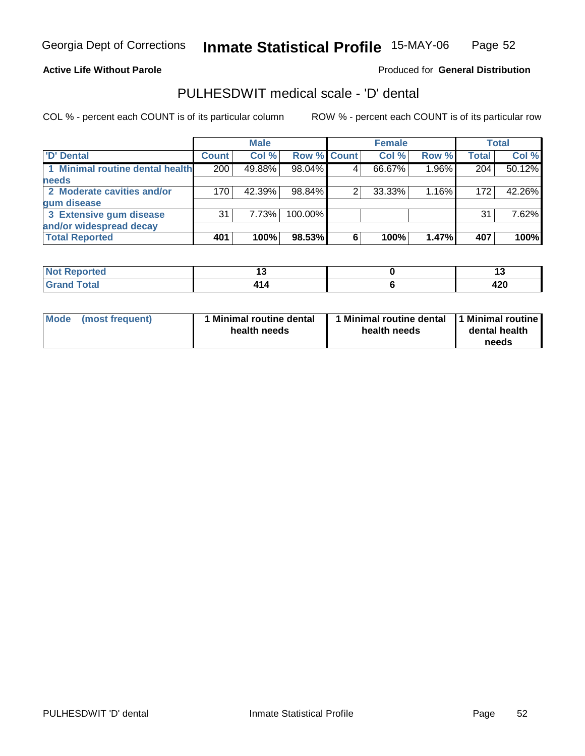Georgia Dept of Corrections **Inmate Statistical Profile** 15-MAY-06

**Active Life Without Parole**

Produced for **General Distribution**

## PULHESDWIT medical scale - 'D' dental

COL % - percent each COUNT is of its particular column

ROW % - percent each COUNT is of its particular row

| | Male | | | Female | | | Total | |
|---|---|---|---|---|---|---|---|---|
| 'D' Dental | Count | Col % | Row % | Count | Col % | Row % | Total | Col % |
| 1 Minimal routine dental health needs | 200 | 49.88% | 98.04% | 4 | 66.67% | 1.96% | 204 | 50.12% |
| 2 Moderate cavities and/or gum disease | 170 | 42.39% | 98.84% | 2 | 33.33% | 1.16% | 172 | 42.26% |
| 3 Extensive gum disease and/or widespread decay | 31 | 7.73% | 100.00% | | | | 31 | 7.62% |
| **Total Reported** | **401** | **100%** | **98.53%** | **6** | **100%** | **1.47%** | **407** | **100%** |

| | Male | Female | Total |
|---|---|---|---|
| Not Reported | 13 | 0 | 13 |
| Grand Total | 414 | 6 | 420 |

| | Male | Female | Total |
|---|---|---|---|
| Mode (most frequent) | 1 Minimal routine dental health needs | 1 Minimal routine dental health needs | 1 Minimal routine dental health needs |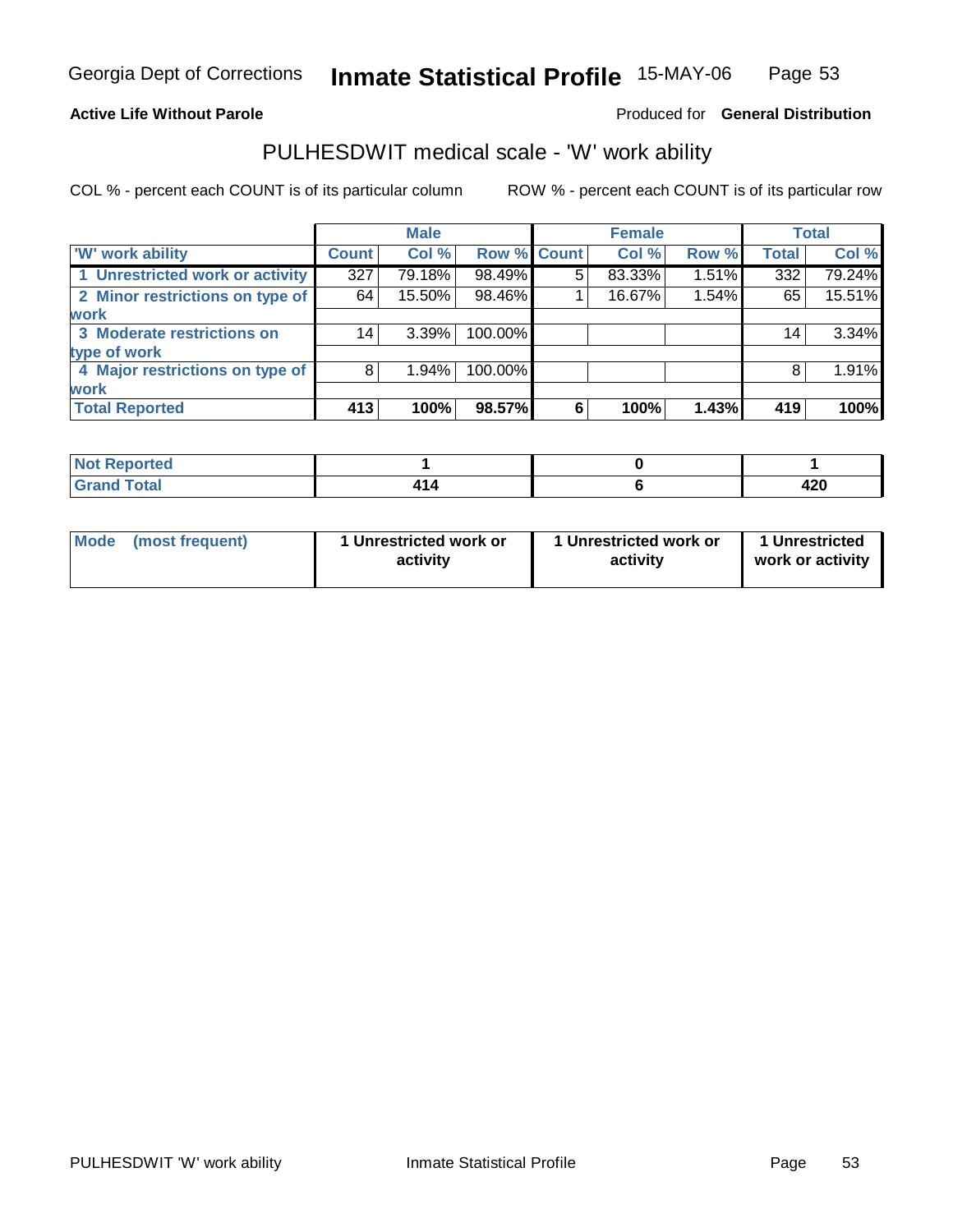**Active Life Without Parole**

Produced for **General Distribution**

## PULHESDWIT medical scale - 'W' work ability

COL % - percent each COUNT is of its particular column

ROW % - percent each COUNT is of its particular row

| | Male | | | Female | | | Total | |
|---|---|---|---|---|---|---|---|---|
| 'W' work ability | Count | Col % | Row % | Count | Col % | Row % | Total | Col % |
| 1 Unrestricted work or activity | 327 | 79.18% | 98.49% | 5 | 83.33% | 1.51% | 332 | 79.24% |
| 2 Minor restrictions on type of work | 64 | 15.50% | 98.46% | 1 | 16.67% | 1.54% | 65 | 15.51% |
| 3 Moderate restrictions on type of work | 14 | 3.39% | 100.00% | | | | 14 | 3.34% |
| 4 Major restrictions on type of work | 8 | 1.94% | 100.00% | | | | 8 | 1.91% |
| **Total Reported** | **413** | **100%** | **98.57%** | **6** | **100%** | **1.43%** | **419** | **100%** |

| | Male | Female | Total |
|---|---|---|---|
| Not Reported | 1 | 0 | 1 |
| Grand Total | 414 | 6 | 420 |

| | Male | Female | Total |
|---|---|---|---|
| Mode (most frequent) | 1 Unrestricted work or activity | 1 Unrestricted work or activity | 1 Unrestricted work or activity |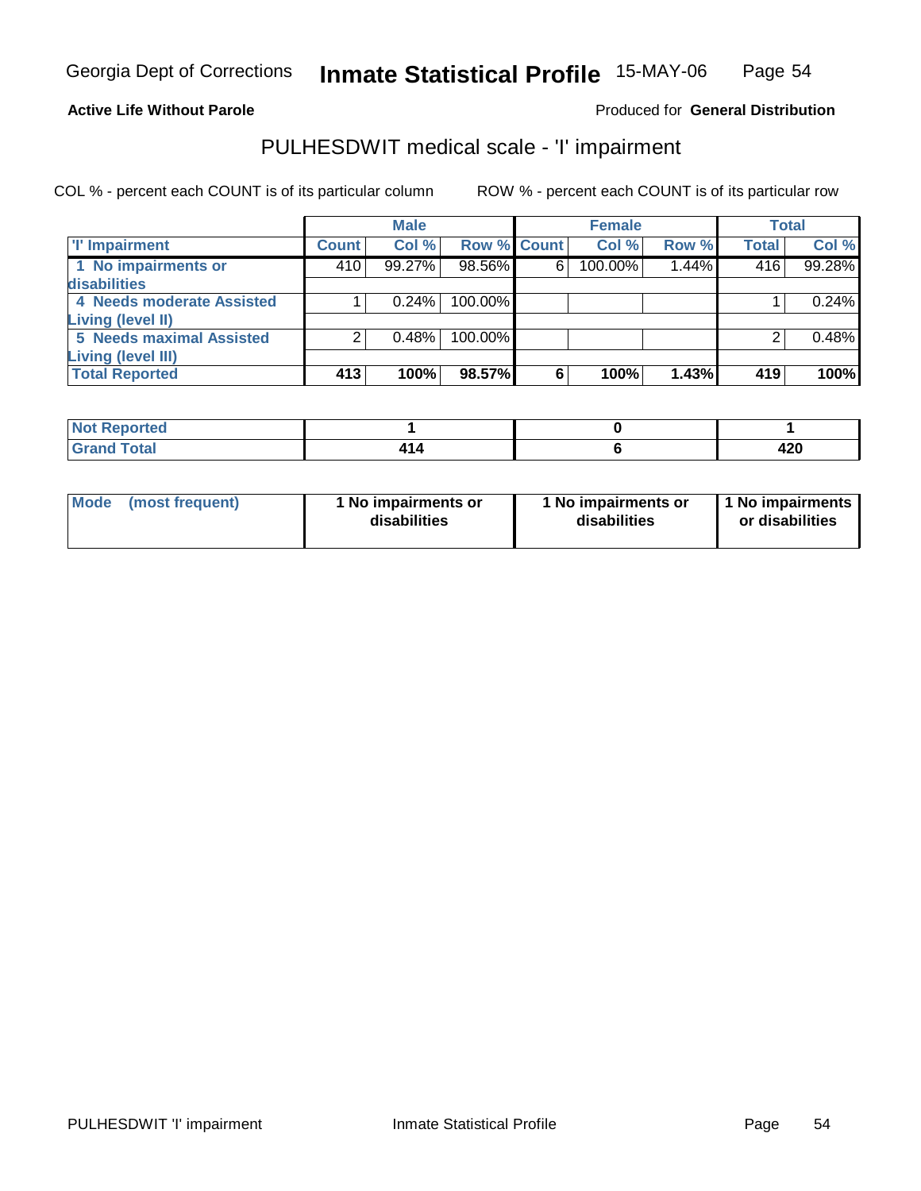**Active Life Without Parole**

Produced for **General Distribution**

## PULHESDWIT medical scale - 'I' impairment

COL % - percent each COUNT is of its particular column

ROW % - percent each COUNT is of its particular row

| | Male | | | Female | | | Total | |
|---|---|---|---|---|---|---|---|---|
| 'I' Impairment | Count | Col % | Row % | Count | Col % | Row % | Total | Col % |
| 1 No impairments or disabilities | 410 | 99.27% | 98.56% | 6 | 100.00% | 1.44% | 416 | 99.28% |
| 4 Needs moderate Assisted Living (level II) | 1 | 0.24% | 100.00% | | | | 1 | 0.24% |
| 5 Needs maximal Assisted Living (level III) | 2 | 0.48% | 100.00% | | | | 2 | 0.48% |
| **Total Reported** | **413** | **100%** | **98.57%** | **6** | **100%** | **1.43%** | **419** | **100%** |

| | Male | Female | Total |
|---|---|---|---|
| Not Reported | 1 | 0 | 1 |
| Grand Total | 414 | 6 | 420 |

| | Male | Female | Total |
|---|---|---|---|
| Mode (most frequent) | 1 No impairments or disabilities | 1 No impairments or disabilities | 1 No impairments or disabilities |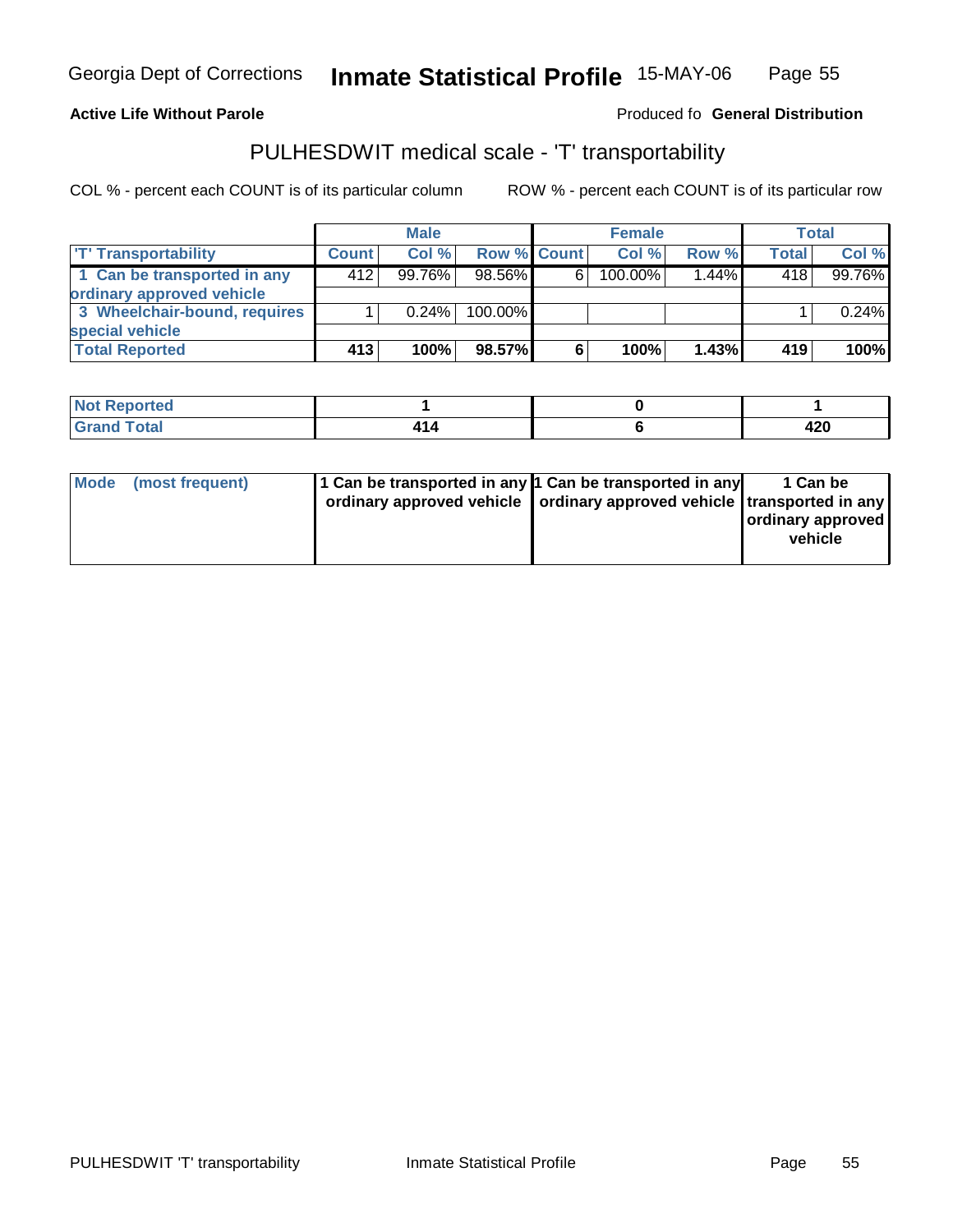**Active Life Without Parole**

Produced fo **General Distribution**

## PULHESDWIT medical scale - 'T' transportability

COL % - percent each COUNT is of its particular column    ROW % - percent each COUNT is of its particular row

| | Male | | | Female | | | Total | |
|---|---|---|---|---|---|---|---|---|
| 'T' Transportability | Count | Col % | Row % | Count | Col % | Row % | Total | Col % |
| 1 Can be transported in any ordinary approved vehicle | 412 | 99.76% | 98.56% | 6 | 100.00% | 1.44% | 418 | 99.76% |
| 3 Wheelchair-bound, requires special vehicle | 1 | 0.24% | 100.00% | | | | 1 | 0.24% |
| **Total Reported** | **413** | **100%** | **98.57%** | **6** | **100%** | **1.43%** | **419** | **100%** |

| | Male | Female | Total |
|---|---|---|---|
| Not Reported | 1 | 0 | 1 |
| Grand Total | 414 | 6 | 420 |

| | Male | Female | Total |
|---|---|---|---|
| Mode (most frequent) | 1 Can be transported in any ordinary approved vehicle | 1 Can be transported in any ordinary approved vehicle | 1 Can be transported in any ordinary approved vehicle |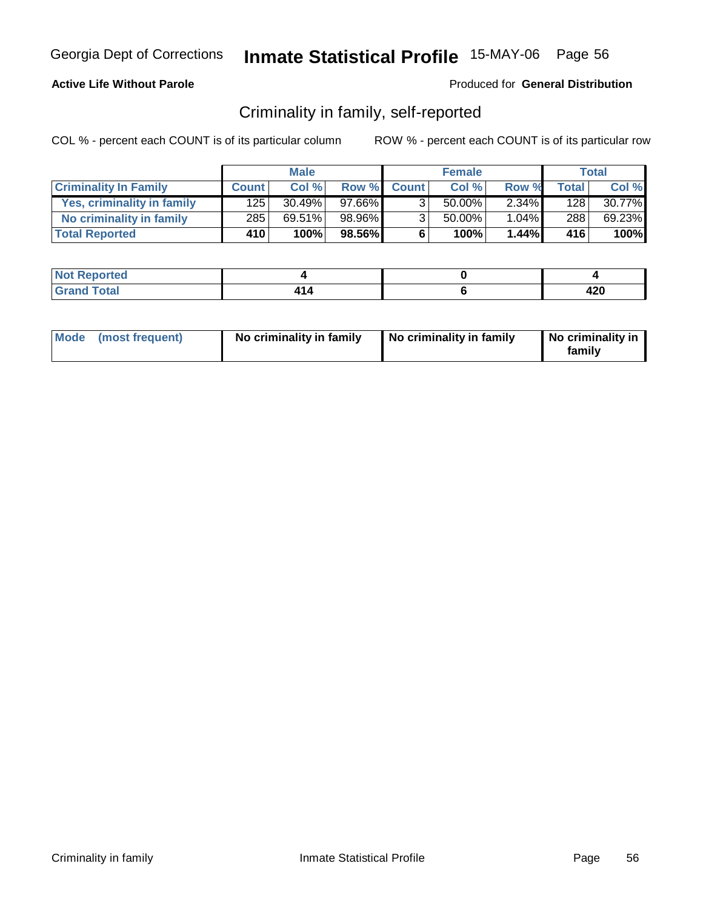Georgia Dept of Corrections **Inmate Statistical Profile** 15-MAY-06

**Active Life Without Parole**

Produced for **General Distribution**

## Criminality in family, self-reported

COL % - percent each COUNT is of its particular column ROW % - percent each COUNT is of its particular row

| | Male | | | Female | | | Total | |
|---|---|---|---|---|---|---|---|---|
| **Criminality In Family** | **Count** | **Col %** | **Row %** | **Count** | **Col %** | **Row %** | **Total** | **Col %** |
| **Yes, criminality in family** | 125 | 30.49% | 97.66% | 3 | 50.00% | 2.34% | 128 | 30.77% |
| **No criminality in family** | 285 | 69.51% | 98.96% | 3 | 50.00% | 1.04% | 288 | 69.23% |
| **Total Reported** | **410** | **100%** | **98.56%** | **6** | **100%** | **1.44%** | **416** | **100%** |

| | Male | Female | Total |
|---|---|---|---|
| **Not Reported** | **4** | **0** | **4** |
| **Grand Total** | **414** | **6** | **420** |

| | Male | Female | Total |
|---|---|---|---|
| **Mode (most frequent)** | **No criminality in family** | **No criminality in family** | **No criminality in family** |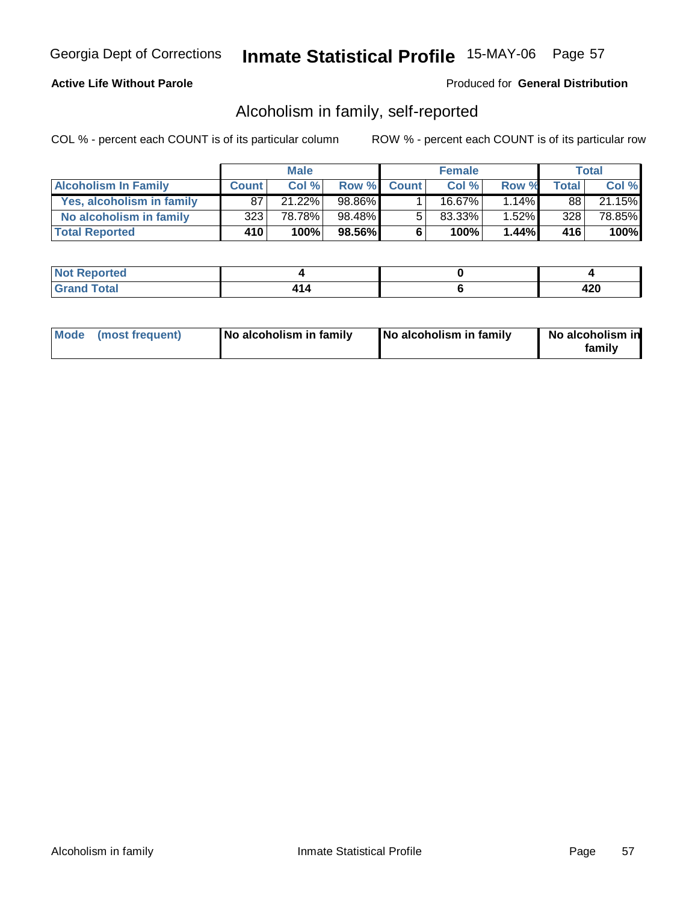**Active Life Without Parole**

Produced for **General Distribution**

## Alcoholism in family, self-reported

COL % - percent each COUNT is of its particular column

ROW % - percent each COUNT is of its particular row

| | Male | | | Female | | | Total | |
|---|---|---|---|---|---|---|---|---|
| **Alcoholism In Family** | **Count** | **Col %** | **Row %** | **Count** | **Col %** | **Row %** | **Total** | **Col %** |
| **Yes, alcoholism in family** | 87 | 21.22% | 98.86% | 1 | 16.67% | 1.14% | 88 | 21.15% |
| **No alcoholism in family** | 323 | 78.78% | 98.48% | 5 | 83.33% | 1.52% | 328 | 78.85% |
| **Total Reported** | **410** | **100%** | **98.56%** | **6** | **100%** | **1.44%** | **416** | **100%** |

| | Male | Female | Total |
|---|---|---|---|
| **Not Reported** | **4** | **0** | **4** |
| **Grand Total** | **414** | **6** | **420** |

| | Male | Female | Total |
|---|---|---|---|
| **Mode (most frequent)** | **No alcoholism in family** | **No alcoholism in family** | **No alcoholism in family** |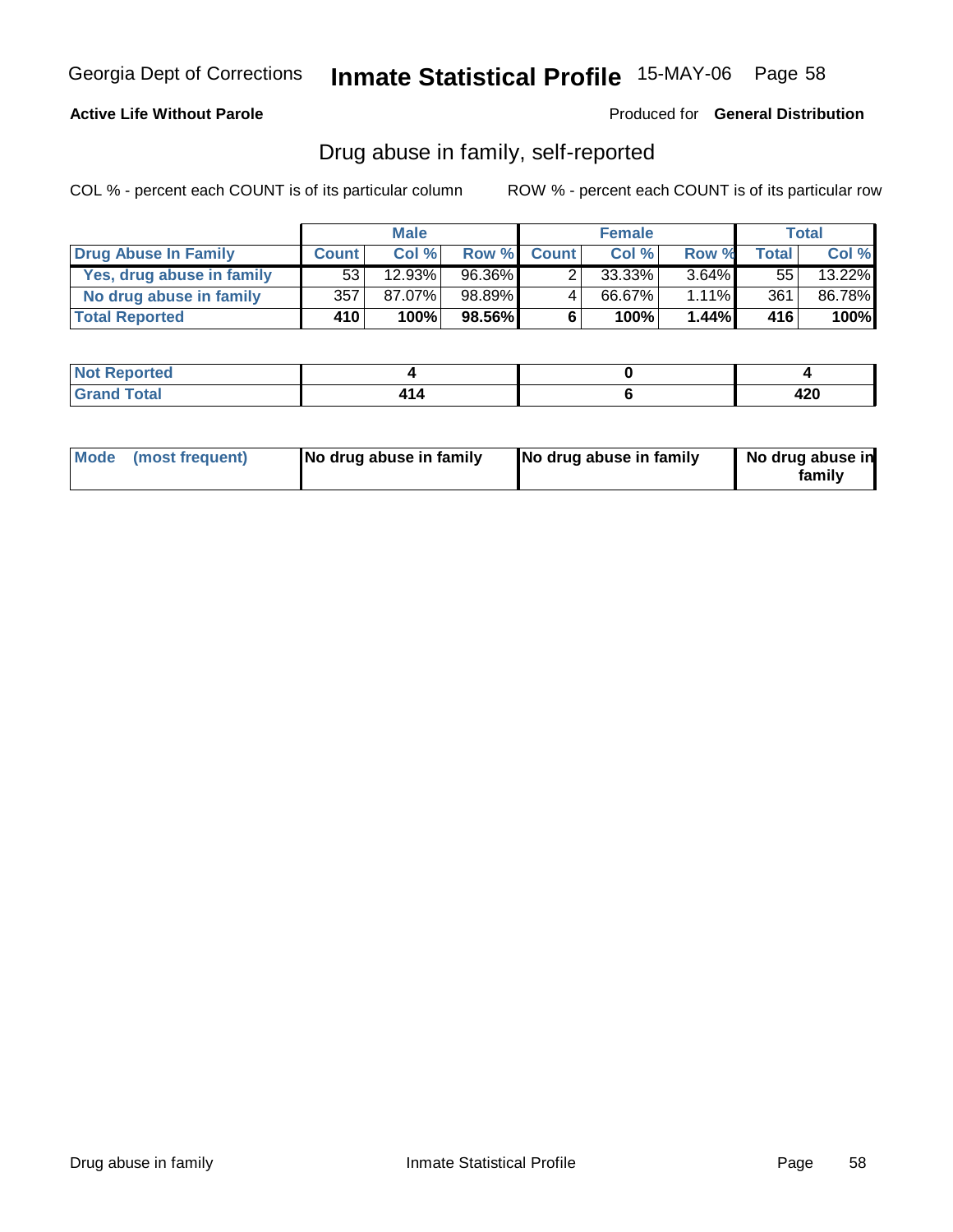**Active Life Without Parole**

Produced for **General Distribution**

## Drug abuse in family, self-reported

COL % - percent each COUNT is of its particular column

ROW % - percent each COUNT is of its particular row

| | Male | | | Female | | | Total | |
|---|---|---|---|---|---|---|---|---|
| **Drug Abuse In Family** | **Count** | **Col %** | **Row %** | **Count** | **Col %** | **Row %** | **Total** | **Col %** |
| **Yes, drug abuse in family** | 53 | 12.93% | 96.36% | 2 | 33.33% | 3.64% | 55 | 13.22% |
| **No drug abuse in family** | 357 | 87.07% | 98.89% | 4 | 66.67% | 1.11% | 361 | 86.78% |
| **Total Reported** | **410** | **100%** | **98.56%** | **6** | **100%** | **1.44%** | **416** | **100%** |

| | Male | Female | Total |
|---|---|---|---|
| **Not Reported** | **4** | **0** | **4** |
| **Grand Total** | **414** | **6** | **420** |

| | Male | Female | Total |
|---|---|---|---|
| **Mode (most frequent)** | **No drug abuse in family** | **No drug abuse in family** | **No drug abuse in family** |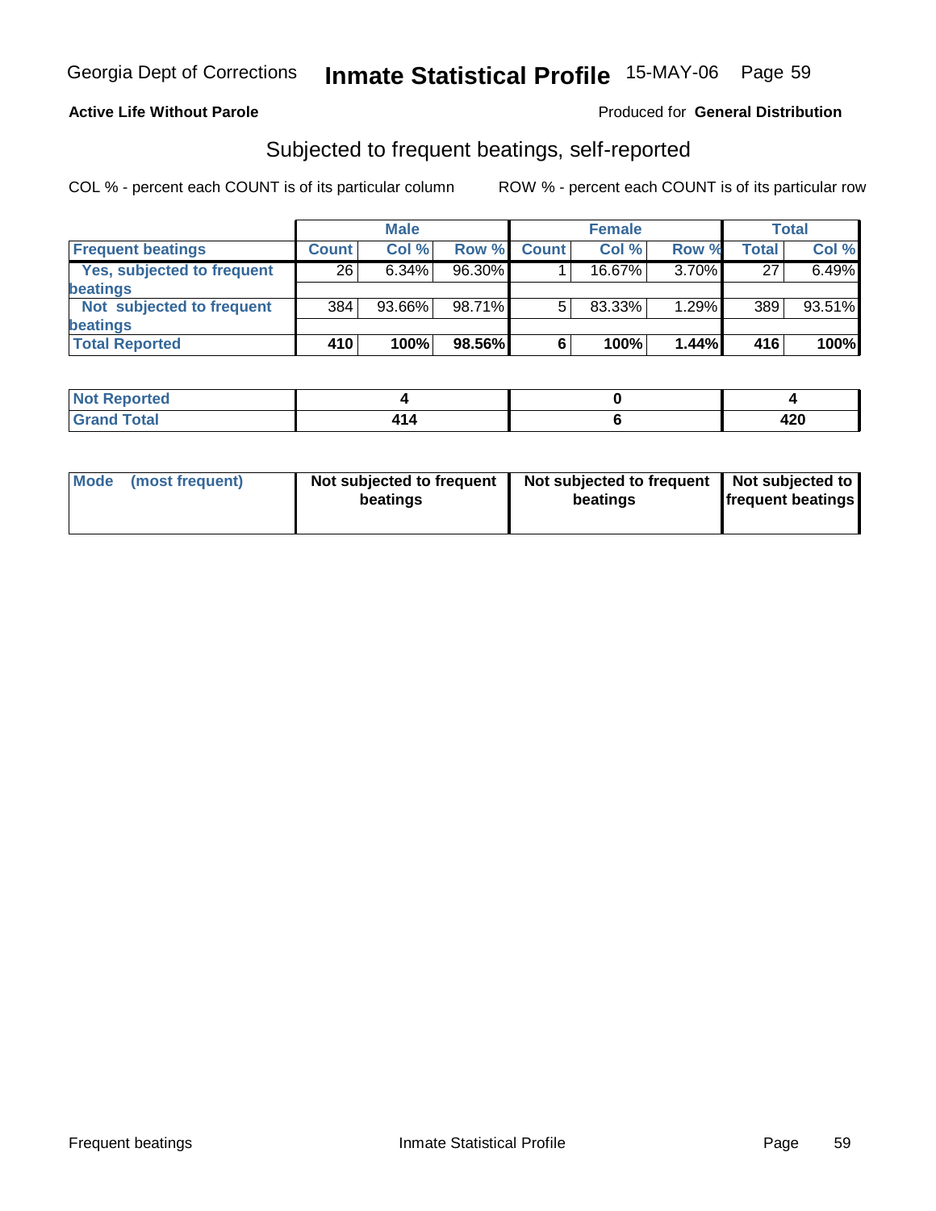**Active Life Without Parole**

Produced for **General Distribution**

## Subjected to frequent beatings, self-reported

COL % - percent each COUNT is of its particular column ROW % - percent each COUNT is of its particular row

| | Male | | | Female | | | Total | |
|---|---|---|---|---|---|---|---|---|
| **Frequent beatings** | **Count** | **Col %** | **Row %** | **Count** | **Col %** | **Row %** | **Total** | **Col %** |
| **Yes, subjected to frequent beatings** | 26 | 6.34% | 96.30% | 1 | 16.67% | 3.70% | 27 | 6.49% |
| **Not subjected to frequent beatings** | 384 | 93.66% | 98.71% | 5 | 83.33% | 1.29% | 389 | 93.51% |
| **Total Reported** | **410** | **100%** | **98.56%** | **6** | **100%** | **1.44%** | **416** | **100%** |

| | Male | Female | Total |
|---|---|---|---|
| **Not Reported** | **4** | **0** | **4** |
| **Grand Total** | **414** | **6** | **420** |

| | Male | Female | Total |
|---|---|---|---|
| **Mode (most frequent)** | **Not subjected to frequent beatings** | **Not subjected to frequent beatings** | **Not subjected to frequent beatings** |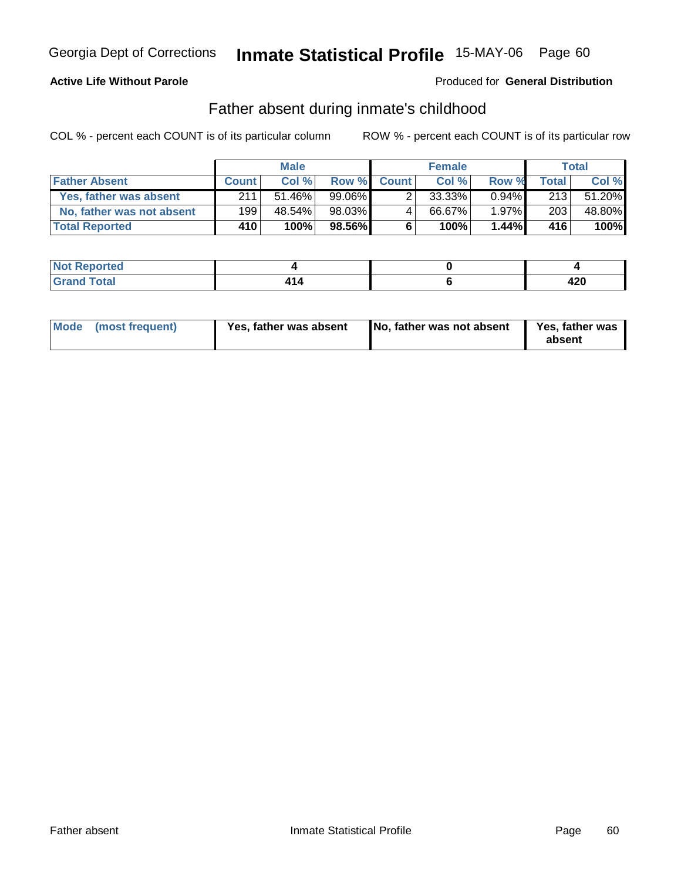**Active Life Without Parole**

Produced for **General Distribution**

## Father absent during inmate's childhood

COL % - percent each COUNT is of its particular column

ROW % - percent each COUNT is of its particular row

| | Male | | | Female | | | Total | |
|---|---|---|---|---|---|---|---|---|
| **Father Absent** | **Count** | **Col %** | **Row %** | **Count** | **Col %** | **Row %** | **Total** | **Col %** |
| Yes, father was absent | 211 | 51.46% | 99.06% | 2 | 33.33% | 0.94% | 213 | 51.20% |
| No, father was not absent | 199 | 48.54% | 98.03% | 4 | 66.67% | 1.97% | 203 | 48.80% |
| **Total Reported** | **410** | **100%** | **98.56%** | **6** | **100%** | **1.44%** | **416** | **100%** |

| | Male | Female | Total |
|---|---|---|---|
| **Not Reported** | **4** | **0** | **4** |
| **Grand Total** | **414** | **6** | **420** |

| | Male | Female | Total |
|---|---|---|---|
| **Mode (most frequent)** | **Yes, father was absent** | **No, father was not absent** | **Yes, father was absent** |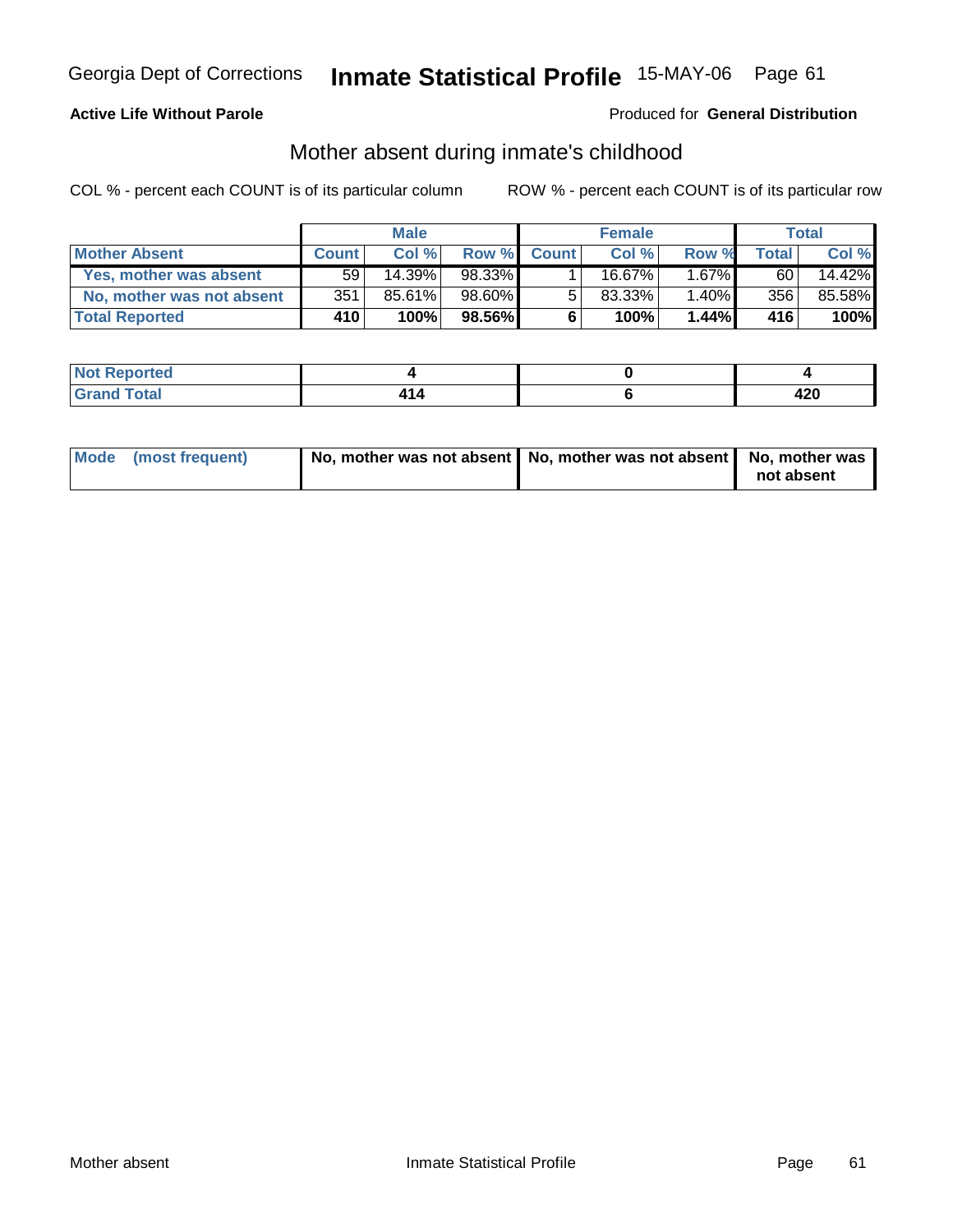Georgia Dept of Corrections **Inmate Statistical Profile** 15-MAY-06

**Active Life Without Parole**

Produced for **General Distribution**

## Mother absent during inmate's childhood

COL % - percent each COUNT is of its particular column

ROW % - percent each COUNT is of its particular row

| | Male | | | Female | | | Total | |
|---|---|---|---|---|---|---|---|---|
| **Mother Absent** | **Count** | **Col %** | **Row %** | **Count** | **Col %** | **Row %** | **Total** | **Col %** |
| **Yes, mother was absent** | 59 | 14.39% | 98.33% | 1 | 16.67% | 1.67% | 60 | 14.42% |
| **No, mother was not absent** | 351 | 85.61% | 98.60% | 5 | 83.33% | 1.40% | 356 | 85.58% |
| **Total Reported** | **410** | **100%** | **98.56%** | **6** | **100%** | **1.44%** | **416** | **100%** |

| | Male | Female | Total |
|---|---|---|---|
| **Not Reported** | **4** | **0** | **4** |
| **Grand Total** | **414** | **6** | **420** |

| | Male | Female | Total |
|---|---|---|---|
| **Mode (most frequent)** | **No, mother was not absent** | **No, mother was not absent** | **No, mother was not absent** |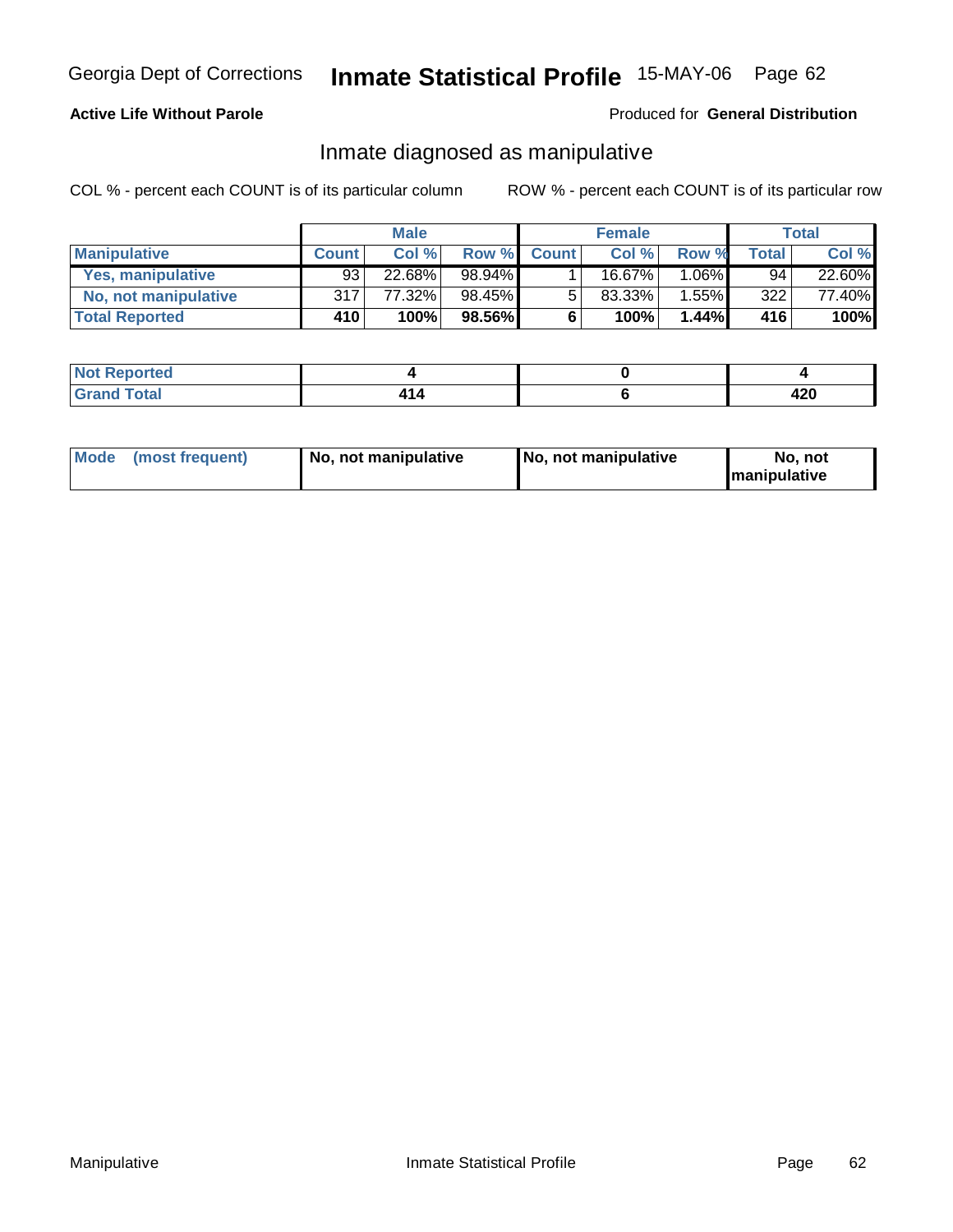**Active Life Without Parole** Produced for **General Distribution**

## Inmate diagnosed as manipulative

COL % - percent each COUNT is of its particular column ROW % - percent each COUNT is of its particular row

| | Male | | | Female | | | Total | |
|---|---|---|---|---|---|---|---|---|
| **Manipulative** | **Count** | **Col %** | **Row %** | **Count** | **Col %** | **Row %** | **Total** | **Col %** |
| **Yes, manipulative** | 93 | 22.68% | 98.94% | 1 | 16.67% | 1.06% | 94 | 22.60% |
| **No, not manipulative** | 317 | 77.32% | 98.45% | 5 | 83.33% | 1.55% | 322 | 77.40% |
| **Total Reported** | **410** | **100%** | **98.56%** | **6** | **100%** | **1.44%** | **416** | **100%** |

| | Male | Female | Total |
|---|---|---|---|
| **Not Reported** | **4** | **0** | **4** |
| **Grand Total** | **414** | **6** | **420** |

| | Male | Female | Total |
|---|---|---|---|
| **Mode (most frequent)** | **No, not manipulative** | **No, not manipulative** | **No, not manipulative** |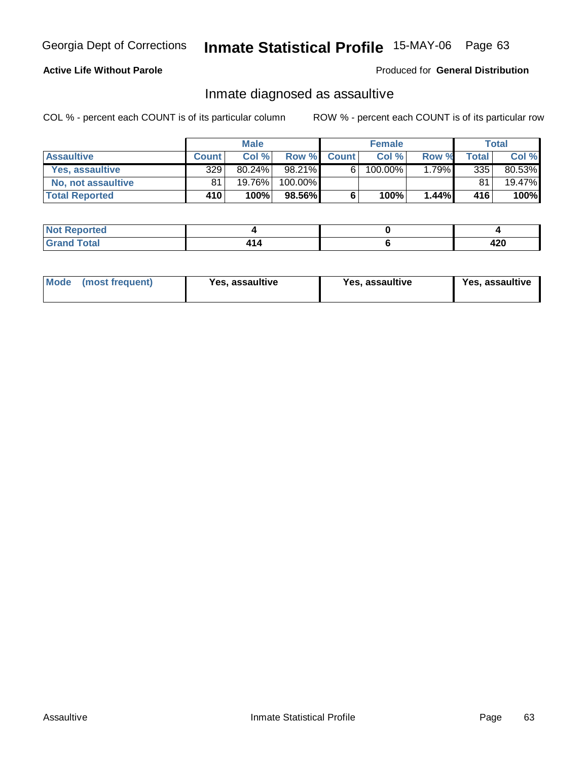Georgia Dept of Corrections **Inmate Statistical Profile** 15-MAY-06 Page 63

**Active Life Without Parole**

Produced for **General Distribution**

## Inmate diagnosed as assaultive

COL % - percent each COUNT is of its particular column

ROW % - percent each COUNT is of its particular row

| | Male | | | Female | | | Total | |
|---|---|---|---|---|---|---|---|---|
| **Assaultive** | **Count** | **Col %** | **Row %** | **Count** | **Col %** | **Row %** | **Total** | **Col %** |
| **Yes, assaultive** | 329 | 80.24% | 98.21% | 6 | 100.00% | 1.79% | 335 | 80.53% |
| **No, not assaultive** | 81 | 19.76% | 100.00% | | | | 81 | 19.47% |
| **Total Reported** | **410** | **100%** | **98.56%** | **6** | **100%** | **1.44%** | **416** | **100%** |

| | Male | Female | Total |
|---|---|---|---|
| **Not Reported** | **4** | **0** | **4** |
| **Grand Total** | **414** | **6** | **420** |

| | Male | Female | Total |
|---|---|---|---|
| **Mode (most frequent)** | **Yes, assaultive** | **Yes, assaultive** | **Yes, assaultive** |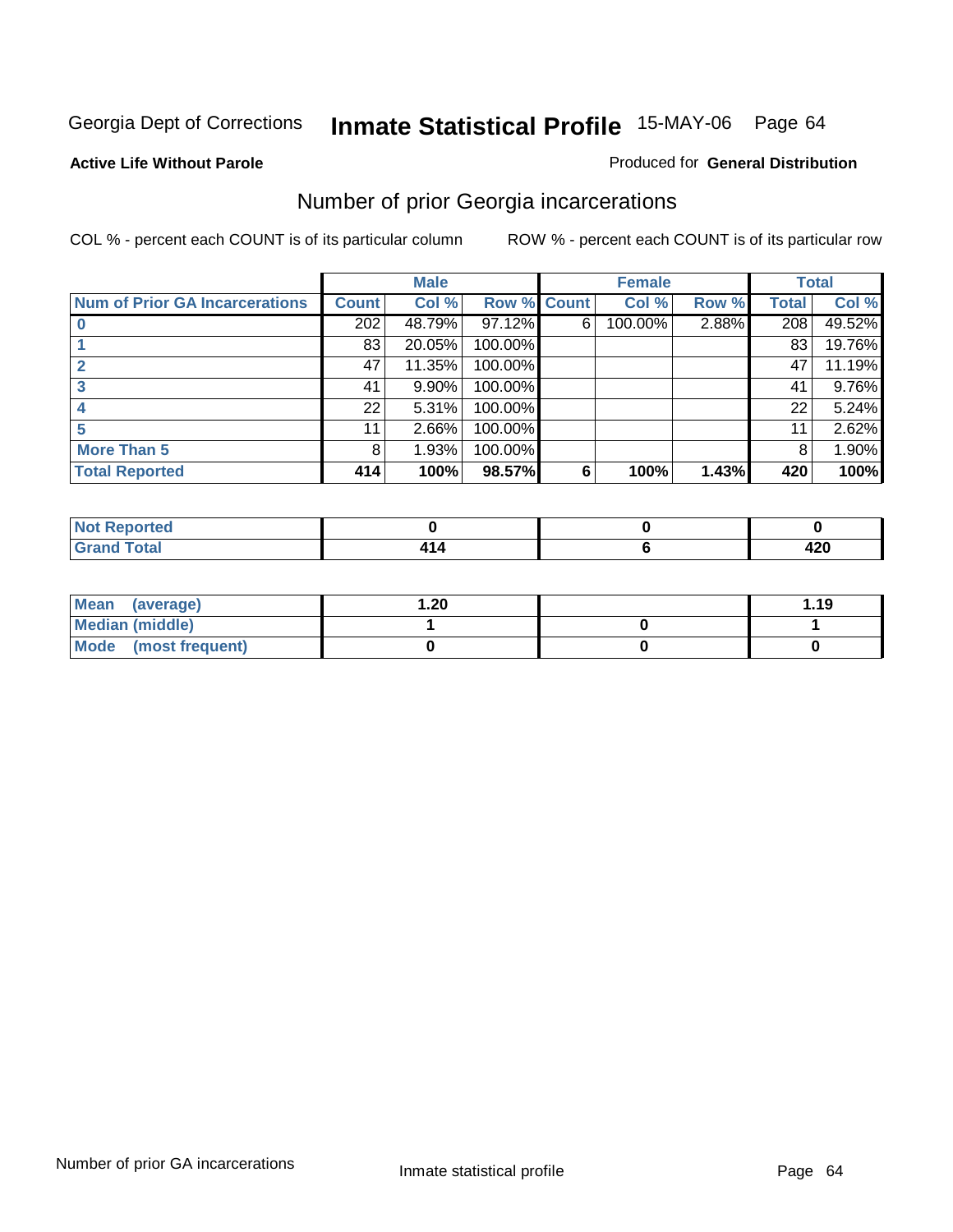Georgia Dept of Corrections **Inmate Statistical Profile** 15-MAY-06

**Active Life Without Parole**

Produced for **General Distribution**

## Number of prior Georgia incarcerations

COL % - percent each COUNT is of its particular column

ROW % - percent each COUNT is of its particular row

| | Male | | | Female | | | Total | |
|---|---|---|---|---|---|---|---|---|
| **Num of Prior GA Incarcerations** | **Count** | **Col %** | **Row %** | **Count** | **Col %** | **Row %** | **Total** | **Col %** |
| **0** | 202 | 48.79% | 97.12% | 6 | 100.00% | 2.88% | 208 | 49.52% |
| **1** | 83 | 20.05% | 100.00% | | | | 83 | 19.76% |
| **2** | 47 | 11.35% | 100.00% | | | | 47 | 11.19% |
| **3** | 41 | 9.90% | 100.00% | | | | 41 | 9.76% |
| **4** | 22 | 5.31% | 100.00% | | | | 22 | 5.24% |
| **5** | 11 | 2.66% | 100.00% | | | | 11 | 2.62% |
| **More Than 5** | 8 | 1.93% | 100.00% | | | | 8 | 1.90% |
| **Total Reported** | **414** | **100%** | **98.57%** | **6** | **100%** | **1.43%** | **420** | **100%** |

| | Male | Female | Total |
|---|---|---|---|
| **Not Reported** | **0** | **0** | **0** |
| **Grand Total** | **414** | **6** | **420** |

| | Male | Female | Total |
|---|---|---|---|
| **Mean (average)** | **1.20** | | **1.19** |
| **Median (middle)** | **1** | **0** | **1** |
| **Mode (most frequent)** | **0** | **0** | **0** |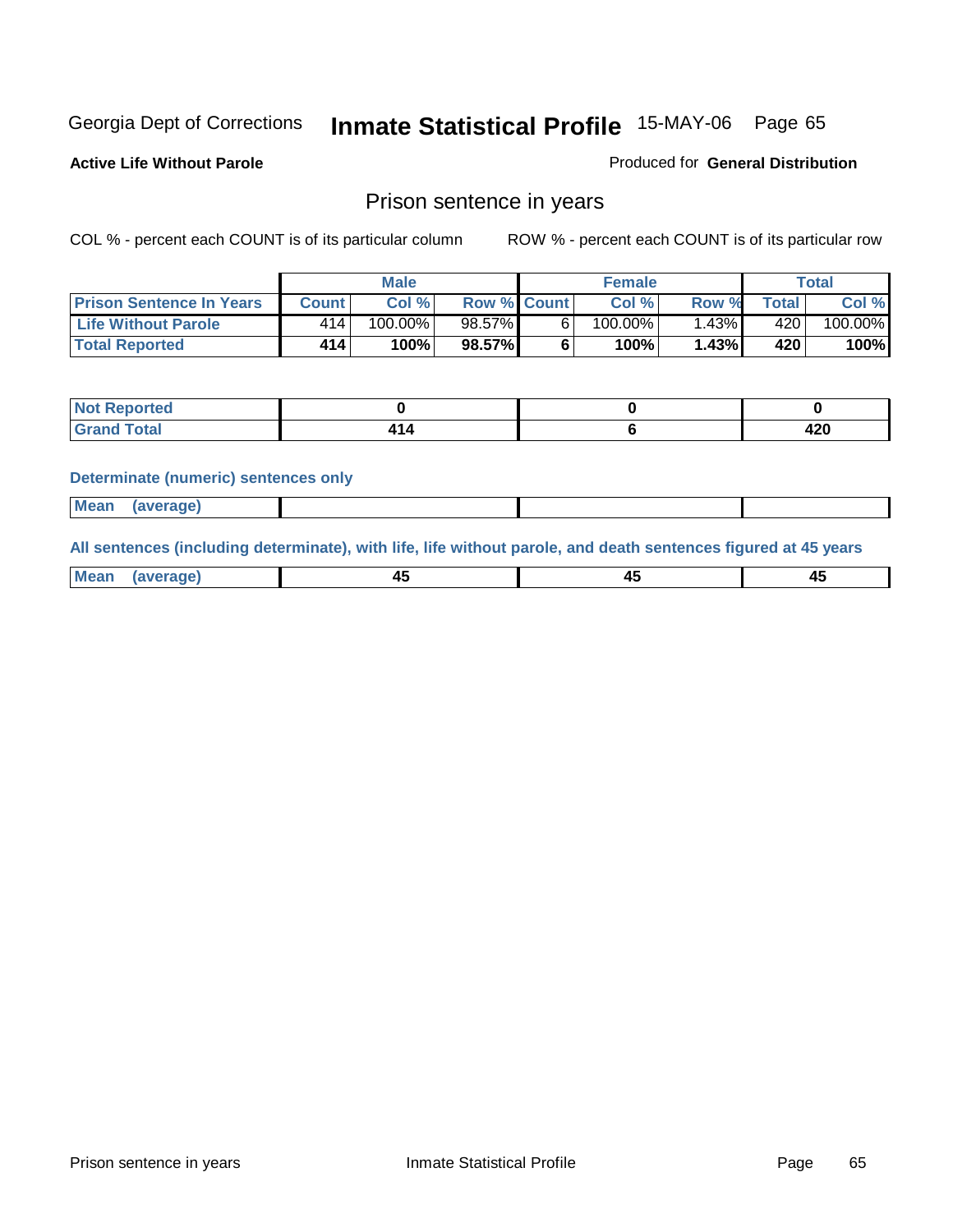Georgia Dept of Corrections **Inmate Statistical Profile** 15-MAY-06

**Active Life Without Parole**

Produced for **General Distribution**

## Prison sentence in years

COL % - percent each COUNT is of its particular column

ROW % - percent each COUNT is of its particular row

| | Male | | | Female | | | Total | |
|---|---|---|---|---|---|---|---|---|
| **Prison Sentence In Years** | **Count** | **Col %** | **Row %** | **Count** | **Col %** | **Row %** | **Total** | **Col %** |
| **Life Without Parole** | 414 | 100.00% | 98.57% | 6 | 100.00% | 1.43% | 420 | 100.00% |
| **Total Reported** | **414** | **100%** | **98.57%** | **6** | **100%** | **1.43%** | **420** | **100%** |

| | Male | Female | Total |
|---|---|---|---|
| **Not Reported** | **0** | **0** | **0** |
| **Grand Total** | **414** | **6** | **420** |

**Determinate (numeric) sentences only**

| | Male | Female | Total |
|---|---|---|---|
| **Mean (average)** | | | |

**All sentences (including determinate), with life, life without parole, and death sentences figured at 45 years**

| | Male | Female | Total |
|---|---|---|---|
| **Mean (average)** | **45** | **45** | **45** |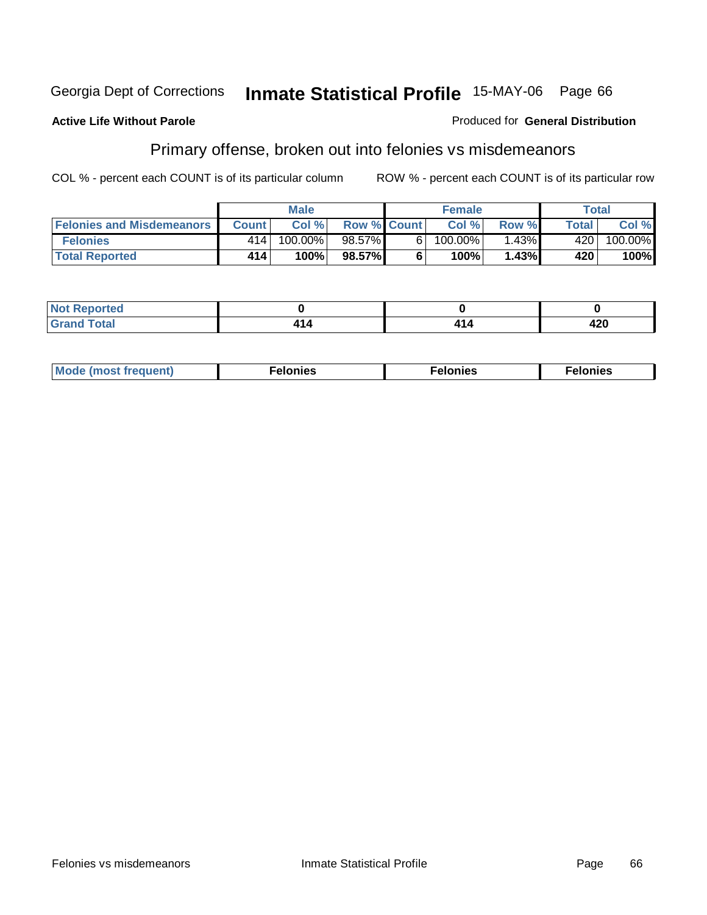Georgia Dept of Corrections **Inmate Statistical Profile** 15-MAY-06

**Active Life Without Parole**

Produced for **General Distribution**

## Primary offense, broken out into felonies vs misdemeanors

COL % - percent each COUNT is of its particular column

ROW % - percent each COUNT is of its particular row

| | Male | | | Female | | | Total | |
|---|---|---|---|---|---|---|---|---|
| **Felonies and Misdemeanors** | **Count** | **Col %** | **Row %** | **Count** | **Col %** | **Row %** | **Total** | **Col %** |
| **Felonies** | 414 | 100.00% | 98.57% | 6 | 100.00% | 1.43% | 420 | 100.00% |
| **Total Reported** | **414** | **100%** | **98.57%** | **6** | **100%** | **1.43%** | **420** | **100%** |

| | Male | Female | Total |
|---|---|---|---|
| **Not Reported** | **0** | **0** | **0** |
| **Grand Total** | **414** | **414** | **420** |

| | Male | Female | Total |
|---|---|---|---|
| **Mode (most frequent)** | **Felonies** | **Felonies** | **Felonies** |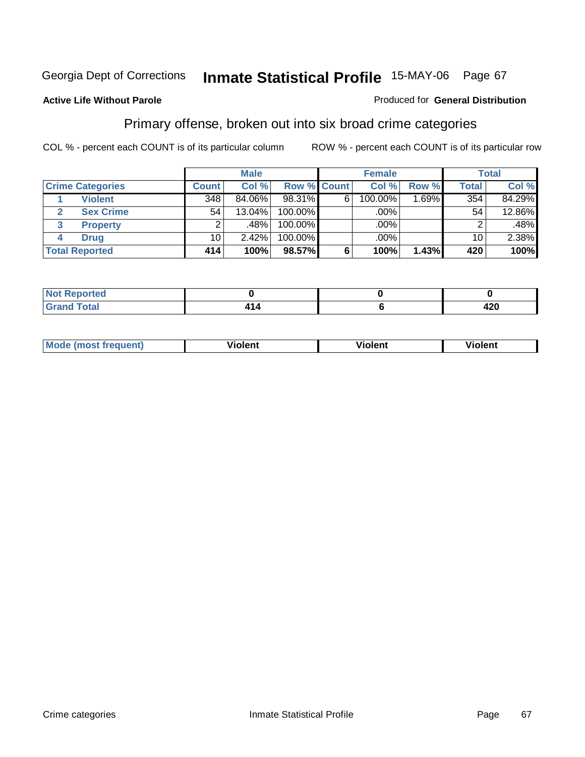Georgia Dept of Corrections **Inmate Statistical Profile** 15-MAY-06

**Active Life Without Parole**

Produced for **General Distribution**

## Primary offense, broken out into six broad crime categories

COL % - percent each COUNT is of its particular column

ROW % - percent each COUNT is of its particular row

| | | Male | | | Female | | | Total | |
|---|---|---|---|---|---|---|---|---|---|
| Crime Categories | | Count | Col % | Row % | Count | Col % | Row % | Total | Col % |
| 1 | Violent | 348 | 84.06% | 98.31% | 6 | 100.00% | 1.69% | 354 | 84.29% |
| 2 | Sex Crime | 54 | 13.04% | 100.00% | | .00% | | 54 | 12.86% |
| 3 | Property | 2 | .48% | 100.00% | | .00% | | 2 | .48% |
| 4 | Drug | 10 | 2.42% | 100.00% | | .00% | | 10 | 2.38% |
| Total Reported | | **414** | **100%** | **98.57%** | **6** | **100%** | **1.43%** | **420** | **100%** |

| | Male | Female | Total |
|---|---|---|---|
| Not Reported | **0** | **0** | **0** |
| Grand Total | **414** | **6** | **420** |

| | Male | Female | Total |
|---|---|---|---|
| Mode (most frequent) | **Violent** | **Violent** | **Violent** |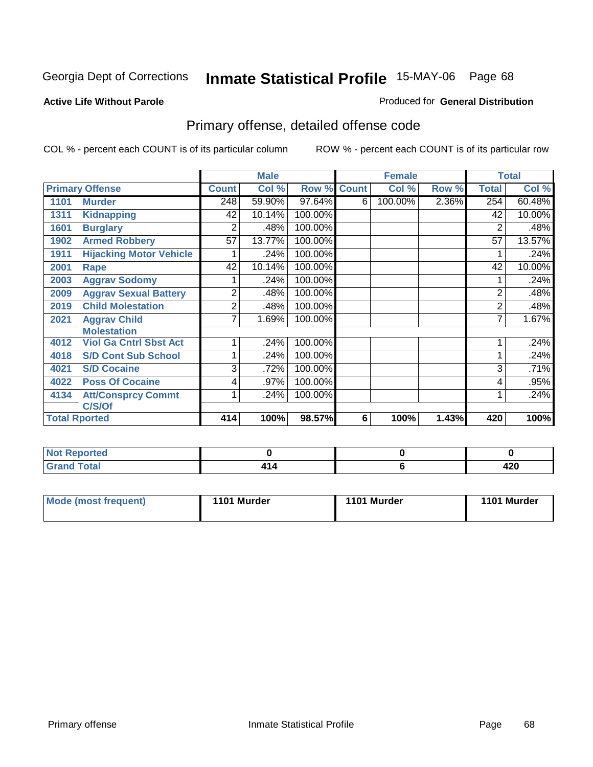Georgia Dept of Corrections **Inmate Statistical Profile** 15-MAY-06

**Active Life Without Parole**

Produced for **General Distribution**

## Primary offense, detailed offense code

COL % - percent each COUNT is of its particular column

ROW % - percent each COUNT is of its particular row

| Primary Offense | | Male | | | Female | | | Total | |
|---|---|---|---|---|---|---|---|---|---|
| | | Count | Col % | Row % | Count | Col % | Row % | Total | Col % |
| 1101 | Murder | 248 | 59.90% | 97.64% | 6 | 100.00% | 2.36% | 254 | 60.48% |
| 1311 | Kidnapping | 42 | 10.14% | 100.00% | | | | 42 | 10.00% |
| 1601 | Burglary | 2 | .48% | 100.00% | | | | 2 | .48% |
| 1902 | Armed Robbery | 57 | 13.77% | 100.00% | | | | 57 | 13.57% |
| 1911 | Hijacking Motor Vehicle | 1 | .24% | 100.00% | | | | 1 | .24% |
| 2001 | Rape | 42 | 10.14% | 100.00% | | | | 42 | 10.00% |
| 2003 | Aggrav Sodomy | 1 | .24% | 100.00% | | | | 1 | .24% |
| 2009 | Aggrav Sexual Battery | 2 | .48% | 100.00% | | | | 2 | .48% |
| 2019 | Child Molestation | 2 | .48% | 100.00% | | | | 2 | .48% |
| 2021 | Aggrav Child Molestation | 7 | 1.69% | 100.00% | | | | 7 | 1.67% |
| 4012 | Viol Ga Cntrl Sbst Act | 1 | .24% | 100.00% | | | | 1 | .24% |
| 4018 | S/D Cont Sub School | 1 | .24% | 100.00% | | | | 1 | .24% |
| 4021 | S/D Cocaine | 3 | .72% | 100.00% | | | | 3 | .71% |
| 4022 | Poss Of Cocaine | 4 | .97% | 100.00% | | | | 4 | .95% |
| 4134 | Att/Consprcy Commt C/S/Of | 1 | .24% | 100.00% | | | | 1 | .24% |
| **Total Rported** | | **414** | **100%** | **98.57%** | **6** | **100%** | **1.43%** | **420** | **100%** |

| | Male | Female | Total |
|---|---|---|---|
| Not Reported | 0 | 0 | 0 |
| Grand Total | 414 | 6 | 420 |

| | Male | Female | Total |
|---|---|---|---|
| Mode (most frequent) | 1101 Murder | 1101 Murder | 1101 Murder |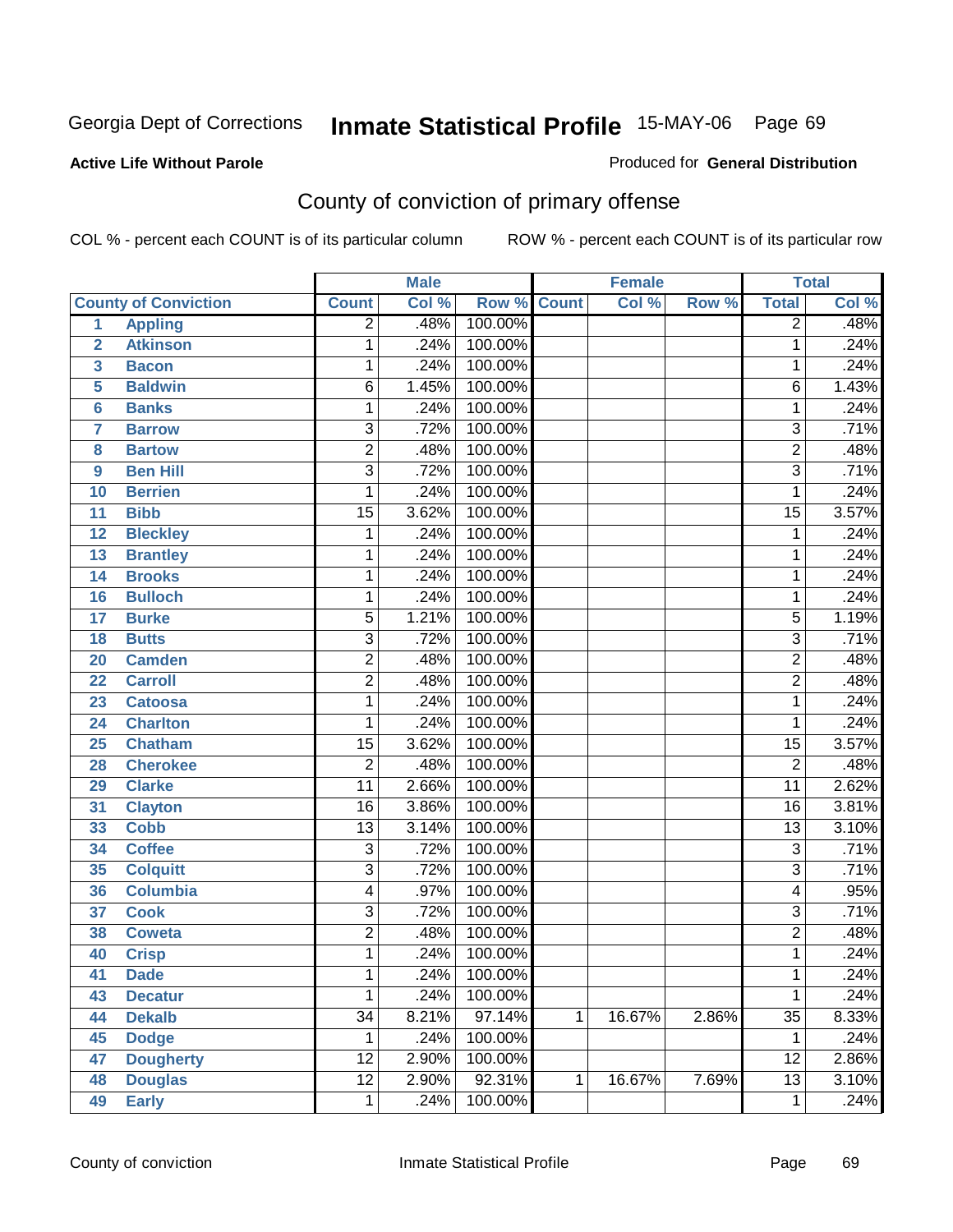Georgia Dept of Corrections **Inmate Statistical Profile** 15-MAY-06

**Active Life Without Parole**

Produced for **General Distribution**

## County of conviction of primary offense

COL % - percent each COUNT is of its particular column ROW % - percent each COUNT is of its particular row

| | | Male | | | Female | | | Total | |
|---|---|---|---|---|---|---|---|---|---|
| | County of Conviction | Count | Col % | Row % | Count | Col % | Row % | Total | Col % |
| 1 | Appling | 2 | .48% | 100.00% | | | | 2 | .48% |
| 2 | Atkinson | 1 | .24% | 100.00% | | | | 1 | .24% |
| 3 | Bacon | 1 | .24% | 100.00% | | | | 1 | .24% |
| 5 | Baldwin | 6 | 1.45% | 100.00% | | | | 6 | 1.43% |
| 6 | Banks | 1 | .24% | 100.00% | | | | 1 | .24% |
| 7 | Barrow | 3 | .72% | 100.00% | | | | 3 | .71% |
| 8 | Bartow | 2 | .48% | 100.00% | | | | 2 | .48% |
| 9 | Ben Hill | 3 | .72% | 100.00% | | | | 3 | .71% |
| 10 | Berrien | 1 | .24% | 100.00% | | | | 1 | .24% |
| 11 | Bibb | 15 | 3.62% | 100.00% | | | | 15 | 3.57% |
| 12 | Bleckley | 1 | .24% | 100.00% | | | | 1 | .24% |
| 13 | Brantley | 1 | .24% | 100.00% | | | | 1 | .24% |
| 14 | Brooks | 1 | .24% | 100.00% | | | | 1 | .24% |
| 16 | Bulloch | 1 | .24% | 100.00% | | | | 1 | .24% |
| 17 | Burke | 5 | 1.21% | 100.00% | | | | 5 | 1.19% |
| 18 | Butts | 3 | .72% | 100.00% | | | | 3 | .71% |
| 20 | Camden | 2 | .48% | 100.00% | | | | 2 | .48% |
| 22 | Carroll | 2 | .48% | 100.00% | | | | 2 | .48% |
| 23 | Catoosa | 1 | .24% | 100.00% | | | | 1 | .24% |
| 24 | Charlton | 1 | .24% | 100.00% | | | | 1 | .24% |
| 25 | Chatham | 15 | 3.62% | 100.00% | | | | 15 | 3.57% |
| 28 | Cherokee | 2 | .48% | 100.00% | | | | 2 | .48% |
| 29 | Clarke | 11 | 2.66% | 100.00% | | | | 11 | 2.62% |
| 31 | Clayton | 16 | 3.86% | 100.00% | | | | 16 | 3.81% |
| 33 | Cobb | 13 | 3.14% | 100.00% | | | | 13 | 3.10% |
| 34 | Coffee | 3 | .72% | 100.00% | | | | 3 | .71% |
| 35 | Colquitt | 3 | .72% | 100.00% | | | | 3 | .71% |
| 36 | Columbia | 4 | .97% | 100.00% | | | | 4 | .95% |
| 37 | Cook | 3 | .72% | 100.00% | | | | 3 | .71% |
| 38 | Coweta | 2 | .48% | 100.00% | | | | 2 | .48% |
| 40 | Crisp | 1 | .24% | 100.00% | | | | 1 | .24% |
| 41 | Dade | 1 | .24% | 100.00% | | | | 1 | .24% |
| 43 | Decatur | 1 | .24% | 100.00% | | | | 1 | .24% |
| 44 | Dekalb | 34 | 8.21% | 97.14% | 1 | 16.67% | 2.86% | 35 | 8.33% |
| 45 | Dodge | 1 | .24% | 100.00% | | | | 1 | .24% |
| 47 | Dougherty | 12 | 2.90% | 100.00% | | | | 12 | 2.86% |
| 48 | Douglas | 12 | 2.90% | 92.31% | 1 | 16.67% | 7.69% | 13 | 3.10% |
| 49 | Early | 1 | .24% | 100.00% | | | | 1 | .24% |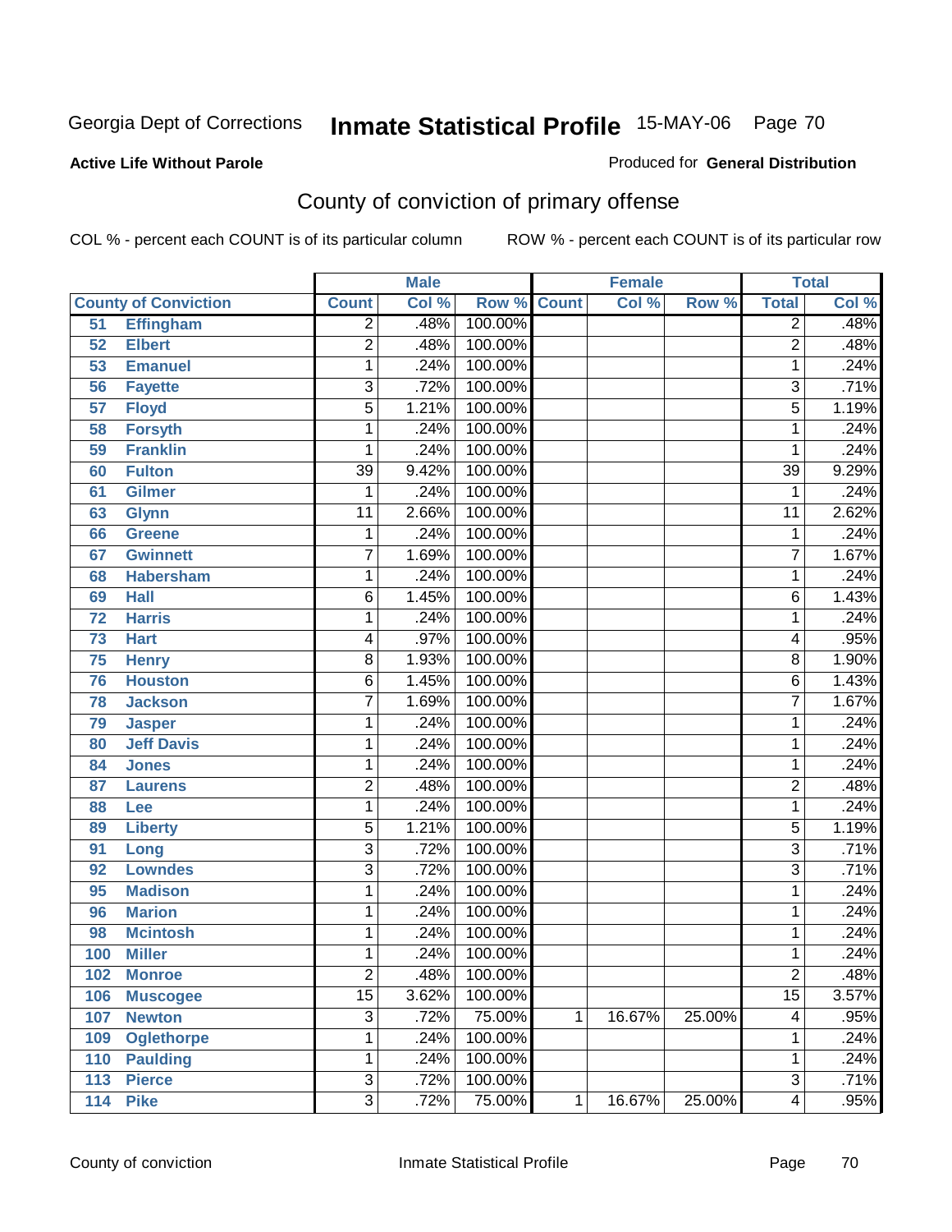Georgia Dept of Corrections **Inmate Statistical Profile** 15-MAY-06 Page 70

**Active Life Without Parole**

Produced for **General Distribution**

## County of conviction of primary offense

COL % - percent each COUNT is of its particular column ROW % - percent each COUNT is of its particular row

| County of Conviction | | Male | | | Female | | | Total | |
|---|---|---|---|---|---|---|---|---|---|
| | | Count | Col % | Row % | Count | Col % | Row % | Total | Col % |
| 51 | Effingham | 2 | .48% | 100.00% | | | | 2 | .48% |
| 52 | Elbert | 2 | .48% | 100.00% | | | | 2 | .48% |
| 53 | Emanuel | 1 | .24% | 100.00% | | | | 1 | .24% |
| 56 | Fayette | 3 | .72% | 100.00% | | | | 3 | .71% |
| 57 | Floyd | 5 | 1.21% | 100.00% | | | | 5 | 1.19% |
| 58 | Forsyth | 1 | .24% | 100.00% | | | | 1 | .24% |
| 59 | Franklin | 1 | .24% | 100.00% | | | | 1 | .24% |
| 60 | Fulton | 39 | 9.42% | 100.00% | | | | 39 | 9.29% |
| 61 | Gilmer | 1 | .24% | 100.00% | | | | 1 | .24% |
| 63 | Glynn | 11 | 2.66% | 100.00% | | | | 11 | 2.62% |
| 66 | Greene | 1 | .24% | 100.00% | | | | 1 | .24% |
| 67 | Gwinnett | 7 | 1.69% | 100.00% | | | | 7 | 1.67% |
| 68 | Habersham | 1 | .24% | 100.00% | | | | 1 | .24% |
| 69 | Hall | 6 | 1.45% | 100.00% | | | | 6 | 1.43% |
| 72 | Harris | 1 | .24% | 100.00% | | | | 1 | .24% |
| 73 | Hart | 4 | .97% | 100.00% | | | | 4 | .95% |
| 75 | Henry | 8 | 1.93% | 100.00% | | | | 8 | 1.90% |
| 76 | Houston | 6 | 1.45% | 100.00% | | | | 6 | 1.43% |
| 78 | Jackson | 7 | 1.69% | 100.00% | | | | 7 | 1.67% |
| 79 | Jasper | 1 | .24% | 100.00% | | | | 1 | .24% |
| 80 | Jeff Davis | 1 | .24% | 100.00% | | | | 1 | .24% |
| 84 | Jones | 1 | .24% | 100.00% | | | | 1 | .24% |
| 87 | Laurens | 2 | .48% | 100.00% | | | | 2 | .48% |
| 88 | Lee | 1 | .24% | 100.00% | | | | 1 | .24% |
| 89 | Liberty | 5 | 1.21% | 100.00% | | | | 5 | 1.19% |
| 91 | Long | 3 | .72% | 100.00% | | | | 3 | .71% |
| 92 | Lowndes | 3 | .72% | 100.00% | | | | 3 | .71% |
| 95 | Madison | 1 | .24% | 100.00% | | | | 1 | .24% |
| 96 | Marion | 1 | .24% | 100.00% | | | | 1 | .24% |
| 98 | Mcintosh | 1 | .24% | 100.00% | | | | 1 | .24% |
| 100 | Miller | 1 | .24% | 100.00% | | | | 1 | .24% |
| 102 | Monroe | 2 | .48% | 100.00% | | | | 2 | .48% |
| 106 | Muscogee | 15 | 3.62% | 100.00% | | | | 15 | 3.57% |
| 107 | Newton | 3 | .72% | 75.00% | 1 | 16.67% | 25.00% | 4 | .95% |
| 109 | Oglethorpe | 1 | .24% | 100.00% | | | | 1 | .24% |
| 110 | Paulding | 1 | .24% | 100.00% | | | | 1 | .24% |
| 113 | Pierce | 3 | .72% | 100.00% | | | | 3 | .71% |
| 114 | Pike | 3 | .72% | 75.00% | 1 | 16.67% | 25.00% | 4 | .95% |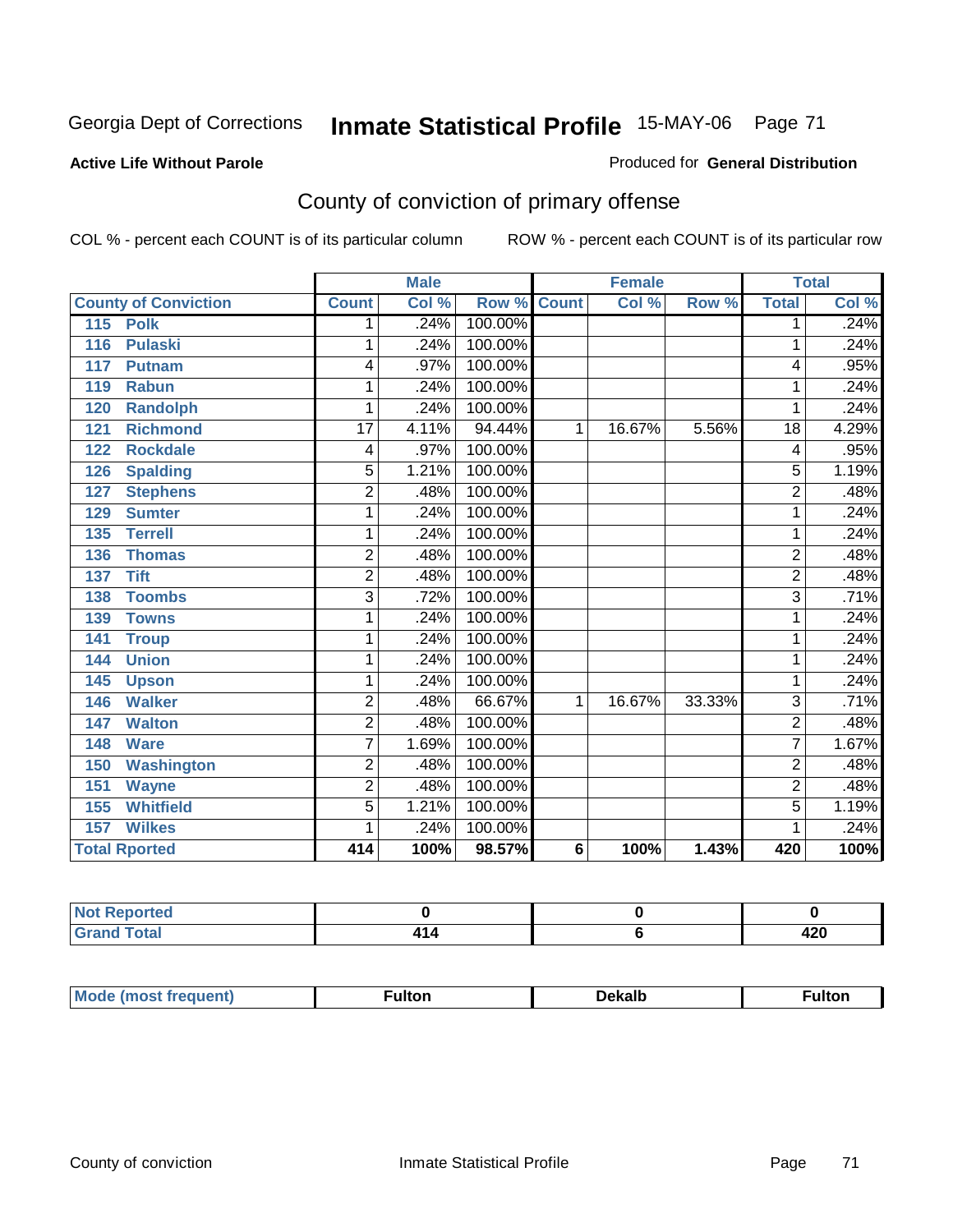Georgia Dept of Corrections **Inmate Statistical Profile** 15-MAY-06

**Active Life Without Parole**

Produced for **General Distribution**

## County of conviction of primary offense

COL % - percent each COUNT is of its particular column

ROW % - percent each COUNT is of its particular row

| County of Conviction | Male | | | Female | | | Total | |
|---|---|---|---|---|---|---|---|---|
| | Count | Col % | Row % | Count | Col % | Row % | Total | Col % |
| 115 Polk | 1 | .24% | 100.00% | | | | 1 | .24% |
| 116 Pulaski | 1 | .24% | 100.00% | | | | 1 | .24% |
| 117 Putnam | 4 | .97% | 100.00% | | | | 4 | .95% |
| 119 Rabun | 1 | .24% | 100.00% | | | | 1 | .24% |
| 120 Randolph | 1 | .24% | 100.00% | | | | 1 | .24% |
| 121 Richmond | 17 | 4.11% | 94.44% | 1 | 16.67% | 5.56% | 18 | 4.29% |
| 122 Rockdale | 4 | .97% | 100.00% | | | | 4 | .95% |
| 126 Spalding | 5 | 1.21% | 100.00% | | | | 5 | 1.19% |
| 127 Stephens | 2 | .48% | 100.00% | | | | 2 | .48% |
| 129 Sumter | 1 | .24% | 100.00% | | | | 1 | .24% |
| 135 Terrell | 1 | .24% | 100.00% | | | | 1 | .24% |
| 136 Thomas | 2 | .48% | 100.00% | | | | 2 | .48% |
| 137 Tift | 2 | .48% | 100.00% | | | | 2 | .48% |
| 138 Toombs | 3 | .72% | 100.00% | | | | 3 | .71% |
| 139 Towns | 1 | .24% | 100.00% | | | | 1 | .24% |
| 141 Troup | 1 | .24% | 100.00% | | | | 1 | .24% |
| 144 Union | 1 | .24% | 100.00% | | | | 1 | .24% |
| 145 Upson | 1 | .24% | 100.00% | | | | 1 | .24% |
| 146 Walker | 2 | .48% | 66.67% | 1 | 16.67% | 33.33% | 3 | .71% |
| 147 Walton | 2 | .48% | 100.00% | | | | 2 | .48% |
| 148 Ware | 7 | 1.69% | 100.00% | | | | 7 | 1.67% |
| 150 Washington | 2 | .48% | 100.00% | | | | 2 | .48% |
| 151 Wayne | 2 | .48% | 100.00% | | | | 2 | .48% |
| 155 Whitfield | 5 | 1.21% | 100.00% | | | | 5 | 1.19% |
| 157 Wilkes | 1 | .24% | 100.00% | | | | 1 | .24% |
| **Total Rported** | **414** | **100%** | **98.57%** | **6** | **100%** | **1.43%** | **420** | **100%** |

| | Male | Female | Total |
|---|---|---|---|
| Not Reported | **0** | **0** | **0** |
| Grand Total | **414** | **6** | **420** |

| | Male | Female | Total |
|---|---|---|---|
| Mode (most frequent) | **Fulton** | **Dekalb** | **Fulton** |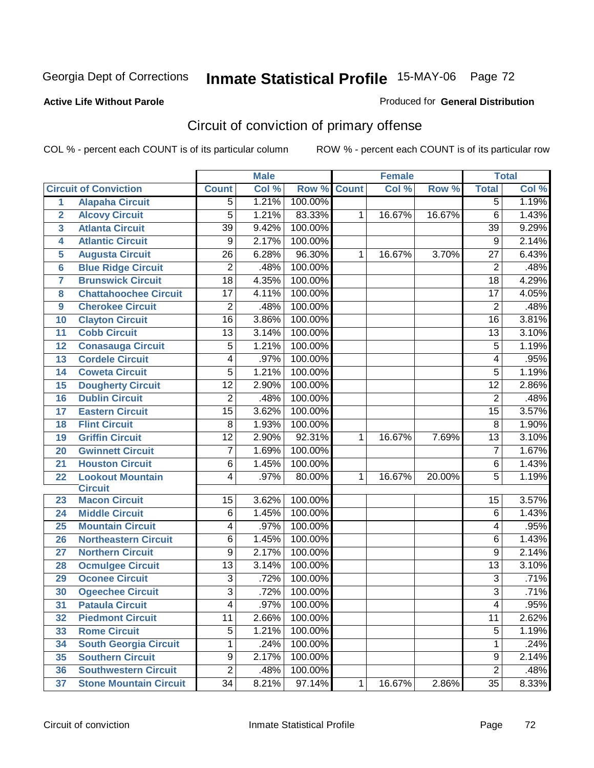Georgia Dept of Corrections **Inmate Statistical Profile** 15-MAY-06

**Active Life Without Parole**

Produced for **General Distribution**

## Circuit of conviction of primary offense

COL % - percent each COUNT is of its particular column ROW % - percent each COUNT is of its particular row

| | | Male | | | Female | | | Total | |
|---|---|---|---|---|---|---|---|---|---|
| | **Circuit of Conviction** | **Count** | **Col %** | **Row %** | **Count** | **Col %** | **Row %** | **Total** | **Col %** |
| 1 | **Alapaha Circuit** | 5 | 1.21% | 100.00% | | | | 5 | 1.19% |
| 2 | **Alcovy Circuit** | 5 | 1.21% | 83.33% | 1 | 16.67% | 16.67% | 6 | 1.43% |
| 3 | **Atlanta Circuit** | 39 | 9.42% | 100.00% | | | | 39 | 9.29% |
| 4 | **Atlantic Circuit** | 9 | 2.17% | 100.00% | | | | 9 | 2.14% |
| 5 | **Augusta Circuit** | 26 | 6.28% | 96.30% | 1 | 16.67% | 3.70% | 27 | 6.43% |
| 6 | **Blue Ridge Circuit** | 2 | .48% | 100.00% | | | | 2 | .48% |
| 7 | **Brunswick Circuit** | 18 | 4.35% | 100.00% | | | | 18 | 4.29% |
| 8 | **Chattahoochee Circuit** | 17 | 4.11% | 100.00% | | | | 17 | 4.05% |
| 9 | **Cherokee Circuit** | 2 | .48% | 100.00% | | | | 2 | .48% |
| 10 | **Clayton Circuit** | 16 | 3.86% | 100.00% | | | | 16 | 3.81% |
| 11 | **Cobb Circuit** | 13 | 3.14% | 100.00% | | | | 13 | 3.10% |
| 12 | **Conasauga Circuit** | 5 | 1.21% | 100.00% | | | | 5 | 1.19% |
| 13 | **Cordele Circuit** | 4 | .97% | 100.00% | | | | 4 | .95% |
| 14 | **Coweta Circuit** | 5 | 1.21% | 100.00% | | | | 5 | 1.19% |
| 15 | **Dougherty Circuit** | 12 | 2.90% | 100.00% | | | | 12 | 2.86% |
| 16 | **Dublin Circuit** | 2 | .48% | 100.00% | | | | 2 | .48% |
| 17 | **Eastern Circuit** | 15 | 3.62% | 100.00% | | | | 15 | 3.57% |
| 18 | **Flint Circuit** | 8 | 1.93% | 100.00% | | | | 8 | 1.90% |
| 19 | **Griffin Circuit** | 12 | 2.90% | 92.31% | 1 | 16.67% | 7.69% | 13 | 3.10% |
| 20 | **Gwinnett Circuit** | 7 | 1.69% | 100.00% | | | | 7 | 1.67% |
| 21 | **Houston Circuit** | 6 | 1.45% | 100.00% | | | | 6 | 1.43% |
| 22 | **Lookout Mountain Circuit** | 4 | .97% | 80.00% | 1 | 16.67% | 20.00% | 5 | 1.19% |
| 23 | **Macon Circuit** | 15 | 3.62% | 100.00% | | | | 15 | 3.57% |
| 24 | **Middle Circuit** | 6 | 1.45% | 100.00% | | | | 6 | 1.43% |
| 25 | **Mountain Circuit** | 4 | .97% | 100.00% | | | | 4 | .95% |
| 26 | **Northeastern Circuit** | 6 | 1.45% | 100.00% | | | | 6 | 1.43% |
| 27 | **Northern Circuit** | 9 | 2.17% | 100.00% | | | | 9 | 2.14% |
| 28 | **Ocmulgee Circuit** | 13 | 3.14% | 100.00% | | | | 13 | 3.10% |
| 29 | **Oconee Circuit** | 3 | .72% | 100.00% | | | | 3 | .71% |
| 30 | **Ogeechee Circuit** | 3 | .72% | 100.00% | | | | 3 | .71% |
| 31 | **Pataula Circuit** | 4 | .97% | 100.00% | | | | 4 | .95% |
| 32 | **Piedmont Circuit** | 11 | 2.66% | 100.00% | | | | 11 | 2.62% |
| 33 | **Rome Circuit** | 5 | 1.21% | 100.00% | | | | 5 | 1.19% |
| 34 | **South Georgia Circuit** | 1 | .24% | 100.00% | | | | 1 | .24% |
| 35 | **Southern Circuit** | 9 | 2.17% | 100.00% | | | | 9 | 2.14% |
| 36 | **Southwestern Circuit** | 2 | .48% | 100.00% | | | | 2 | .48% |
| 37 | **Stone Mountain Circuit** | 34 | 8.21% | 97.14% | 1 | 16.67% | 2.86% | 35 | 8.33% |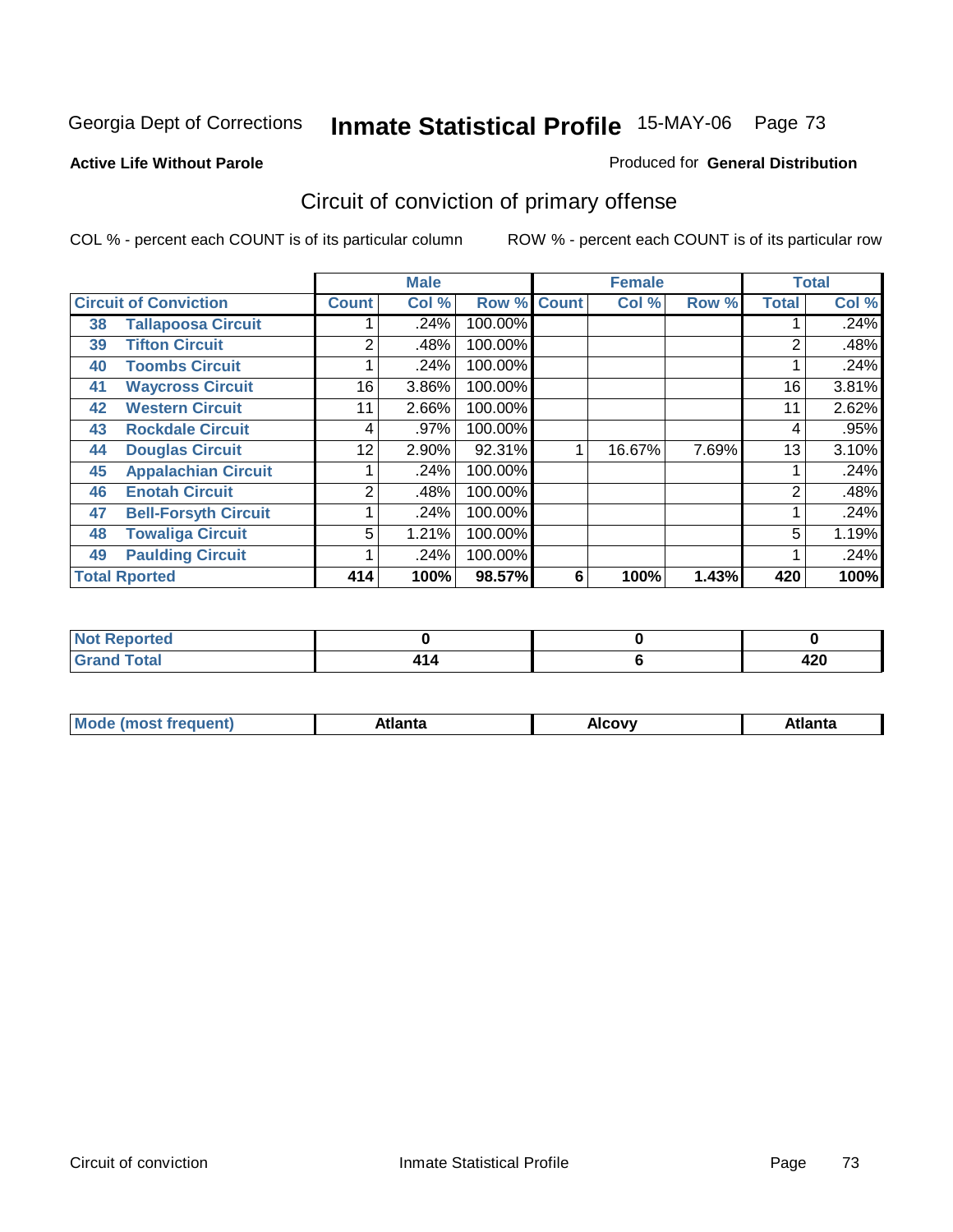Georgia Dept of Corrections **Inmate Statistical Profile** 15-MAY-06

**Active Life Without Parole**

Produced for **General Distribution**

## Circuit of conviction of primary offense

COL % - percent each COUNT is of its particular column

ROW % - percent each COUNT is of its particular row

| Circuit of Conviction | | Male | | | Female | | | Total | |
|---|---|---|---|---|---|---|---|---|---|
| | | Count | Col % | Row % | Count | Col % | Row % | Total | Col % |
| 38 | Tallapoosa Circuit | 1 | .24% | 100.00% | | | | 1 | .24% |
| 39 | Tifton Circuit | 2 | .48% | 100.00% | | | | 2 | .48% |
| 40 | Toombs Circuit | 1 | .24% | 100.00% | | | | 1 | .24% |
| 41 | Waycross Circuit | 16 | 3.86% | 100.00% | | | | 16 | 3.81% |
| 42 | Western Circuit | 11 | 2.66% | 100.00% | | | | 11 | 2.62% |
| 43 | Rockdale Circuit | 4 | .97% | 100.00% | | | | 4 | .95% |
| 44 | Douglas Circuit | 12 | 2.90% | 92.31% | 1 | 16.67% | 7.69% | 13 | 3.10% |
| 45 | Appalachian Circuit | 1 | .24% | 100.00% | | | | 1 | .24% |
| 46 | Enotah Circuit | 2 | .48% | 100.00% | | | | 2 | .48% |
| 47 | Bell-Forsyth Circuit | 1 | .24% | 100.00% | | | | 1 | .24% |
| 48 | Towaliga Circuit | 5 | 1.21% | 100.00% | | | | 5 | 1.19% |
| 49 | Paulding Circuit | 1 | .24% | 100.00% | | | | 1 | .24% |
| **Total Rported** | | **414** | **100%** | **98.57%** | **6** | **100%** | **1.43%** | **420** | **100%** |

| | Male | Female | Total |
|---|---|---|---|
| Not Reported | 0 | 0 | 0 |
| Grand Total | 414 | 6 | 420 |

| | Male | Female | Total |
|---|---|---|---|
| Mode (most frequent) | Atlanta | Alcovy | Atlanta |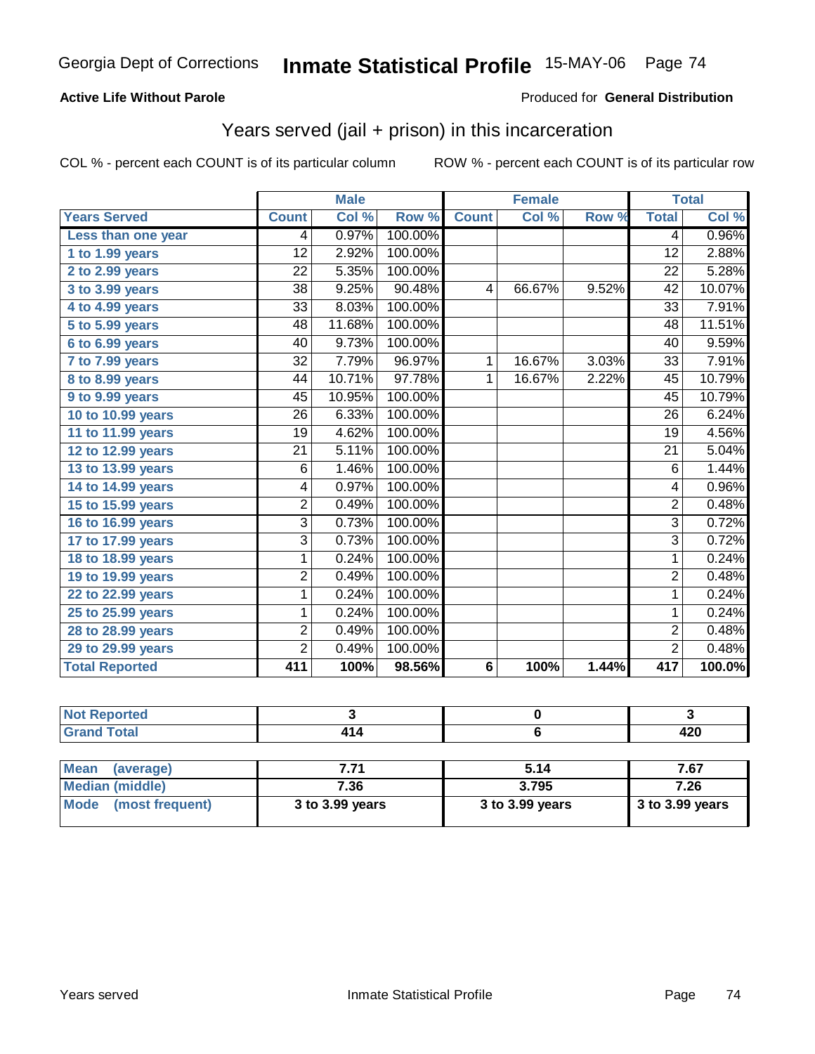Georgia Dept of Corrections **Inmate Statistical Profile** 15-MAY-06

**Active Life Without Parole**

Produced for **General Distribution**

## Years served (jail + prison) in this incarceration

COL % - percent each COUNT is of its particular column

ROW % - percent each COUNT is of its particular row

| | Male | | | Female | | | Total | |
|---|---|---|---|---|---|---|---|---|
| **Years Served** | **Count** | **Col %** | **Row %** | **Count** | **Col %** | **Row %** | **Total** | **Col %** |
| Less than one year | 4 | 0.97% | 100.00% | | | | 4 | 0.96% |
| 1 to 1.99 years | 12 | 2.92% | 100.00% | | | | 12 | 2.88% |
| 2 to 2.99 years | 22 | 5.35% | 100.00% | | | | 22 | 5.28% |
| 3 to 3.99 years | 38 | 9.25% | 90.48% | 4 | 66.67% | 9.52% | 42 | 10.07% |
| 4 to 4.99 years | 33 | 8.03% | 100.00% | | | | 33 | 7.91% |
| 5 to 5.99 years | 48 | 11.68% | 100.00% | | | | 48 | 11.51% |
| 6 to 6.99 years | 40 | 9.73% | 100.00% | | | | 40 | 9.59% |
| 7 to 7.99 years | 32 | 7.79% | 96.97% | 1 | 16.67% | 3.03% | 33 | 7.91% |
| 8 to 8.99 years | 44 | 10.71% | 97.78% | 1 | 16.67% | 2.22% | 45 | 10.79% |
| 9 to 9.99 years | 45 | 10.95% | 100.00% | | | | 45 | 10.79% |
| 10 to 10.99 years | 26 | 6.33% | 100.00% | | | | 26 | 6.24% |
| 11 to 11.99 years | 19 | 4.62% | 100.00% | | | | 19 | 4.56% |
| 12 to 12.99 years | 21 | 5.11% | 100.00% | | | | 21 | 5.04% |
| 13 to 13.99 years | 6 | 1.46% | 100.00% | | | | 6 | 1.44% |
| 14 to 14.99 years | 4 | 0.97% | 100.00% | | | | 4 | 0.96% |
| 15 to 15.99 years | 2 | 0.49% | 100.00% | | | | 2 | 0.48% |
| 16 to 16.99 years | 3 | 0.73% | 100.00% | | | | 3 | 0.72% |
| 17 to 17.99 years | 3 | 0.73% | 100.00% | | | | 3 | 0.72% |
| 18 to 18.99 years | 1 | 0.24% | 100.00% | | | | 1 | 0.24% |
| 19 to 19.99 years | 2 | 0.49% | 100.00% | | | | 2 | 0.48% |
| 22 to 22.99 years | 1 | 0.24% | 100.00% | | | | 1 | 0.24% |
| 25 to 25.99 years | 1 | 0.24% | 100.00% | | | | 1 | 0.24% |
| 28 to 28.99 years | 2 | 0.49% | 100.00% | | | | 2 | 0.48% |
| 29 to 29.99 years | 2 | 0.49% | 100.00% | | | | 2 | 0.48% |
| **Total Reported** | **411** | **100%** | **98.56%** | **6** | **100%** | **1.44%** | **417** | **100.0%** |

| | Male | Female | Total |
|---|---|---|---|
| Not Reported | 3 | 0 | 3 |
| Grand Total | 414 | 6 | 420 |

| | Male | Female | Total |
|---|---|---|---|
| Mean (average) | 7.71 | 5.14 | 7.67 |
| Median (middle) | 7.36 | 3.795 | 7.26 |
| Mode (most frequent) | 3 to 3.99 years | 3 to 3.99 years | 3 to 3.99 years |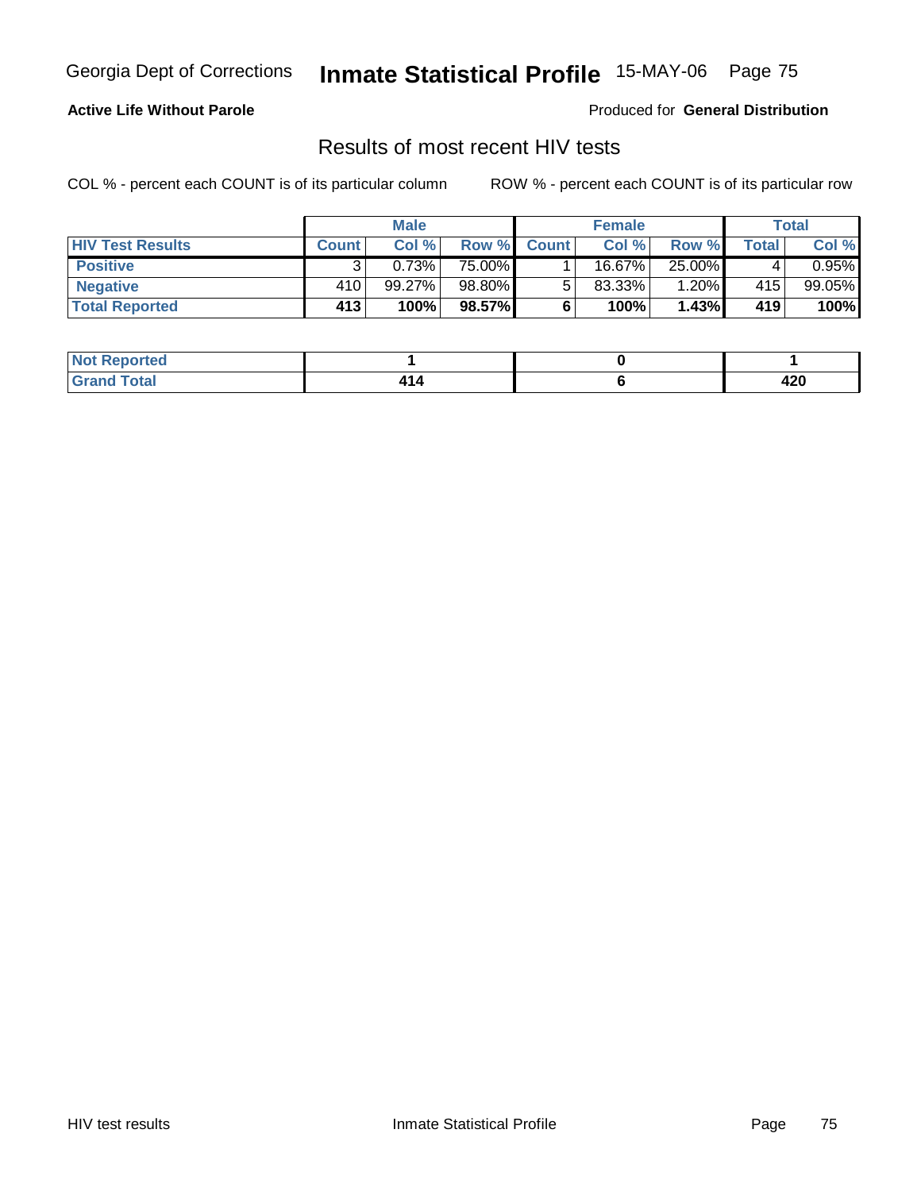**Active Life Without Parole**

Produced for **General Distribution**

## Results of most recent HIV tests

COL % - percent each COUNT is of its particular column

ROW % - percent each COUNT is of its particular row

| | Male | | | Female | | | Total | |
|---|---|---|---|---|---|---|---|---|
| **HIV Test Results** | **Count** | **Col %** | **Row %** | **Count** | **Col %** | **Row %** | **Total** | **Col %** |
| **Positive** | 3 | 0.73% | 75.00% | 1 | 16.67% | 25.00% | 4 | 0.95% |
| **Negative** | 410 | 99.27% | 98.80% | 5 | 83.33% | 1.20% | 415 | 99.05% |
| **Total Reported** | **413** | **100%** | **98.57%** | **6** | **100%** | **1.43%** | **419** | **100%** |

| | Male | Female | Total |
|---|---|---|---|
| **Not Reported** | **1** | **0** | **1** |
| **Grand Total** | **414** | **6** | **420** |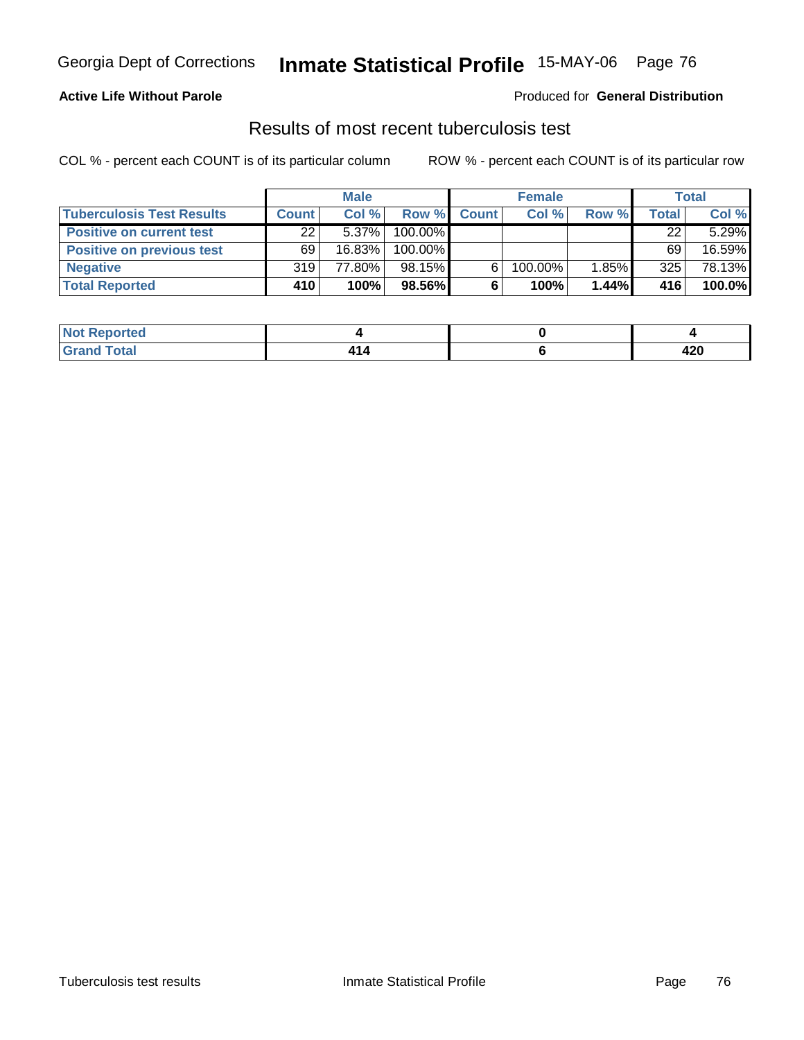**Active Life Without Parole**

Produced for **General Distribution**

## Results of most recent tuberculosis test

COL % - percent each COUNT is of its particular column

ROW % - percent each COUNT is of its particular row

| | Male | | | Female | | | Total | |
|---|---|---|---|---|---|---|---|---|
| **Tuberculosis Test Results** | **Count** | **Col %** | **Row %** | **Count** | **Col %** | **Row %** | **Total** | **Col %** |
| **Positive on current test** | 22 | 5.37% | 100.00% | | | | 22 | 5.29% |
| **Positive on previous test** | 69 | 16.83% | 100.00% | | | | 69 | 16.59% |
| **Negative** | 319 | 77.80% | 98.15% | 6 | 100.00% | 1.85% | 325 | 78.13% |
| **Total Reported** | **410** | **100%** | **98.56%** | **6** | **100%** | **1.44%** | **416** | **100.0%** |

| | Male | Female | Total |
|---|---|---|---|
| **Not Reported** | **4** | **0** | **4** |
| **Grand Total** | **414** | **6** | **420** |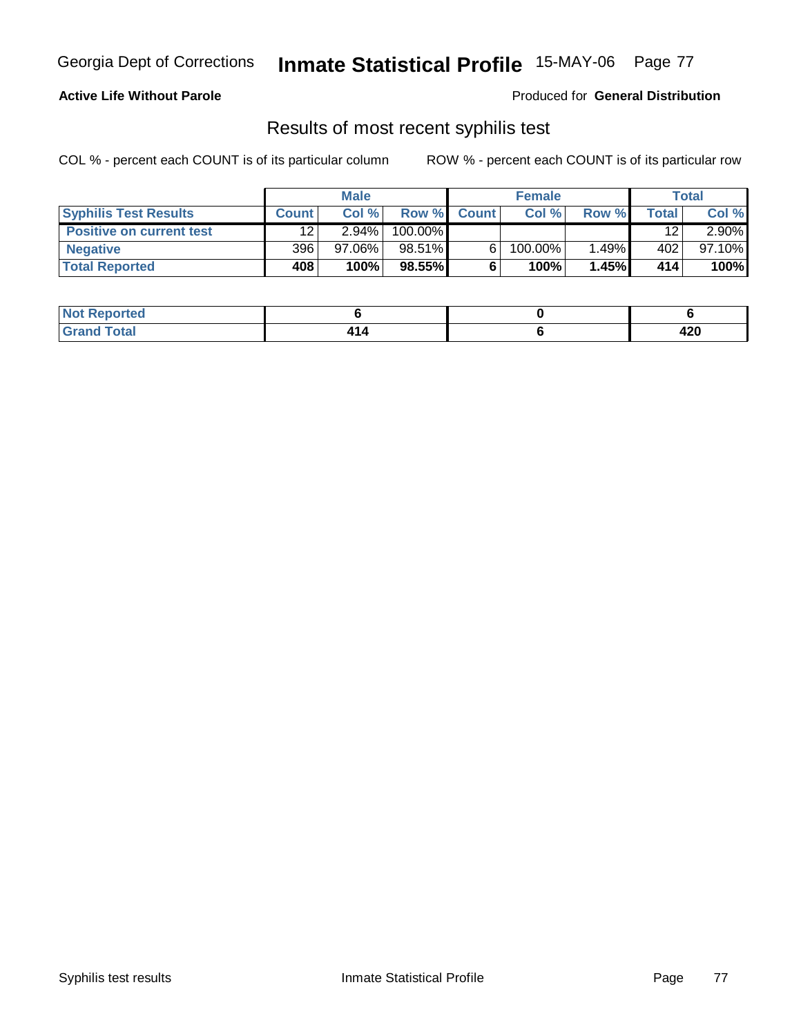**Active Life Without Parole**

Produced for **General Distribution**

## Results of most recent syphilis test

COL % - percent each COUNT is of its particular column

ROW % - percent each COUNT is of its particular row

| | Male | | | Female | | | Total | |
|---|---|---|---|---|---|---|---|---|
| **Syphilis Test Results** | **Count** | **Col %** | **Row %** | **Count** | **Col %** | **Row %** | **Total** | **Col %** |
| **Positive on current test** | 12 | 2.94% | 100.00% | | | | 12 | 2.90% |
| **Negative** | 396 | 97.06% | 98.51% | 6 | 100.00% | 1.49% | 402 | 97.10% |
| **Total Reported** | **408** | **100%** | **98.55%** | **6** | **100%** | **1.45%** | **414** | **100%** |

| | Male | Female | Total |
|---|---|---|---|
| **Not Reported** | **6** | **0** | **6** |
| **Grand Total** | **414** | **6** | **420** |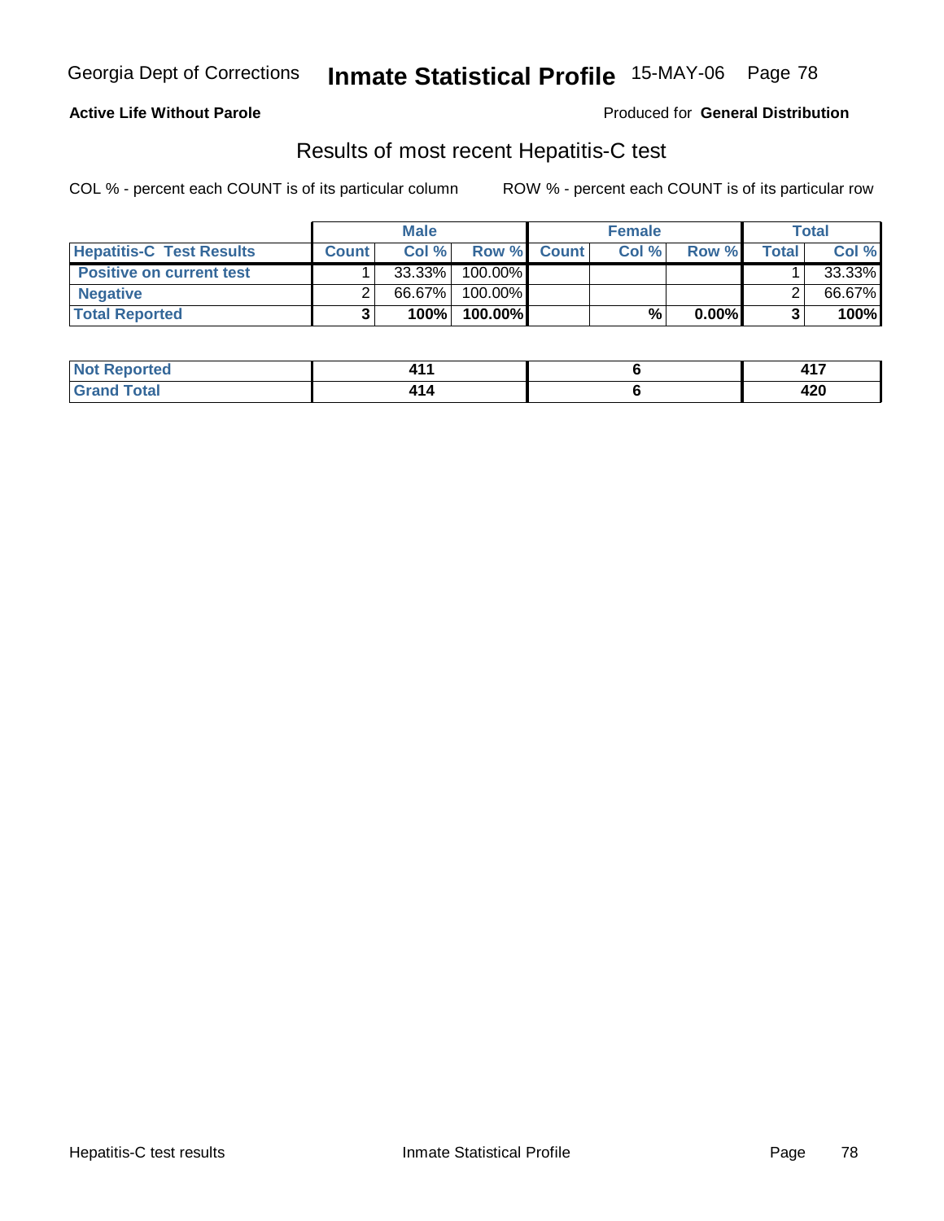**Active Life Without Parole**

Produced for **General Distribution**

## Results of most recent Hepatitis-C test

COL % - percent each COUNT is of its particular column

ROW % - percent each COUNT is of its particular row

| | Male | | | Female | | | Total | |
|---|---|---|---|---|---|---|---|---|
| **Hepatitis-C Test Results** | **Count** | **Col %** | **Row %** | **Count** | **Col %** | **Row %** | **Total** | **Col %** |
| **Positive on current test** | 1 | 33.33% | 100.00% | | | | 1 | 33.33% |
| **Negative** | 2 | 66.67% | 100.00% | | | | 2 | 66.67% |
| **Total Reported** | **3** | **100%** | **100.00%** | | **%** | **0.00%** | **3** | **100%** |

| | Male | Female | Total |
|---|---|---|---|
| **Not Reported** | **411** | **6** | **417** |
| **Grand Total** | **414** | **6** | **420** |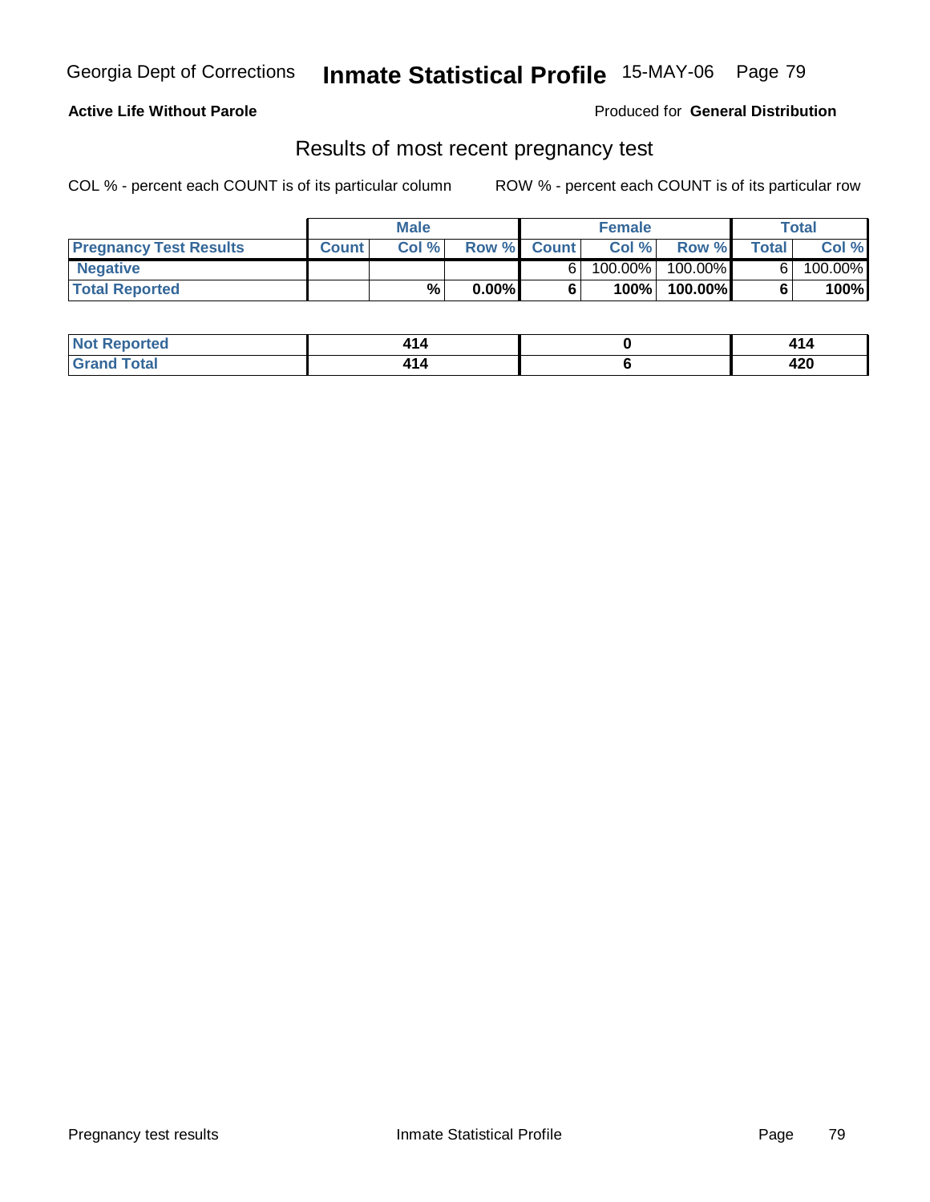**Active Life Without Parole** Produced for **General Distribution**

## Results of most recent pregnancy test

COL % - percent each COUNT is of its particular column ROW % - percent each COUNT is of its particular row

| | Male | | | Female | | | Total | |
|---|---|---|---|---|---|---|---|---|
| **Pregnancy Test Results** | **Count** | **Col %** | **Row %** | **Count** | **Col %** | **Row %** | **Total** | **Col %** |
| **Negative** | | | | 6 | 100.00% | 100.00% | 6 | 100.00% |
| **Total Reported** | | **%** | **0.00%** | **6** | **100%** | **100.00%** | **6** | **100%** |

| | Male | Female | Total |
|---|---|---|---|
| **Not Reported** | **414** | **0** | **414** |
| **Grand Total** | **414** | **6** | **420** |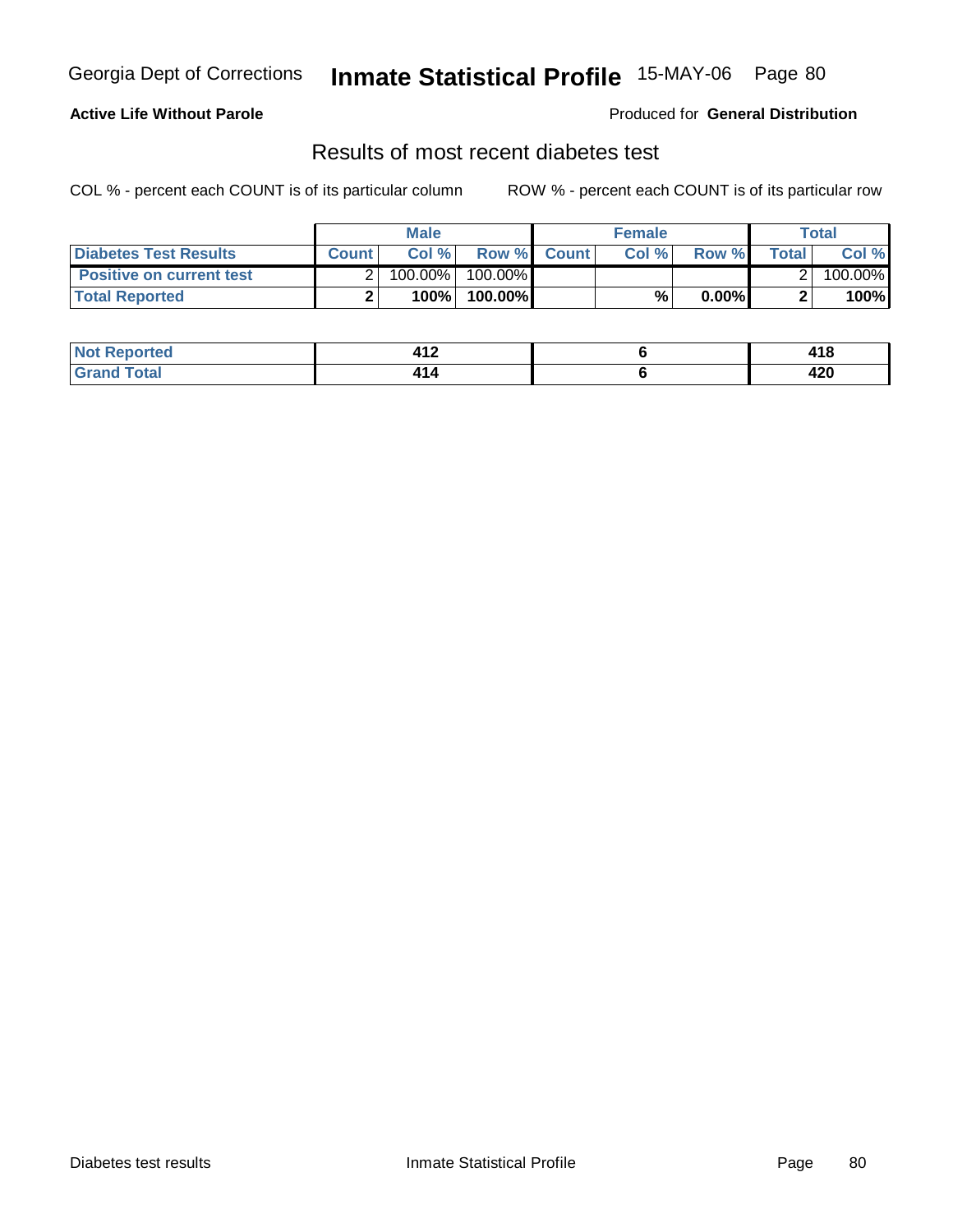Georgia Dept of Corrections **Inmate Statistical Profile** 15-MAY-06

**Active Life Without Parole**

Produced for **General Distribution**

## Results of most recent diabetes test

COL % - percent each COUNT is of its particular column

ROW % - percent each COUNT is of its particular row

| | Male | | | Female | | | Total | |
|---|---|---|---|---|---|---|---|---|
| **Diabetes Test Results** | **Count** | **Col %** | **Row %** | **Count** | **Col %** | **Row %** | **Total** | **Col %** |
| **Positive on current test** | 2 | 100.00% | 100.00% | | | | 2 | 100.00% |
| **Total Reported** | **2** | **100%** | **100.00%** | | **%** | **0.00%** | **2** | **100%** |

| | Male | Female | Total |
|---|---|---|---|
| **Not Reported** | **412** | **6** | **418** |
| **Grand Total** | **414** | **6** | **420** |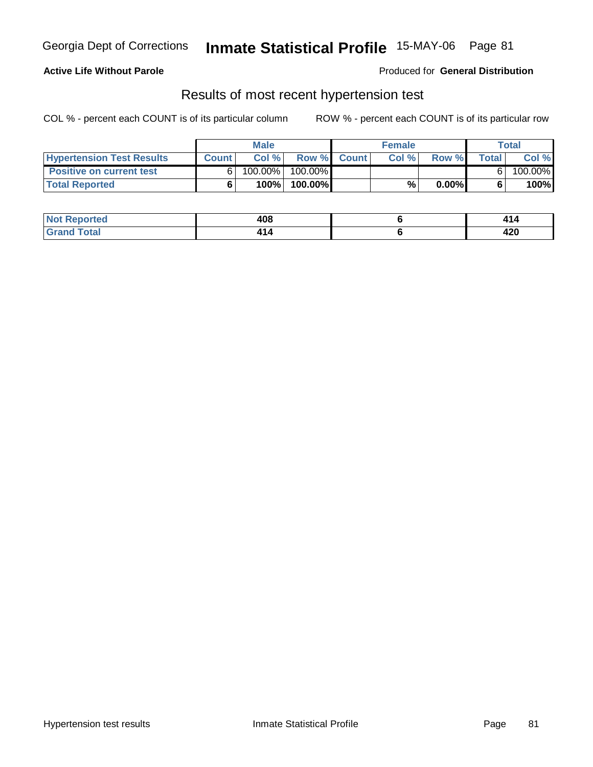Georgia Dept of Corrections **Inmate Statistical Profile** 15-MAY-06 Page 81

**Active Life Without Parole**

Produced for **General Distribution**

## Results of most recent hypertension test

COL % - percent each COUNT is of its particular column

ROW % - percent each COUNT is of its particular row

| | Male | | | Female | | | Total | |
|---|---|---|---|---|---|---|---|---|
| **Hypertension Test Results** | **Count** | **Col %** | **Row %** | **Count** | **Col %** | **Row %** | **Total** | **Col %** |
| **Positive on current test** | 6 | 100.00% | 100.00% | | | | 6 | 100.00% |
| **Total Reported** | **6** | **100%** | **100.00%** | | **%** | **0.00%** | **6** | **100%** |

| | Male | Female | Total |
|---|---|---|---|
| **Not Reported** | **408** | **6** | **414** |
| **Grand Total** | **414** | **6** | **420** |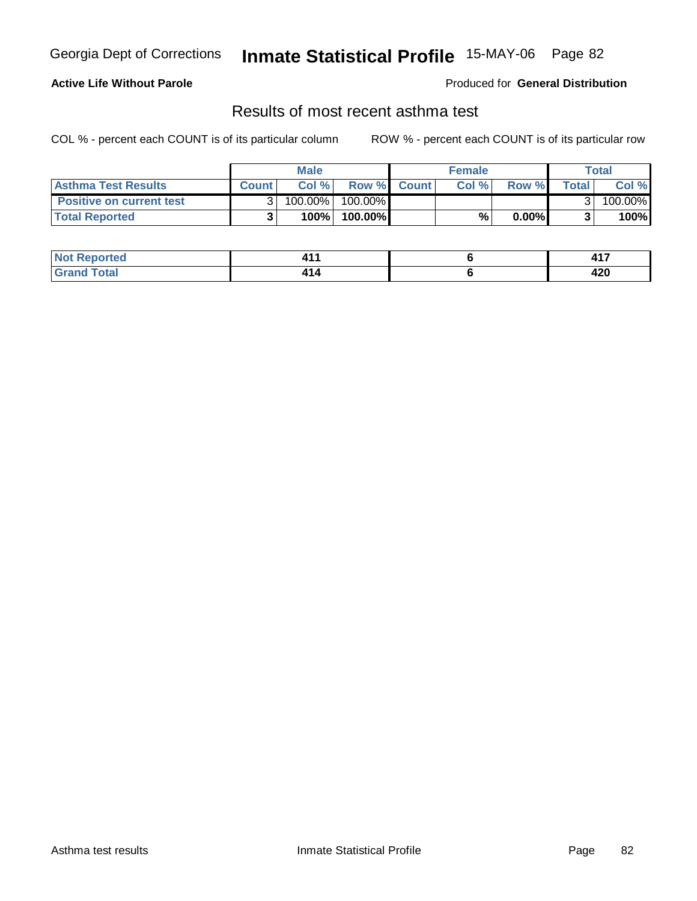**Active Life Without Parole**

Produced for **General Distribution**

## Results of most recent asthma test

COL % - percent each COUNT is of its particular column

ROW % - percent each COUNT is of its particular row

| | Male | | | Female | | | Total | |
|---|---|---|---|---|---|---|---|---|
| **Asthma Test Results** | **Count** | **Col %** | **Row %** | **Count** | **Col %** | **Row %** | **Total** | **Col %** |
| **Positive on current test** | 3 | 100.00% | 100.00% | | | | 3 | 100.00% |
| **Total Reported** | **3** | **100%** | **100.00%** | | **%** | **0.00%** | **3** | **100%** |

| | Male | Female | Total |
|---|---|---|---|
| **Not Reported** | **411** | **6** | **417** |
| **Grand Total** | **414** | **6** | **420** |